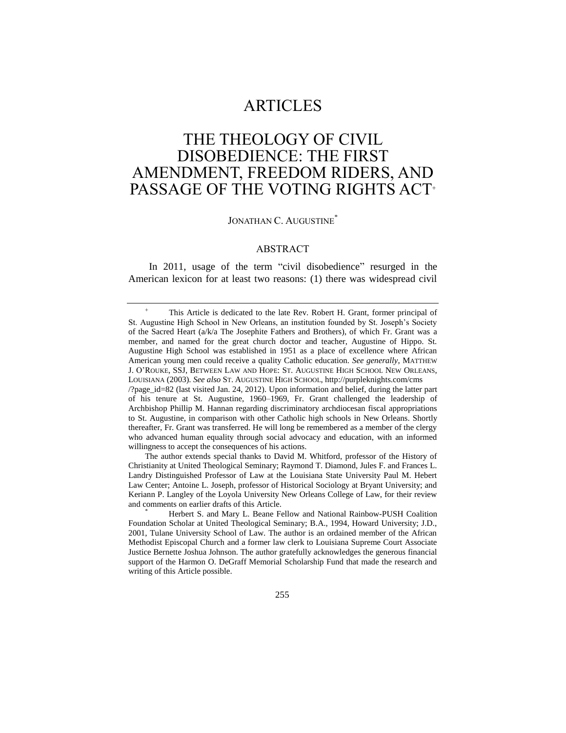# ARTICLES

# THE THEOLOGY OF CIVIL DISOBEDIENCE: THE FIRST AMENDMENT, FREEDOM RIDERS, AND PASSAGE OF THE VOTING RIGHTS ACT[+]

JONATHAN C. AUGUSTINE[*]

## ABSTRACT

In 2011, usage of the term "civil disobedience" resurged in the American lexicon for at least two reasons: (1) there was widespread civil

---

[+] This Article is dedicated to the late Rev. Robert H. Grant, former principal of St. Augustine High School in New Orleans, an institution founded by St. Joseph's Society of the Sacred Heart (a/k/a The Josephite Fathers and Brothers), of which Fr. Grant was a member, and named for the great church doctor and teacher, Augustine of Hippo. St. Augustine High School was established in 1951 as a place of excellence where African American young men could receive a quality Catholic education. *See generally*, MATTHEW J. O'ROUKE, SSJ, BETWEEN LAW AND HOPE: ST. AUGUSTINE HIGH SCHOOL NEW ORLEANS, LOUISIANA (2003). *See also* ST. AUGUSTINE HIGH SCHOOL, http://purpleknights.com/cms/?page_id=82 (last visited Jan. 24, 2012). Upon information and belief, during the latter part of his tenure at St. Augustine, 1960–1969, Fr. Grant challenged the leadership of Archbishop Phillip M. Hannan regarding discriminatory archdiocesan fiscal appropriations to St. Augustine, in comparison with other Catholic high schools in New Orleans. Shortly thereafter, Fr. Grant was transferred. He will long be remembered as a member of the clergy who advanced human equality through social advocacy and education, with an informed willingness to accept the consequences of his actions.

The author extends special thanks to David M. Whitford, professor of the History of Christianity at United Theological Seminary; Raymond T. Diamond, Jules F. and Frances L. Landry Distinguished Professor of Law at the Louisiana State University Paul M. Hebert Law Center; Antoine L. Joseph, professor of Historical Sociology at Bryant University; and Keriann P. Langley of the Loyola University New Orleans College of Law, for their review and comments on earlier drafts of this Article.

[*] Herbert S. and Mary L. Beane Fellow and National Rainbow-PUSH Coalition Foundation Scholar at United Theological Seminary; B.A., 1994, Howard University; J.D., 2001, Tulane University School of Law. The author is an ordained member of the African Methodist Episcopal Church and a former law clerk to Louisiana Supreme Court Associate Justice Bernette Joshua Johnson. The author gratefully acknowledges the generous financial support of the Harmon O. DeGraff Memorial Scholarship Fund that made the research and writing of this Article possible.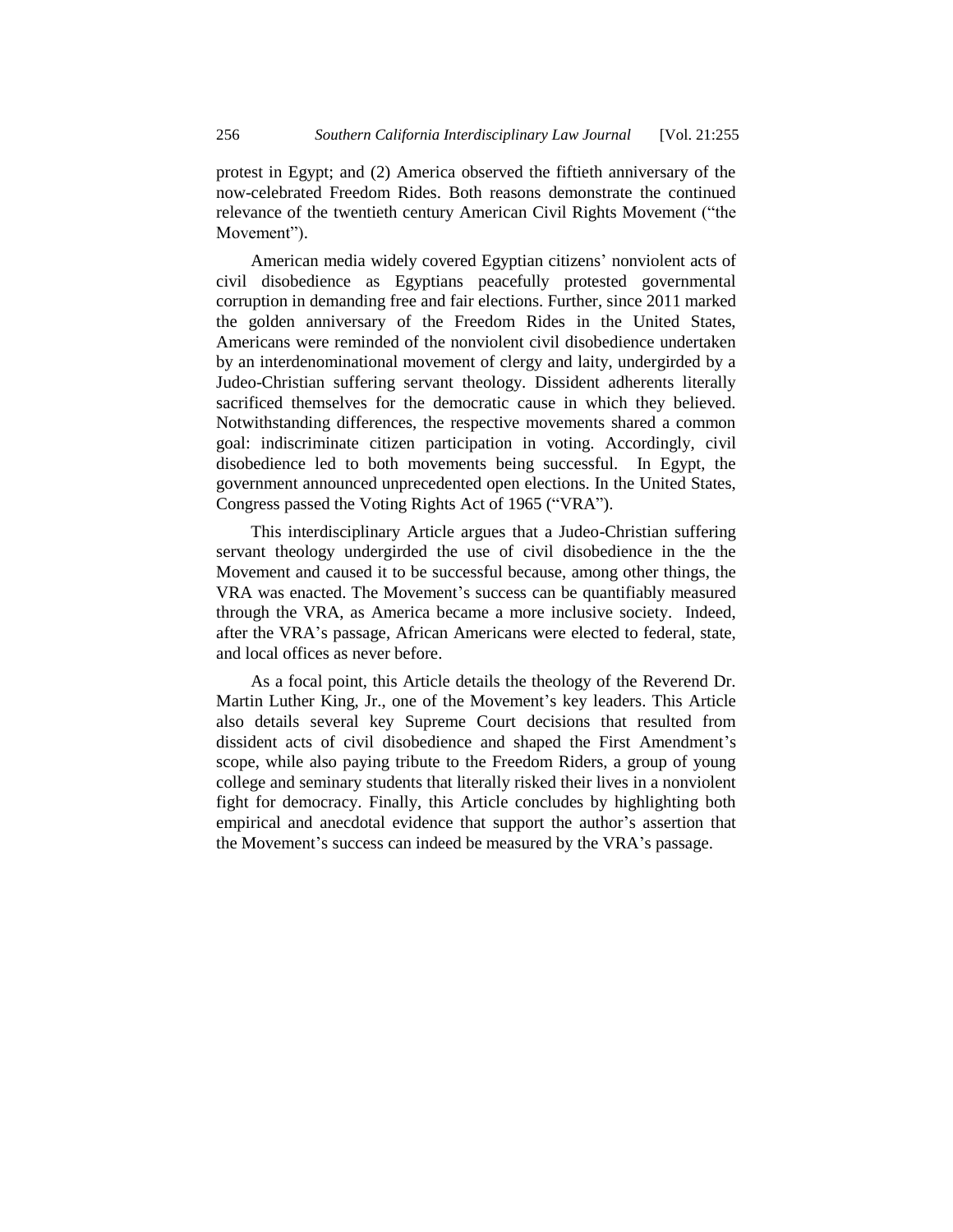protest in Egypt; and (2) America observed the fiftieth anniversary of the now-celebrated Freedom Rides. Both reasons demonstrate the continued relevance of the twentieth century American Civil Rights Movement ("the Movement").

American media widely covered Egyptian citizens' nonviolent acts of civil disobedience as Egyptians peacefully protested governmental corruption in demanding free and fair elections. Further, since 2011 marked the golden anniversary of the Freedom Rides in the United States, Americans were reminded of the nonviolent civil disobedience undertaken by an interdenominational movement of clergy and laity, undergirded by a Judeo-Christian suffering servant theology. Dissident adherents literally sacrificed themselves for the democratic cause in which they believed. Notwithstanding differences, the respective movements shared a common goal: indiscriminate citizen participation in voting. Accordingly, civil disobedience led to both movements being successful. In Egypt, the government announced unprecedented open elections. In the United States, Congress passed the Voting Rights Act of 1965 ("VRA").

This interdisciplinary Article argues that a Judeo-Christian suffering servant theology undergirded the use of civil disobedience in the the Movement and caused it to be successful because, among other things, the VRA was enacted. The Movement's success can be quantifiably measured through the VRA, as America became a more inclusive society. Indeed, after the VRA's passage, African Americans were elected to federal, state, and local offices as never before.

As a focal point, this Article details the theology of the Reverend Dr. Martin Luther King, Jr., one of the Movement's key leaders. This Article also details several key Supreme Court decisions that resulted from dissident acts of civil disobedience and shaped the First Amendment's scope, while also paying tribute to the Freedom Riders, a group of young college and seminary students that literally risked their lives in a nonviolent fight for democracy. Finally, this Article concludes by highlighting both empirical and anecdotal evidence that support the author's assertion that the Movement's success can indeed be measured by the VRA's passage.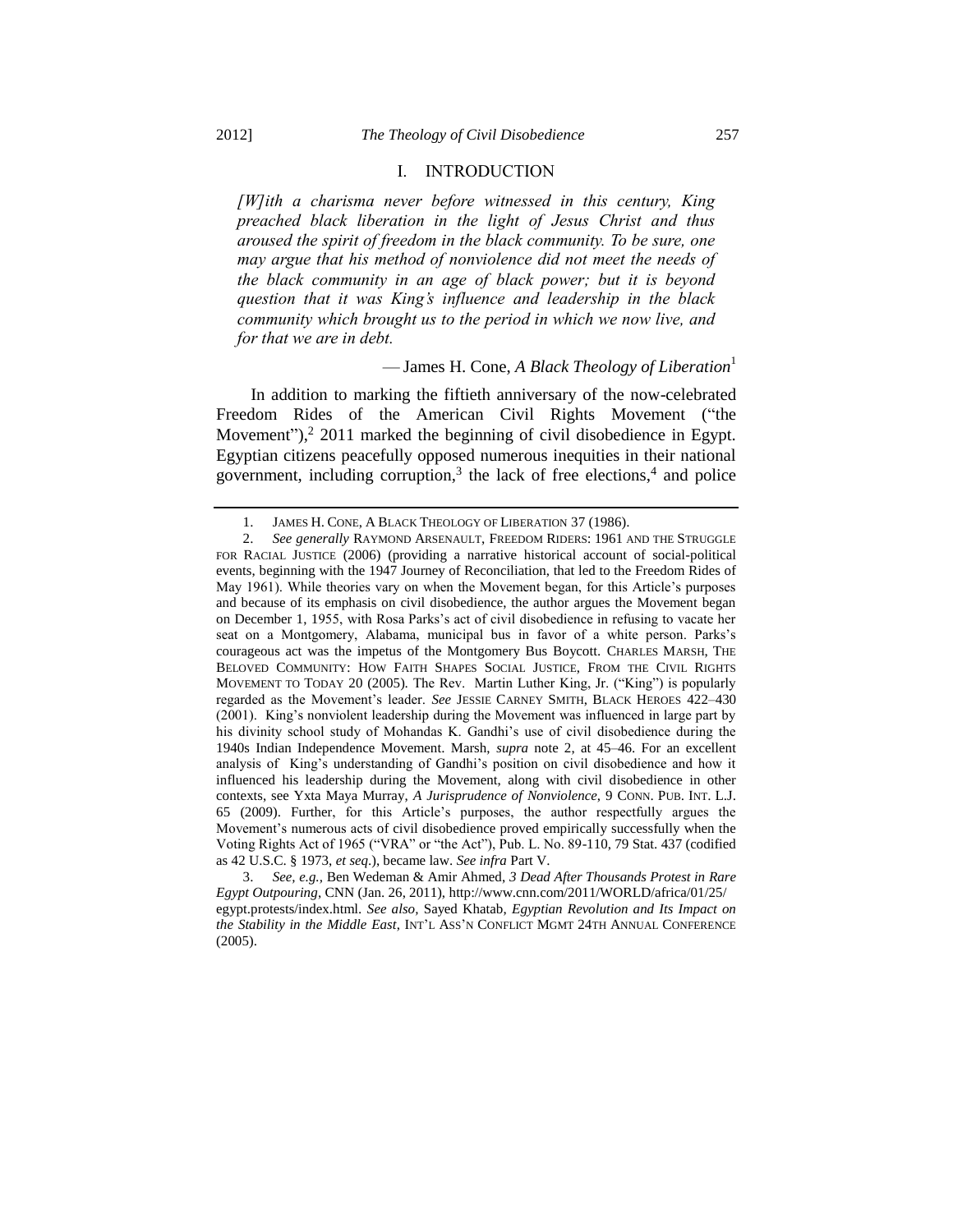## I. INTRODUCTION

> *[W]ith a charisma never before witnessed in this century, King preached black liberation in the light of Jesus Christ and thus aroused the spirit of freedom in the black community. To be sure, one may argue that his method of nonviolence did not meet the needs of the black community in an age of black power; but it is beyond question that it was King's influence and leadership in the black community which brought us to the period in which we now live, and for that we are in debt.*
>
> — James H. Cone, *A Black Theology of Liberation*[1]

In addition to marking the fiftieth anniversary of the now-celebrated Freedom Rides of the American Civil Rights Movement ("the Movement"),[2] 2011 marked the beginning of civil disobedience in Egypt. Egyptian citizens peacefully opposed numerous inequities in their national government, including corruption,[3] the lack of free elections,[4] and police

---

1. JAMES H. CONE, A BLACK THEOLOGY OF LIBERATION 37 (1986).

2. *See generally* RAYMOND ARSENAULT, FREEDOM RIDERS: 1961 AND THE STRUGGLE FOR RACIAL JUSTICE (2006) (providing a narrative historical account of social-political events, beginning with the 1947 Journey of Reconciliation, that led to the Freedom Rides of May 1961). While theories vary on when the Movement began, for this Article's purposes and because of its emphasis on civil disobedience, the author argues the Movement began on December 1, 1955, with Rosa Parks's act of civil disobedience in refusing to vacate her seat on a Montgomery, Alabama, municipal bus in favor of a white person. Parks's courageous act was the impetus of the Montgomery Bus Boycott. CHARLES MARSH, THE BELOVED COMMUNITY: HOW FAITH SHAPES SOCIAL JUSTICE, FROM THE CIVIL RIGHTS MOVEMENT TO TODAY 20 (2005). The Rev. Martin Luther King, Jr. ("King") is popularly regarded as the Movement's leader. *See* JESSIE CARNEY SMITH, BLACK HEROES 422–430 (2001). King's nonviolent leadership during the Movement was influenced in large part by his divinity school study of Mohandas K. Gandhi's use of civil disobedience during the 1940s Indian Independence Movement. Marsh, *supra* note 2, at 45–46. For an excellent analysis of King's understanding of Gandhi's position on civil disobedience and how it influenced his leadership during the Movement, along with civil disobedience in other contexts, see Yxta Maya Murray, *A Jurisprudence of Nonviolence*, 9 CONN. PUB. INT. L.J. 65 (2009). Further, for this Article's purposes, the author respectfully argues the Movement's numerous acts of civil disobedience proved empirically successfully when the Voting Rights Act of 1965 ("VRA" or "the Act"), Pub. L. No. 89-110, 79 Stat. 437 (codified as 42 U.S.C. § 1973, *et seq.*), became law. *See infra* Part V.

3. *See, e.g.*, Ben Wedeman & Amir Ahmed, *3 Dead After Thousands Protest in Rare Egypt Outpouring*, CNN (Jan. 26, 2011), http://www.cnn.com/2011/WORLD/africa/01/25/egypt.protests/index.html. *See also*, Sayed Khatab, *Egyptian Revolution and Its Impact on the Stability in the Middle East*, INT'L ASS'N CONFLICT MGMT 24TH ANNUAL CONFERENCE (2005).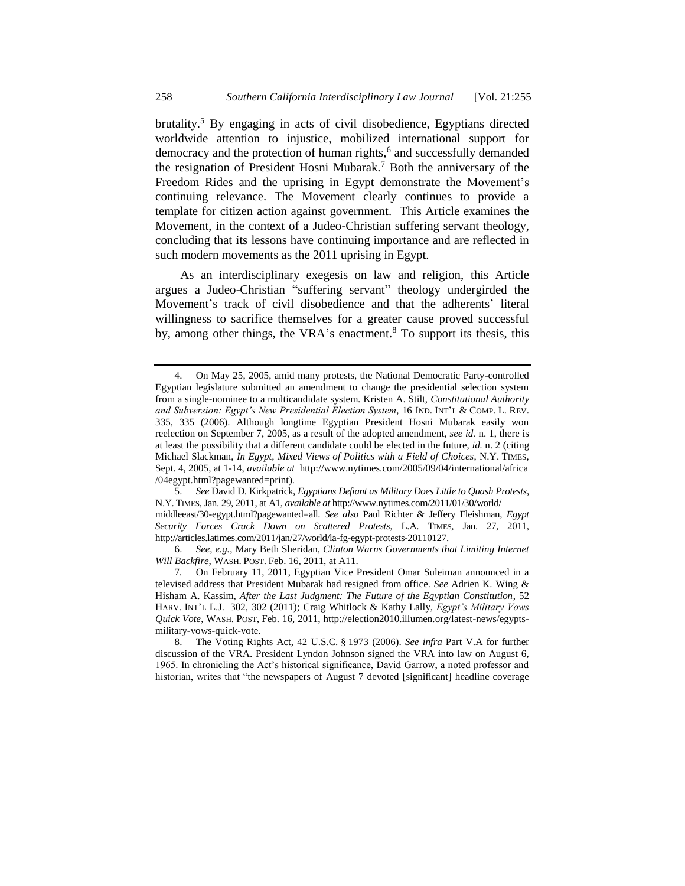brutality.[5] By engaging in acts of civil disobedience, Egyptians directed worldwide attention to injustice, mobilized international support for democracy and the protection of human rights,[6] and successfully demanded the resignation of President Hosni Mubarak.[7] Both the anniversary of the Freedom Rides and the uprising in Egypt demonstrate the Movement's continuing relevance. The Movement clearly continues to provide a template for citizen action against government. This Article examines the Movement, in the context of a Judeo-Christian suffering servant theology, concluding that its lessons have continuing importance and are reflected in such modern movements as the 2011 uprising in Egypt.

As an interdisciplinary exegesis on law and religion, this Article argues a Judeo-Christian "suffering servant" theology undergirded the Movement's track of civil disobedience and that the adherents' literal willingness to sacrifice themselves for a greater cause proved successful by, among other things, the VRA's enactment.[8] To support its thesis, this

---

4. On May 25, 2005, amid many protests, the National Democratic Party-controlled Egyptian legislature submitted an amendment to change the presidential selection system from a single-nominee to a multicandidate system. Kristen A. Stilt, *Constitutional Authority and Subversion: Egypt's New Presidential Election System*, 16 IND. INT'L & COMP. L. REV. 335, 335 (2006). Although longtime Egyptian President Hosni Mubarak easily won reelection on September 7, 2005, as a result of the adopted amendment, *see id.* n. 1, there is at least the possibility that a different candidate could be elected in the future, *id.* n. 2 (citing Michael Slackman, *In Egypt, Mixed Views of Politics with a Field of Choices*, N.Y. TIMES, Sept. 4, 2005, at 1-14, *available at* http://www.nytimes.com/2005/09/04/international/africa /04egypt.html?pagewanted=print).

5. *See* David D. Kirkpatrick, *Egyptians Defiant as Military Does Little to Quash Protests*, N.Y. TIMES, Jan. 29, 2011, at A1, *available at* http://www.nytimes.com/2011/01/30/world/ middleeast/30-egypt.html?pagewanted=all. *See also* Paul Richter & Jeffery Fleishman, *Egypt Security Forces Crack Down on Scattered Protests*, L.A. TIMES, Jan. 27, 2011, http://articles.latimes.com/2011/jan/27/world/la-fg-egypt-protests-20110127.

6. *See, e.g.*, Mary Beth Sheridan, *Clinton Warns Governments that Limiting Internet Will Backfire*, WASH. POST. Feb. 16, 2011, at A11.

7. On February 11, 2011, Egyptian Vice President Omar Suleiman announced in a televised address that President Mubarak had resigned from office. *See* Adrien K. Wing & Hisham A. Kassim, *After the Last Judgment: The Future of the Egyptian Constitution*, 52 HARV. INT'L L.J. 302, 302 (2011); Craig Whitlock & Kathy Lally, *Egypt's Military Vows Quick Vote*, WASH. POST, Feb. 16, 2011, http://election2010.illumen.org/latest-news/egypts-military-vows-quick-vote.

8. The Voting Rights Act, 42 U.S.C. § 1973 (2006). *See infra* Part V.A for further discussion of the VRA. President Lyndon Johnson signed the VRA into law on August 6, 1965. In chronicling the Act's historical significance, David Garrow, a noted professor and historian, writes that "the newspapers of August 7 devoted [significant] headline coverage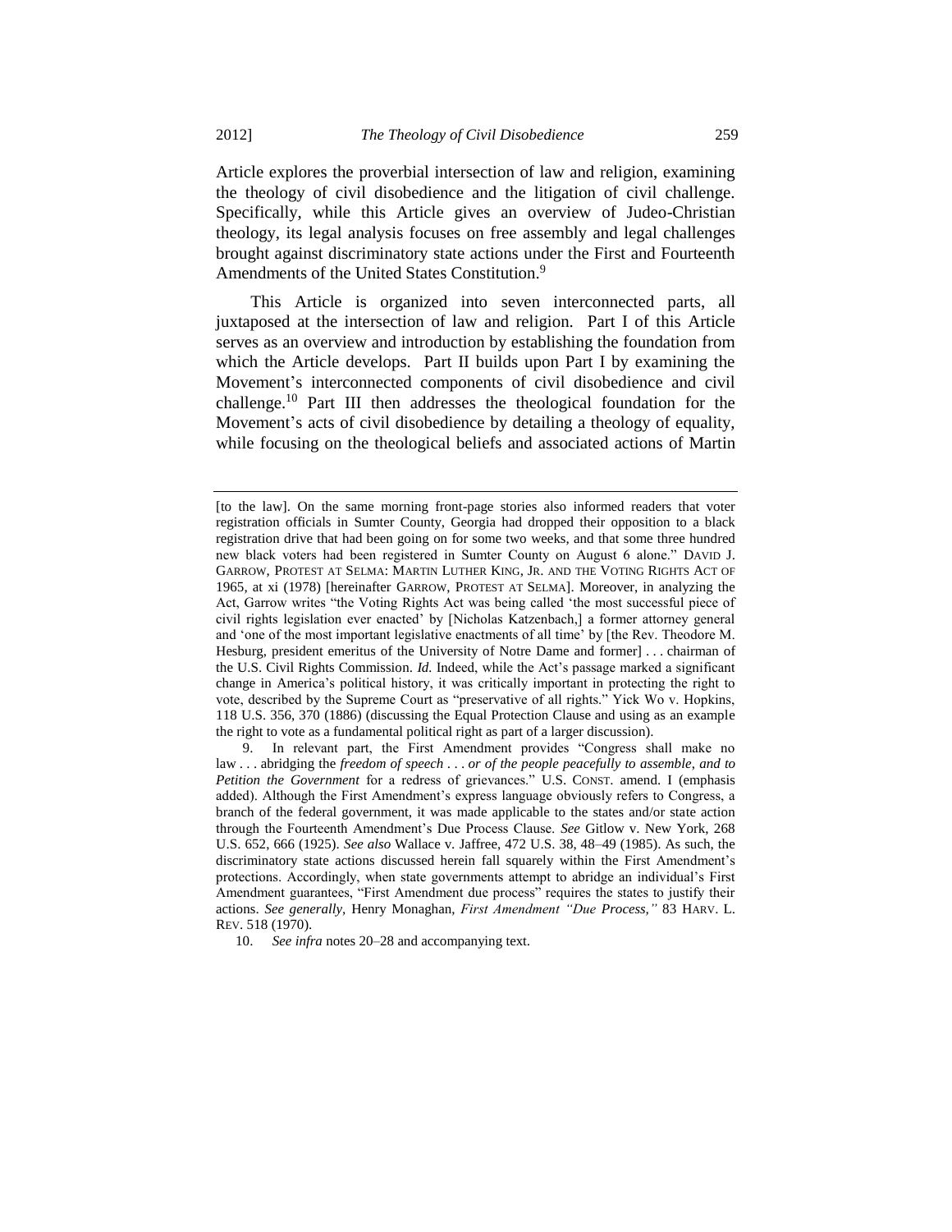Article explores the proverbial intersection of law and religion, examining the theology of civil disobedience and the litigation of civil challenge. Specifically, while this Article gives an overview of Judeo-Christian theology, its legal analysis focuses on free assembly and legal challenges brought against discriminatory state actions under the First and Fourteenth Amendments of the United States Constitution.[9]

This Article is organized into seven interconnected parts, all juxtaposed at the intersection of law and religion. Part I of this Article serves as an overview and introduction by establishing the foundation from which the Article develops. Part II builds upon Part I by examining the Movement's interconnected components of civil disobedience and civil challenge.[10] Part III then addresses the theological foundation for the Movement's acts of civil disobedience by detailing a theology of equality, while focusing on the theological beliefs and associated actions of Martin

---

[to the law]. On the same morning front-page stories also informed readers that voter registration officials in Sumter County, Georgia had dropped their opposition to a black registration drive that had been going on for some two weeks, and that some three hundred new black voters had been registered in Sumter County on August 6 alone." DAVID J. GARROW, PROTEST AT SELMA: MARTIN LUTHER KING, JR. AND THE VOTING RIGHTS ACT OF 1965, at xi (1978) [hereinafter GARROW, PROTEST AT SELMA]. Moreover, in analyzing the Act, Garrow writes "the Voting Rights Act was being called 'the most successful piece of civil rights legislation ever enacted' by [Nicholas Katzenbach,] a former attorney general and 'one of the most important legislative enactments of all time' by [the Rev. Theodore M. Hesburg, president emeritus of the University of Notre Dame and former] . . . chairman of the U.S. Civil Rights Commission. *Id.* Indeed, while the Act's passage marked a significant change in America's political history, it was critically important in protecting the right to vote, described by the Supreme Court as "preservative of all rights." Yick Wo v. Hopkins, 118 U.S. 356, 370 (1886) (discussing the Equal Protection Clause and using as an example the right to vote as a fundamental political right as part of a larger discussion).

9. In relevant part, the First Amendment provides "Congress shall make no law . . . abridging the *freedom of speech . . . or of the people peacefully to assemble, and to Petition the Government* for a redress of grievances." U.S. CONST. amend. I (emphasis added). Although the First Amendment's express language obviously refers to Congress, a branch of the federal government, it was made applicable to the states and/or state action through the Fourteenth Amendment's Due Process Clause. *See* Gitlow v. New York, 268 U.S. 652, 666 (1925). *See also* Wallace v. Jaffree, 472 U.S. 38, 48–49 (1985). As such, the discriminatory state actions discussed herein fall squarely within the First Amendment's protections. Accordingly, when state governments attempt to abridge an individual's First Amendment guarantees, "First Amendment due process" requires the states to justify their actions. *See generally*, Henry Monaghan, *First Amendment "Due Process,"* 83 HARV. L. REV. 518 (1970).

10. *See infra* notes 20–28 and accompanying text.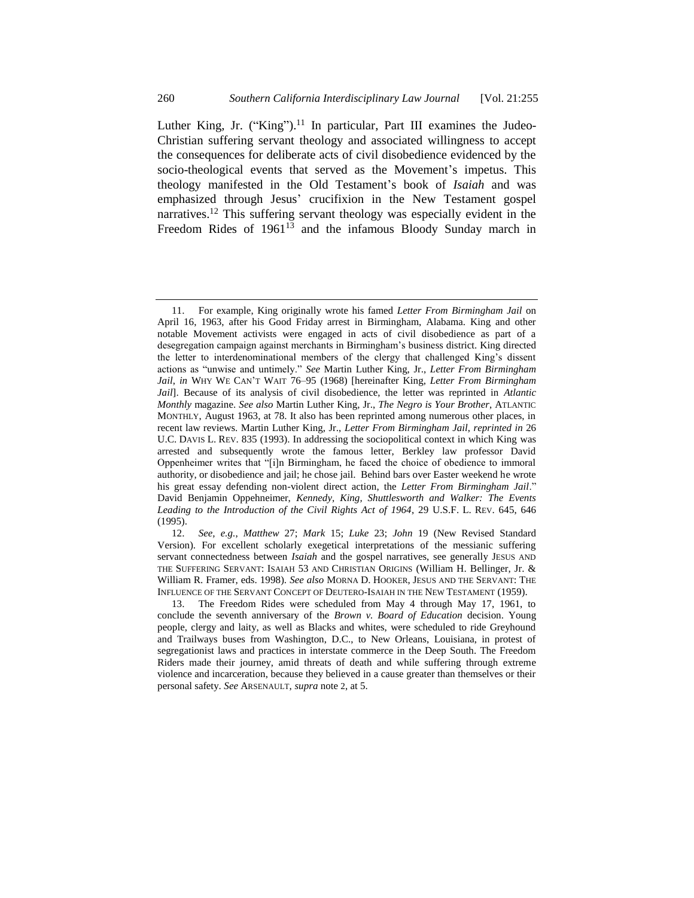Luther King, Jr. ("King").[11] In particular, Part III examines the Judeo-Christian suffering servant theology and associated willingness to accept the consequences for deliberate acts of civil disobedience evidenced by the socio-theological events that served as the Movement's impetus. This theology manifested in the Old Testament's book of *Isaiah* and was emphasized through Jesus' crucifixion in the New Testament gospel narratives.[12] This suffering servant theology was especially evident in the Freedom Rides of 1961[13] and the infamous Bloody Sunday march in

---

11. For example, King originally wrote his famed *Letter From Birmingham Jail* on April 16, 1963, after his Good Friday arrest in Birmingham, Alabama. King and other notable Movement activists were engaged in acts of civil disobedience as part of a desegregation campaign against merchants in Birmingham's business district. King directed the letter to interdenominational members of the clergy that challenged King's dissent actions as "unwise and untimely." *See* Martin Luther King, Jr., *Letter From Birmingham Jail*, *in* WHY WE CAN'T WAIT 76–95 (1968) [hereinafter King, *Letter From Birmingham Jail*]. Because of its analysis of civil disobedience, the letter was reprinted in *Atlantic Monthly* magazine. *See also* Martin Luther King, Jr., *The Negro is Your Brother*, ATLANTIC MONTHLY, August 1963, at 78. It also has been reprinted among numerous other places, in recent law reviews. Martin Luther King, Jr., *Letter From Birmingham Jail*, *reprinted in* 26 U.C. DAVIS L. REV. 835 (1993). In addressing the sociopolitical context in which King was arrested and subsequently wrote the famous letter, Berkley law professor David Oppenheimer writes that "[i]n Birmingham, he faced the choice of obedience to immoral authority, or disobedience and jail; he chose jail. Behind bars over Easter weekend he wrote his great essay defending non-violent direct action, the *Letter From Birmingham Jail*." David Benjamin Oppehneimer, *Kennedy, King, Shuttlesworth and Walker: The Events Leading to the Introduction of the Civil Rights Act of 1964*, 29 U.S.F. L. REV. 645, 646 (1995).

12. *See, e.g.*, *Matthew* 27; *Mark* 15; *Luke* 23; *John* 19 (New Revised Standard Version). For excellent scholarly exegetical interpretations of the messianic suffering servant connectedness between *Isaiah* and the gospel narratives, see generally JESUS AND THE SUFFERING SERVANT: ISAIAH 53 AND CHRISTIAN ORIGINS (William H. Bellinger, Jr. & William R. Framer, eds. 1998). *See also* MORNA D. HOOKER, JESUS AND THE SERVANT: THE INFLUENCE OF THE SERVANT CONCEPT OF DEUTERO-ISAIAH IN THE NEW TESTAMENT (1959).

13. The Freedom Rides were scheduled from May 4 through May 17, 1961, to conclude the seventh anniversary of the *Brown v. Board of Education* decision. Young people, clergy and laity, as well as Blacks and whites, were scheduled to ride Greyhound and Trailways buses from Washington, D.C., to New Orleans, Louisiana, in protest of segregationist laws and practices in interstate commerce in the Deep South. The Freedom Riders made their journey, amid threats of death and while suffering through extreme violence and incarceration, because they believed in a cause greater than themselves or their personal safety. *See* ARSENAULT, *supra* note 2, at 5.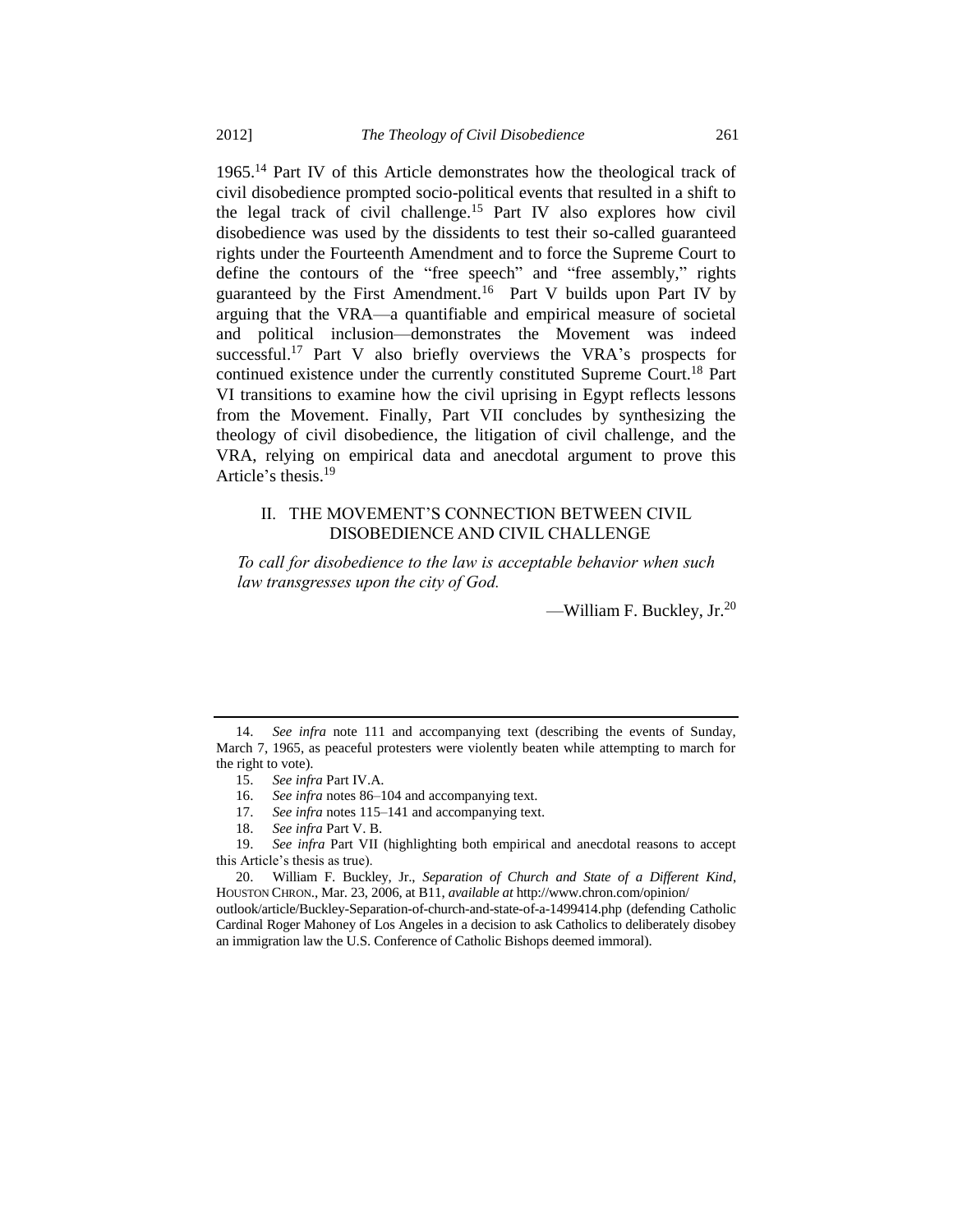1965.[14] Part IV of this Article demonstrates how the theological track of civil disobedience prompted socio-political events that resulted in a shift to the legal track of civil challenge.[15] Part IV also explores how civil disobedience was used by the dissidents to test their so-called guaranteed rights under the Fourteenth Amendment and to force the Supreme Court to define the contours of the "free speech" and "free assembly," rights guaranteed by the First Amendment.[16] Part V builds upon Part IV by arguing that the VRA—a quantifiable and empirical measure of societal and political inclusion—demonstrates the Movement was indeed successful.[17] Part V also briefly overviews the VRA's prospects for continued existence under the currently constituted Supreme Court.[18] Part VI transitions to examine how the civil uprising in Egypt reflects lessons from the Movement. Finally, Part VII concludes by synthesizing the theology of civil disobedience, the litigation of civil challenge, and the VRA, relying on empirical data and anecdotal argument to prove this Article's thesis.[19]

## II. THE MOVEMENT'S CONNECTION BETWEEN CIVIL DISOBEDIENCE AND CIVIL CHALLENGE

> *To call for disobedience to the law is acceptable behavior when such law transgresses upon the city of God.*
>
> —William F. Buckley, Jr.[20]

---

14. *See infra* note 111 and accompanying text (describing the events of Sunday, March 7, 1965, as peaceful protesters were violently beaten while attempting to march for the right to vote).

15. *See infra* Part IV.A.

16. *See infra* notes 86–104 and accompanying text.

17. *See infra* notes 115–141 and accompanying text.

18. *See infra* Part V. B.

19. *See infra* Part VII (highlighting both empirical and anecdotal reasons to accept this Article's thesis as true).

20. William F. Buckley, Jr., *Separation of Church and State of a Different Kind*, HOUSTON CHRON., Mar. 23, 2006, at B11, *available at* http://www.chron.com/opinion/outlook/article/Buckley-Separation-of-church-and-state-of-a-1499414.php (defending Catholic Cardinal Roger Mahoney of Los Angeles in a decision to ask Catholics to deliberately disobey an immigration law the U.S. Conference of Catholic Bishops deemed immoral).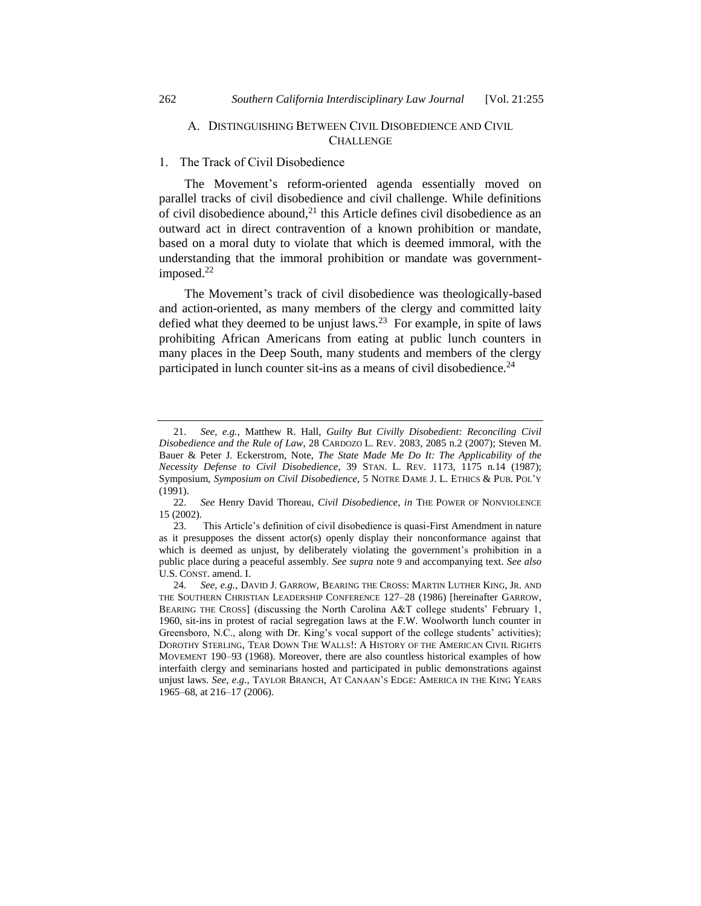## A. Distinguishing Between Civil Disobedience and Civil Challenge

### 1. The Track of Civil Disobedience

The Movement's reform-oriented agenda essentially moved on parallel tracks of civil disobedience and civil challenge. While definitions of civil disobedience abound,[21] this Article defines civil disobedience as an outward act in direct contravention of a known prohibition or mandate, based on a moral duty to violate that which is deemed immoral, with the understanding that the immoral prohibition or mandate was government-imposed.[22]

The Movement's track of civil disobedience was theologically-based and action-oriented, as many members of the clergy and committed laity defied what they deemed to be unjust laws.[23] For example, in spite of laws prohibiting African Americans from eating at public lunch counters in many places in the Deep South, many students and members of the clergy participated in lunch counter sit-ins as a means of civil disobedience.[24]

---

21. *See, e.g.*, Matthew R. Hall, *Guilty But Civilly Disobedient: Reconciling Civil Disobedience and the Rule of Law*, 28 CARDOZO L. REV. 2083, 2085 n.2 (2007); Steven M. Bauer & Peter J. Eckerstrom, Note, *The State Made Me Do It: The Applicability of the Necessity Defense to Civil Disobedience*, 39 STAN. L. REV. 1173, 1175 n.14 (1987); Symposium, *Symposium on Civil Disobedience*, 5 NOTRE DAME J. L. ETHICS & PUB. POL'Y (1991).

22. *See* Henry David Thoreau, *Civil Disobedience*, *in* THE POWER OF NONVIOLENCE 15 (2002).

23. This Article's definition of civil disobedience is quasi-First Amendment in nature as it presupposes the dissent actor(s) openly display their nonconformance against that which is deemed as unjust, by deliberately violating the government's prohibition in a public place during a peaceful assembly. *See supra* note 9 and accompanying text. *See also* U.S. CONST. amend. I.

24. *See, e.g.*, DAVID J. GARROW, BEARING THE CROSS: MARTIN LUTHER KING, JR. AND THE SOUTHERN CHRISTIAN LEADERSHIP CONFERENCE 127–28 (1986) [hereinafter GARROW, BEARING THE CROSS] (discussing the North Carolina A&T college students' February 1, 1960, sit-ins in protest of racial segregation laws at the F.W. Woolworth lunch counter in Greensboro, N.C., along with Dr. King's vocal support of the college students' activities); DOROTHY STERLING, TEAR DOWN THE WALLS!: A HISTORY OF THE AMERICAN CIVIL RIGHTS MOVEMENT 190–93 (1968). Moreover, there are also countless historical examples of how interfaith clergy and seminarians hosted and participated in public demonstrations against unjust laws. *See, e.g.*, TAYLOR BRANCH, AT CANAAN'S EDGE: AMERICA IN THE KING YEARS 1965–68, at 216–17 (2006).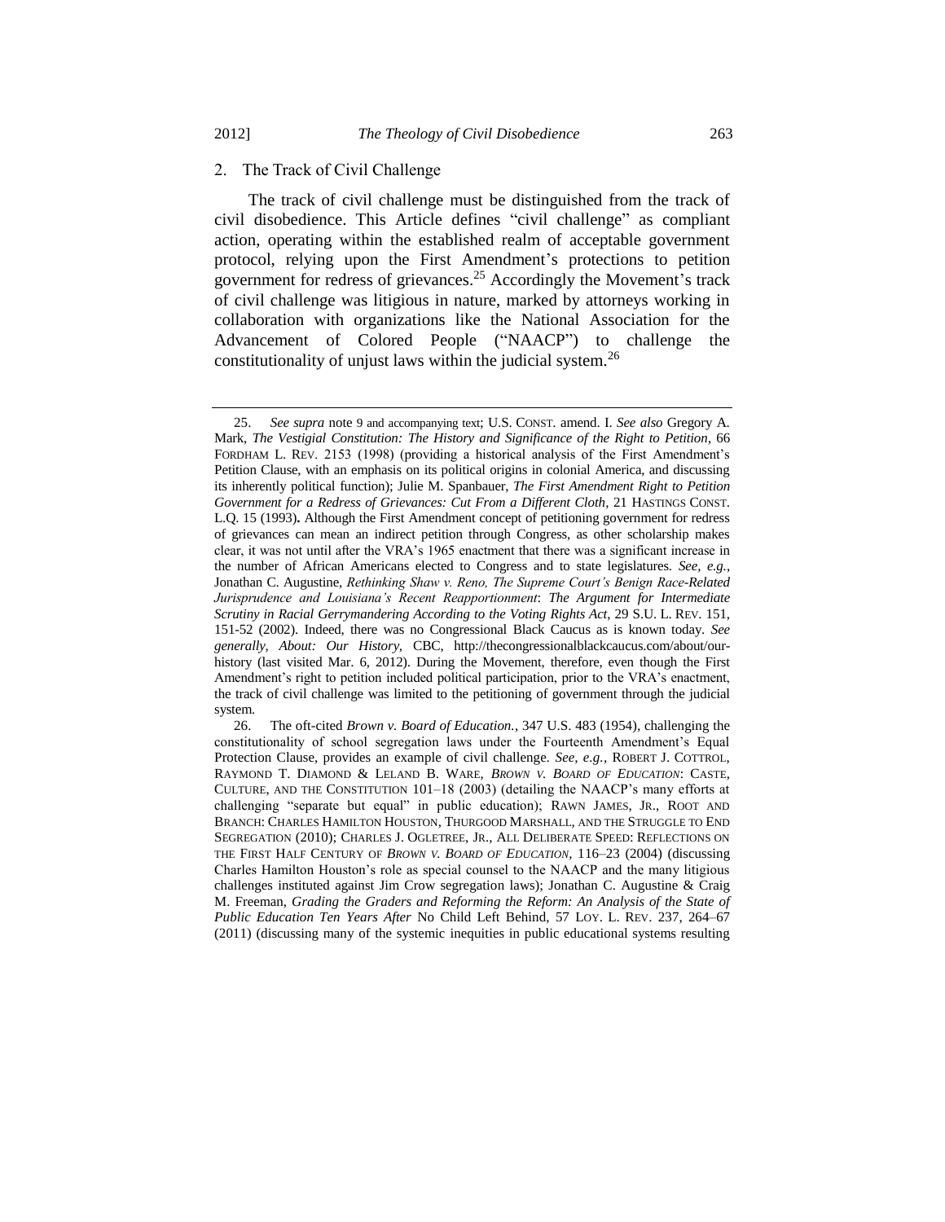### 2. The Track of Civil Challenge

The track of civil challenge must be distinguished from the track of civil disobedience. This Article defines "civil challenge" as compliant action, operating within the established realm of acceptable government protocol, relying upon the First Amendment's protections to petition government for redress of grievances.[25] Accordingly the Movement's track of civil challenge was litigious in nature, marked by attorneys working in collaboration with organizations like the National Association for the Advancement of Colored People ("NAACP") to challenge the constitutionality of unjust laws within the judicial system.[26]

---

25. *See supra* note 9 and accompanying text; U.S. CONST. amend. I. *See also* Gregory A. Mark, *The Vestigial Constitution: The History and Significance of the Right to Petition*, 66 FORDHAM L. REV. 2153 (1998) (providing a historical analysis of the First Amendment's Petition Clause, with an emphasis on its political origins in colonial America, and discussing its inherently political function); Julie M. Spanbauer, *The First Amendment Right to Petition Government for a Redress of Grievances: Cut From a Different Cloth*, 21 HASTINGS CONST. L.Q. 15 (1993). Although the First Amendment concept of petitioning government for redress of grievances can mean an indirect petition through Congress, as other scholarship makes clear, it was not until after the VRA's 1965 enactment that there was a significant increase in the number of African Americans elected to Congress and to state legislatures. *See, e.g.*, Jonathan C. Augustine, *Rethinking Shaw v. Reno, The Supreme Court's Benign Race-Related Jurisprudence and Louisiana's Recent Reapportionment*: *The Argument for Intermediate Scrutiny in Racial Gerrymandering According to the Voting Rights Act*, 29 S.U. L. REV. 151, 151-52 (2002). Indeed, there was no Congressional Black Caucus as is known today. *See generally, About: Our History*, CBC, http://thecongressionalblackcaucus.com/about/our-history (last visited Mar. 6, 2012). During the Movement, therefore, even though the First Amendment's right to petition included political participation, prior to the VRA's enactment, the track of civil challenge was limited to the petitioning of government through the judicial system.

26. The oft-cited *Brown v. Board of Education.*, 347 U.S. 483 (1954), challenging the constitutionality of school segregation laws under the Fourteenth Amendment's Equal Protection Clause, provides an example of civil challenge. *See, e.g.*, ROBERT J. COTTROL, RAYMOND T. DIAMOND & LELAND B. WARE, *BROWN V. BOARD OF EDUCATION*: CASTE, CULTURE, AND THE CONSTITUTION 101–18 (2003) (detailing the NAACP's many efforts at challenging "separate but equal" in public education); RAWN JAMES, JR., ROOT AND BRANCH: CHARLES HAMILTON HOUSTON, THURGOOD MARSHALL, AND THE STRUGGLE TO END SEGREGATION (2010); CHARLES J. OGLETREE, JR., ALL DELIBERATE SPEED: REFLECTIONS ON THE FIRST HALF CENTURY OF *BROWN V. BOARD OF EDUCATION*, 116–23 (2004) (discussing Charles Hamilton Houston's role as special counsel to the NAACP and the many litigious challenges instituted against Jim Crow segregation laws); Jonathan C. Augustine & Craig M. Freeman, *Grading the Graders and Reforming the Reform: An Analysis of the State of Public Education Ten Years After* No Child Left Behind, 57 LOY. L. REV. 237, 264–67 (2011) (discussing many of the systemic inequities in public educational systems resulting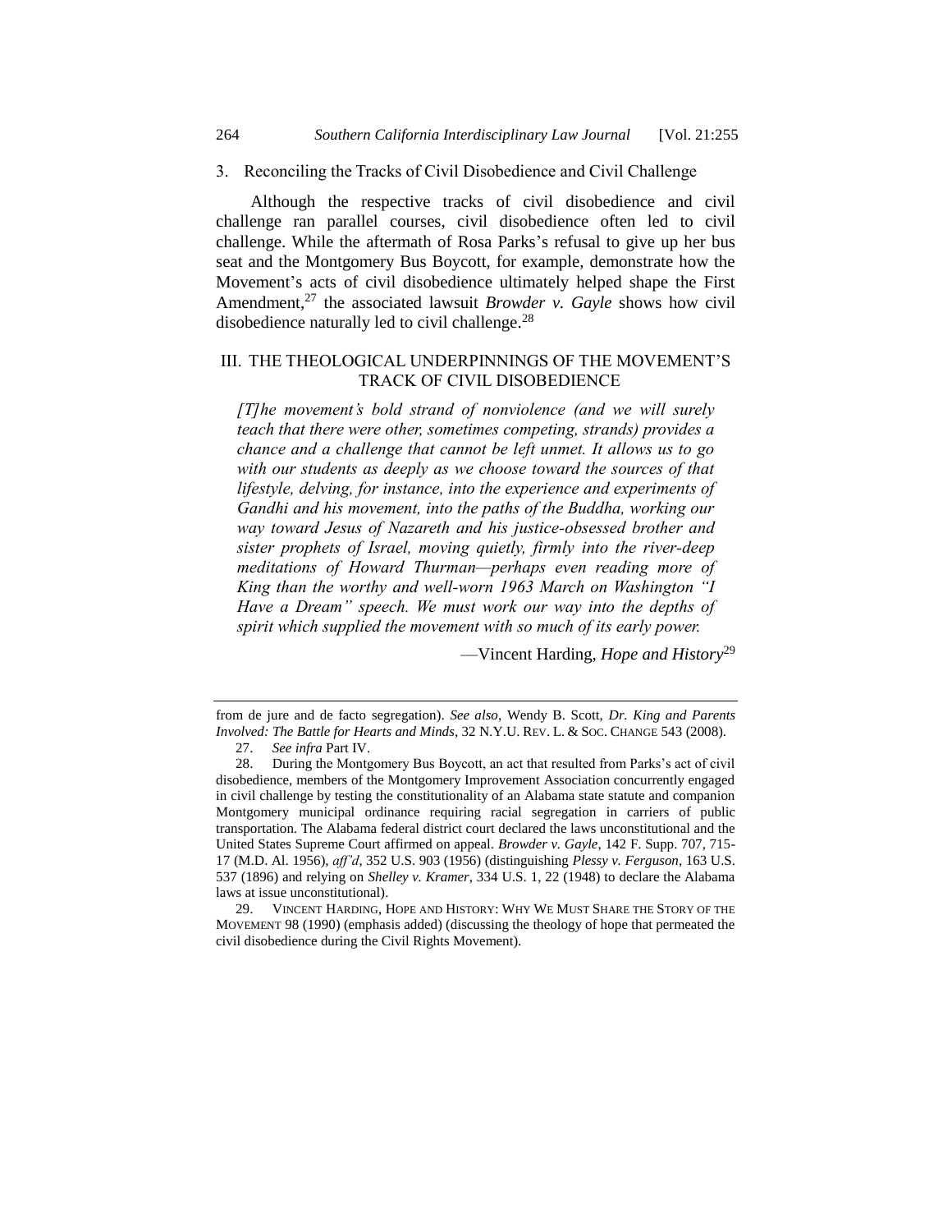### 3. Reconciling the Tracks of Civil Disobedience and Civil Challenge

Although the respective tracks of civil disobedience and civil challenge ran parallel courses, civil disobedience often led to civil challenge. While the aftermath of Rosa Parks's refusal to give up her bus seat and the Montgomery Bus Boycott, for example, demonstrate how the Movement's acts of civil disobedience ultimately helped shape the First Amendment,[27] the associated lawsuit *Browder v. Gayle* shows how civil disobedience naturally led to civil challenge.[28]

## III. THE THEOLOGICAL UNDERPINNINGS OF THE MOVEMENT'S TRACK OF CIVIL DISOBEDIENCE

> *[T]he movement's bold strand of nonviolence (and we will surely teach that there were other, sometimes competing, strands) provides a chance and a challenge that cannot be left unmet. It allows us to go with our students as deeply as we choose toward the sources of that lifestyle, delving, for instance, into the experience and experiments of Gandhi and his movement, into the paths of the Buddha, working our way toward Jesus of Nazareth and his justice-obsessed brother and sister prophets of Israel, moving quietly, firmly into the river-deep meditations of Howard Thurman—perhaps even reading more of King than the worthy and well-worn 1963 March on Washington "I Have a Dream" speech. We must work our way into the depths of spirit which supplied the movement with so much of its early power.*
>
> —Vincent Harding, *Hope and History*[29]

---

from de jure and de facto segregation). *See also*, Wendy B. Scott, *Dr. King and Parents Involved: The Battle for Hearts and Minds*, 32 N.Y.U. REV. L. & SOC. CHANGE 543 (2008).

27. *See infra* Part IV.

28. During the Montgomery Bus Boycott, an act that resulted from Parks's act of civil disobedience, members of the Montgomery Improvement Association concurrently engaged in civil challenge by testing the constitutionality of an Alabama state statute and companion Montgomery municipal ordinance requiring racial segregation in carriers of public transportation. The Alabama federal district court declared the laws unconstitutional and the United States Supreme Court affirmed on appeal. *Browder v. Gayle*, 142 F. Supp. 707, 715-17 (M.D. Al. 1956), *aff'd*, 352 U.S. 903 (1956) (distinguishing *Plessy v. Ferguson*, 163 U.S. 537 (1896) and relying on *Shelley v. Kramer*, 334 U.S. 1, 22 (1948) to declare the Alabama laws at issue unconstitutional).

29. VINCENT HARDING, HOPE AND HISTORY: WHY WE MUST SHARE THE STORY OF THE MOVEMENT 98 (1990) (emphasis added) (discussing the theology of hope that permeated the civil disobedience during the Civil Rights Movement).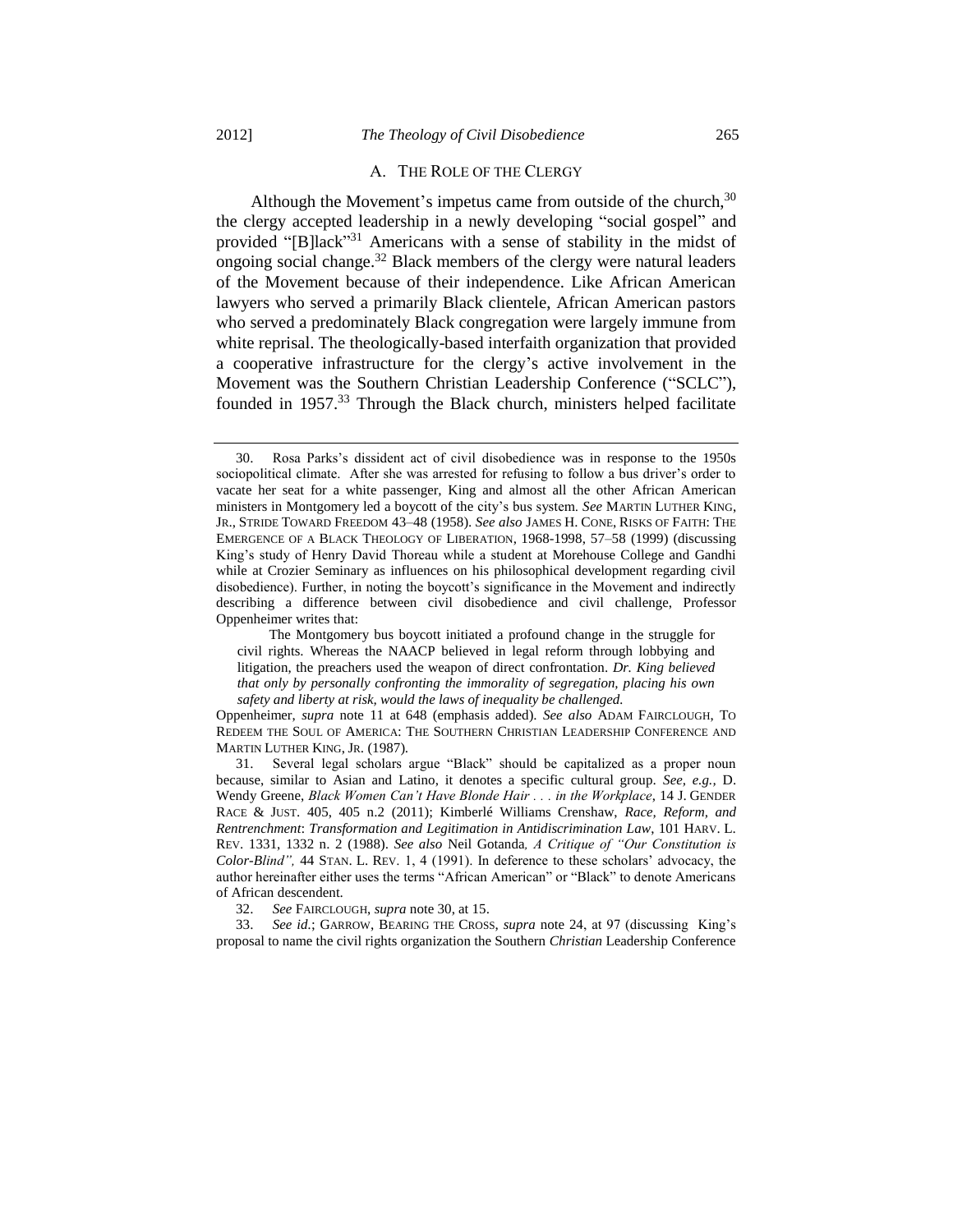### A. The Role of the Clergy

Although the Movement's impetus came from outside of the church,[30] the clergy accepted leadership in a newly developing "social gospel" and provided "[B]lack"[31] Americans with a sense of stability in the midst of ongoing social change.[32] Black members of the clergy were natural leaders of the Movement because of their independence. Like African American lawyers who served a primarily Black clientele, African American pastors who served a predominately Black congregation were largely immune from white reprisal. The theologically-based interfaith organization that provided a cooperative infrastructure for the clergy's active involvement in the Movement was the Southern Christian Leadership Conference ("SCLC"), founded in 1957.[33] Through the Black church, ministers helped facilitate

---

30. Rosa Parks's dissident act of civil disobedience was in response to the 1950s sociopolitical climate. After she was arrested for refusing to follow a bus driver's order to vacate her seat for a white passenger, King and almost all the other African American ministers in Montgomery led a boycott of the city's bus system. *See* MARTIN LUTHER KING, JR., STRIDE TOWARD FREEDOM 43–48 (1958). *See also* JAMES H. CONE, RISKS OF FAITH: THE EMERGENCE OF A BLACK THEOLOGY OF LIBERATION, 1968-1998, 57–58 (1999) (discussing King's study of Henry David Thoreau while a student at Morehouse College and Gandhi while at Crozier Seminary as influences on his philosophical development regarding civil disobedience). Further, in noting the boycott's significance in the Movement and indirectly describing a difference between civil disobedience and civil challenge, Professor Oppenheimer writes that:

> The Montgomery bus boycott initiated a profound change in the struggle for civil rights. Whereas the NAACP believed in legal reform through lobbying and litigation, the preachers used the weapon of direct confrontation. *Dr. King believed that only by personally confronting the immorality of segregation, placing his own safety and liberty at risk, would the laws of inequality be challenged.*

Oppenheimer, *supra* note 11 at 648 (emphasis added). *See also* ADAM FAIRCLOUGH, TO REDEEM THE SOUL OF AMERICA: THE SOUTHERN CHRISTIAN LEADERSHIP CONFERENCE AND MARTIN LUTHER KING, JR. (1987).

31. Several legal scholars argue "Black" should be capitalized as a proper noun because, similar to Asian and Latino, it denotes a specific cultural group. *See, e.g.,* D. Wendy Greene, *Black Women Can't Have Blonde Hair . . . in the Workplace*, 14 J. GENDER RACE & JUST. 405, 405 n.2 (2011); Kimberlé Williams Crenshaw, *Race, Reform, and Rentrenchment*: *Transformation and Legitimation in Antidiscrimination Law*, 101 HARV. L. REV. 1331, 1332 n. 2 (1988). *See also* Neil Gotanda*, A Critique of "Our Constitution is Color-Blind",* 44 STAN. L. REV. 1, 4 (1991). In deference to these scholars' advocacy, the author hereinafter either uses the terms "African American" or "Black" to denote Americans of African descendent.

32. *See* FAIRCLOUGH, *supra* note 30, at 15.

33. *See id.*; GARROW, BEARING THE CROSS, *supra* note 24, at 97 (discussing King's proposal to name the civil rights organization the Southern *Christian* Leadership Conference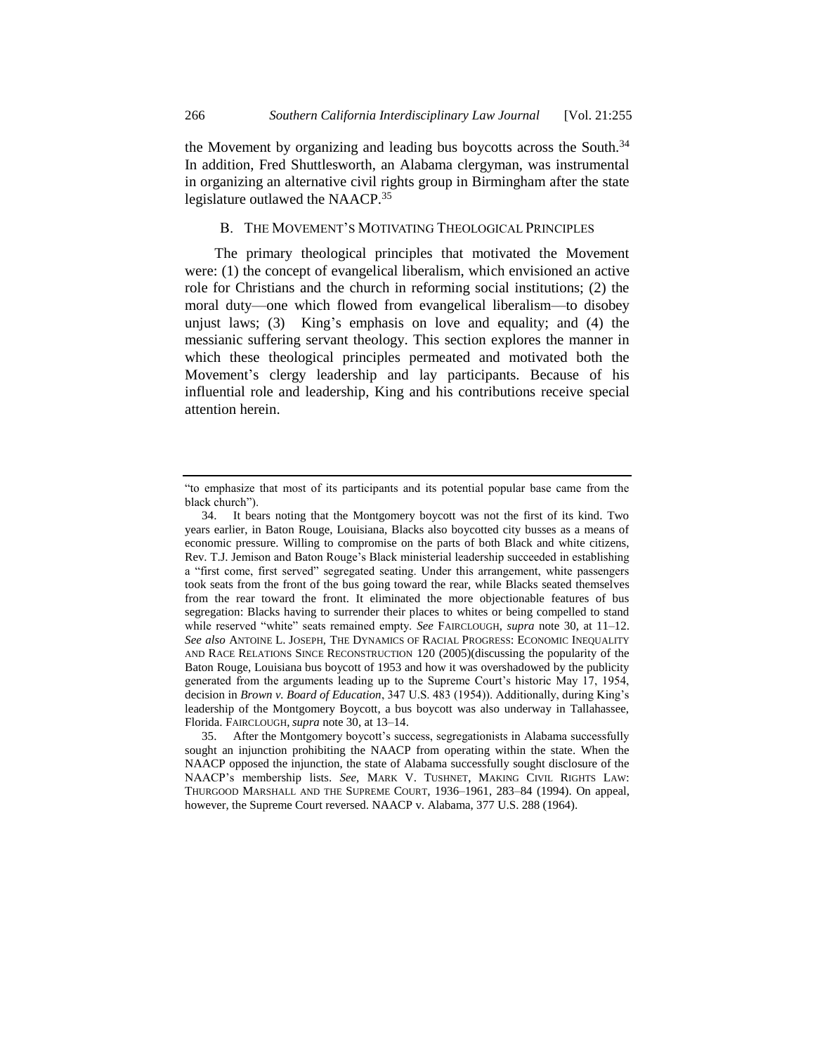the Movement by organizing and leading bus boycotts across the South.[34] In addition, Fred Shuttlesworth, an Alabama clergyman, was instrumental in organizing an alternative civil rights group in Birmingham after the state legislature outlawed the NAACP.[35]

## B. THE MOVEMENT'S MOTIVATING THEOLOGICAL PRINCIPLES

The primary theological principles that motivated the Movement were: (1) the concept of evangelical liberalism, which envisioned an active role for Christians and the church in reforming social institutions; (2) the moral duty—one which flowed from evangelical liberalism—to disobey unjust laws; (3) King's emphasis on love and equality; and (4) the messianic suffering servant theology. This section explores the manner in which these theological principles permeated and motivated both the Movement's clergy leadership and lay participants. Because of his influential role and leadership, King and his contributions receive special attention herein.

---

"to emphasize that most of its participants and its potential popular base came from the black church").

34. It bears noting that the Montgomery boycott was not the first of its kind. Two years earlier, in Baton Rouge, Louisiana, Blacks also boycotted city busses as a means of economic pressure. Willing to compromise on the parts of both Black and white citizens, Rev. T.J. Jemison and Baton Rouge's Black ministerial leadership succeeded in establishing a "first come, first served" segregated seating. Under this arrangement, white passengers took seats from the front of the bus going toward the rear, while Blacks seated themselves from the rear toward the front. It eliminated the more objectionable features of bus segregation: Blacks having to surrender their places to whites or being compelled to stand while reserved "white" seats remained empty. *See* FAIRCLOUGH, *supra* note 30, at 11–12. *See also* ANTOINE L. JOSEPH, THE DYNAMICS OF RACIAL PROGRESS: ECONOMIC INEQUALITY AND RACE RELATIONS SINCE RECONSTRUCTION 120 (2005)(discussing the popularity of the Baton Rouge, Louisiana bus boycott of 1953 and how it was overshadowed by the publicity generated from the arguments leading up to the Supreme Court's historic May 17, 1954, decision in *Brown v. Board of Education*, 347 U.S. 483 (1954)). Additionally, during King's leadership of the Montgomery Boycott, a bus boycott was also underway in Tallahassee, Florida. FAIRCLOUGH, *supra* note 30, at 13–14.

35. After the Montgomery boycott's success, segregationists in Alabama successfully sought an injunction prohibiting the NAACP from operating within the state. When the NAACP opposed the injunction, the state of Alabama successfully sought disclosure of the NAACP's membership lists. *See*, MARK V. TUSHNET, MAKING CIVIL RIGHTS LAW: THURGOOD MARSHALL AND THE SUPREME COURT, 1936–1961, 283–84 (1994). On appeal, however, the Supreme Court reversed. NAACP v. Alabama, 377 U.S. 288 (1964).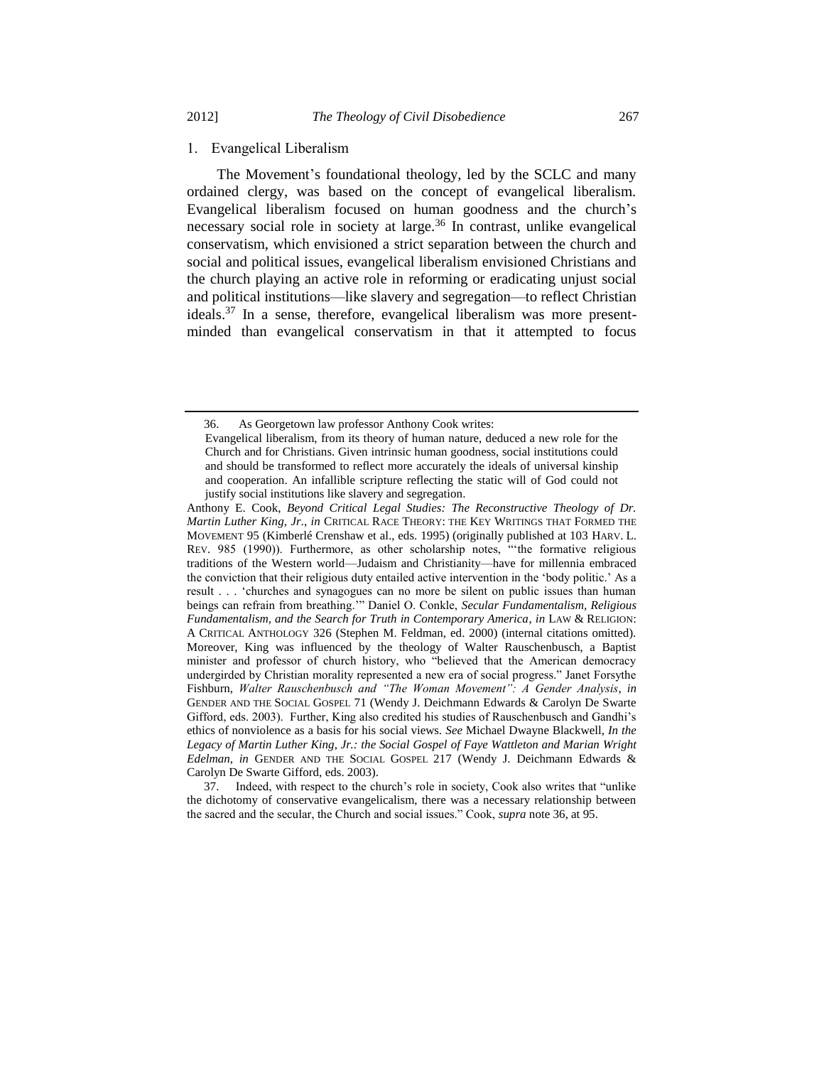### 1. Evangelical Liberalism

The Movement's foundational theology, led by the SCLC and many ordained clergy, was based on the concept of evangelical liberalism. Evangelical liberalism focused on human goodness and the church's necessary social role in society at large.[36] In contrast, unlike evangelical conservatism, which envisioned a strict separation between the church and social and political issues, evangelical liberalism envisioned Christians and the church playing an active role in reforming or eradicating unjust social and political institutions—like slavery and segregation—to reflect Christian ideals.[37] In a sense, therefore, evangelical liberalism was more present-minded than evangelical conservatism in that it attempted to focus

---

36. As Georgetown law professor Anthony Cook writes:

> Evangelical liberalism, from its theory of human nature, deduced a new role for the Church and for Christians. Given intrinsic human goodness, social institutions could and should be transformed to reflect more accurately the ideals of universal kinship and cooperation. An infallible scripture reflecting the static will of God could not justify social institutions like slavery and segregation.

Anthony E. Cook, *Beyond Critical Legal Studies: The Reconstructive Theology of Dr. Martin Luther King, Jr.*, *in* CRITICAL RACE THEORY: THE KEY WRITINGS THAT FORMED THE MOVEMENT 95 (Kimberlé Crenshaw et al., eds. 1995) (originally published at 103 HARV. L. REV. 985 (1990)). Furthermore, as other scholarship notes, "'the formative religious traditions of the Western world—Judaism and Christianity—have for millennia embraced the conviction that their religious duty entailed active intervention in the 'body politic.' As a result . . . 'churches and synagogues can no more be silent on public issues than human beings can refrain from breathing.'" Daniel O. Conkle, *Secular Fundamentalism, Religious Fundamentalism, and the Search for Truth in Contemporary America*, *in* LAW & RELIGION: A CRITICAL ANTHOLOGY 326 (Stephen M. Feldman, ed. 2000) (internal citations omitted). Moreover, King was influenced by the theology of Walter Rauschenbusch, a Baptist minister and professor of church history, who "believed that the American democracy undergirded by Christian morality represented a new era of social progress." Janet Forsythe Fishburn, *Walter Rauschenbusch and "The Woman Movement": A Gender Analysis*, *in* GENDER AND THE SOCIAL GOSPEL 71 (Wendy J. Deichmann Edwards & Carolyn De Swarte Gifford, eds. 2003). Further, King also credited his studies of Rauschenbusch and Gandhi's ethics of nonviolence as a basis for his social views. *See* Michael Dwayne Blackwell, *In the Legacy of Martin Luther King, Jr.: the Social Gospel of Faye Wattleton and Marian Wright Edelman*, *in* GENDER AND THE SOCIAL GOSPEL 217 (Wendy J. Deichmann Edwards & Carolyn De Swarte Gifford, eds. 2003).

37. Indeed, with respect to the church's role in society, Cook also writes that "unlike the dichotomy of conservative evangelicalism, there was a necessary relationship between the sacred and the secular, the Church and social issues." Cook, *supra* note 36, at 95.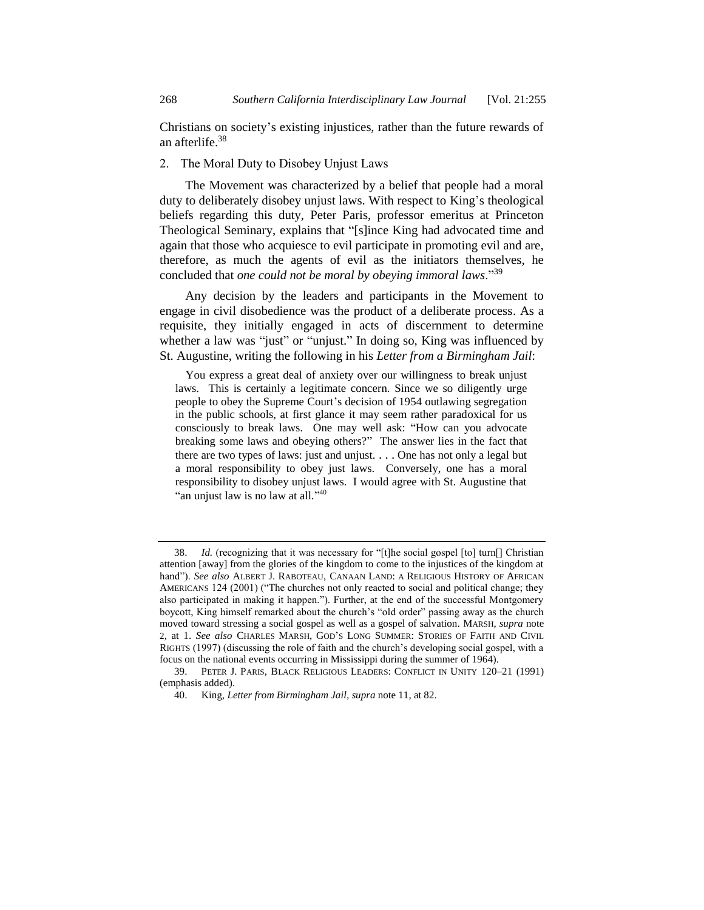Christians on society's existing injustices, rather than the future rewards of an afterlife.[38]

### 2. The Moral Duty to Disobey Unjust Laws

The Movement was characterized by a belief that people had a moral duty to deliberately disobey unjust laws. With respect to King's theological beliefs regarding this duty, Peter Paris, professor emeritus at Princeton Theological Seminary, explains that "[s]ince King had advocated time and again that those who acquiesce to evil participate in promoting evil and are, therefore, as much the agents of evil as the initiators themselves, he concluded that *one could not be moral by obeying immoral laws*."[39]

Any decision by the leaders and participants in the Movement to engage in civil disobedience was the product of a deliberate process. As a requisite, they initially engaged in acts of discernment to determine whether a law was "just" or "unjust." In doing so, King was influenced by St. Augustine, writing the following in his *Letter from a Birmingham Jail*:

> You express a great deal of anxiety over our willingness to break unjust laws. This is certainly a legitimate concern. Since we so diligently urge people to obey the Supreme Court's decision of 1954 outlawing segregation in the public schools, at first glance it may seem rather paradoxical for us consciously to break laws. One may well ask: "How can you advocate breaking some laws and obeying others?" The answer lies in the fact that there are two types of laws: just and unjust. . . . One has not only a legal but a moral responsibility to obey just laws. Conversely, one has a moral responsibility to disobey unjust laws. I would agree with St. Augustine that "an unjust law is no law at all."[40]

---

38. *Id.* (recognizing that it was necessary for "[t]he social gospel [to] turn[] Christian attention [away] from the glories of the kingdom to come to the injustices of the kingdom at hand"). *See also* ALBERT J. RABOTEAU, CANAAN LAND: A RELIGIOUS HISTORY OF AFRICAN AMERICANS 124 (2001) ("The churches not only reacted to social and political change; they also participated in making it happen."). Further, at the end of the successful Montgomery boycott, King himself remarked about the church's "old order" passing away as the church moved toward stressing a social gospel as well as a gospel of salvation. MARSH, *supra* note 2, at 1. *See also* CHARLES MARSH, GOD'S LONG SUMMER: STORIES OF FAITH AND CIVIL RIGHTS (1997) (discussing the role of faith and the church's developing social gospel, with a focus on the national events occurring in Mississippi during the summer of 1964).

39. PETER J. PARIS, BLACK RELIGIOUS LEADERS: CONFLICT IN UNITY 120–21 (1991) (emphasis added).

40. King, *Letter from Birmingham Jail*, *supra* note 11, at 82.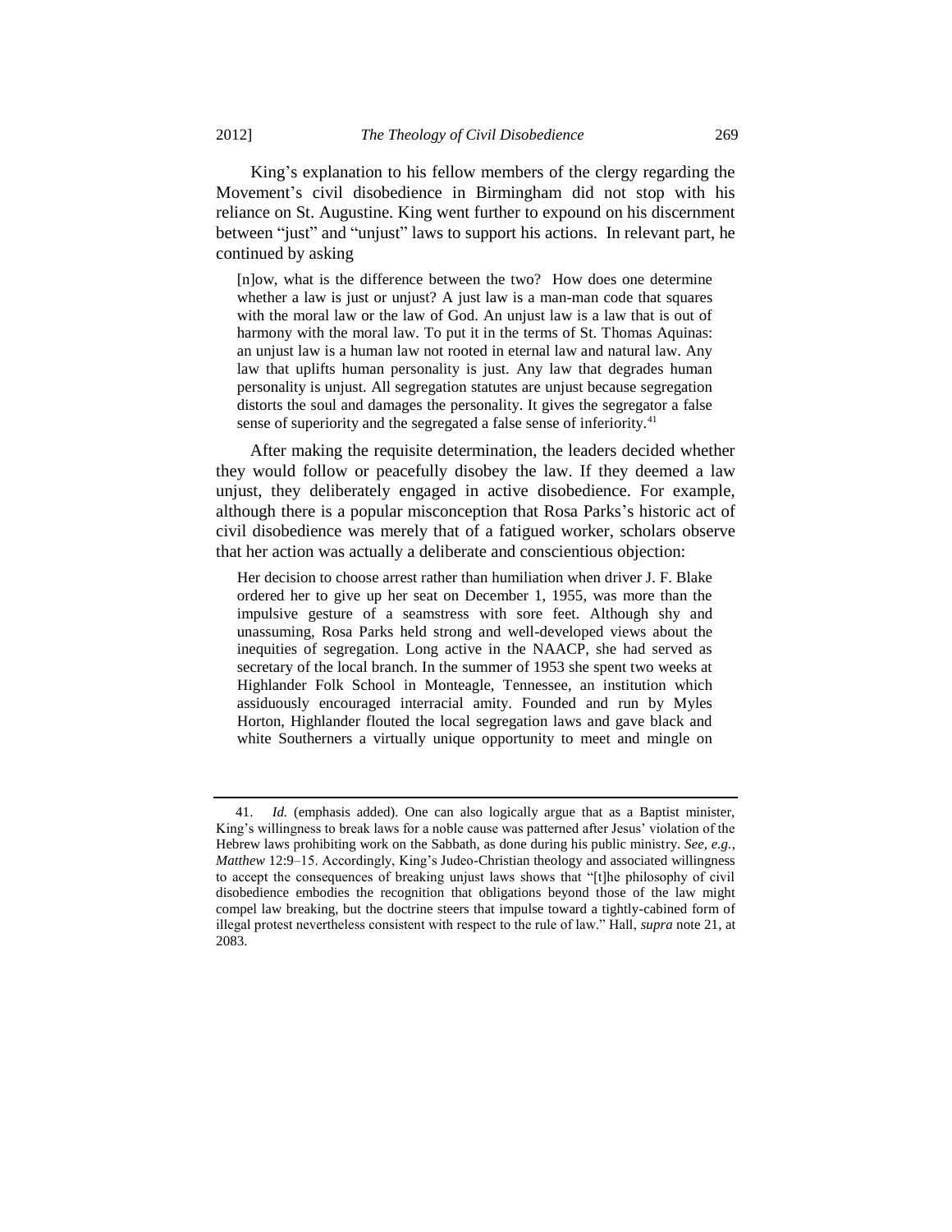King's explanation to his fellow members of the clergy regarding the Movement's civil disobedience in Birmingham did not stop with his reliance on St. Augustine. King went further to expound on his discernment between "just" and "unjust" laws to support his actions. In relevant part, he continued by asking

> [n]ow, what is the difference between the two? How does one determine whether a law is just or unjust? A just law is a man-man code that squares with the moral law or the law of God. An unjust law is a law that is out of harmony with the moral law. To put it in the terms of St. Thomas Aquinas: an unjust law is a human law not rooted in eternal law and natural law. Any law that uplifts human personality is just. Any law that degrades human personality is unjust. All segregation statutes are unjust because segregation distorts the soul and damages the personality. It gives the segregator a false sense of superiority and the segregated a false sense of inferiority.[41]

After making the requisite determination, the leaders decided whether they would follow or peacefully disobey the law. If they deemed a law unjust, they deliberately engaged in active disobedience. For example, although there is a popular misconception that Rosa Parks's historic act of civil disobedience was merely that of a fatigued worker, scholars observe that her action was actually a deliberate and conscientious objection:

> Her decision to choose arrest rather than humiliation when driver J. F. Blake ordered her to give up her seat on December 1, 1955, was more than the impulsive gesture of a seamstress with sore feet. Although shy and unassuming, Rosa Parks held strong and well-developed views about the inequities of segregation. Long active in the NAACP, she had served as secretary of the local branch. In the summer of 1953 she spent two weeks at Highlander Folk School in Monteagle, Tennessee, an institution which assiduously encouraged interracial amity. Founded and run by Myles Horton, Highlander flouted the local segregation laws and gave black and white Southerners a virtually unique opportunity to meet and mingle on

---

41. *Id.* (emphasis added). One can also logically argue that as a Baptist minister, King's willingness to break laws for a noble cause was patterned after Jesus' violation of the Hebrew laws prohibiting work on the Sabbath, as done during his public ministry. *See, e.g.*, *Matthew* 12:9–15. Accordingly, King's Judeo-Christian theology and associated willingness to accept the consequences of breaking unjust laws shows that "[t]he philosophy of civil disobedience embodies the recognition that obligations beyond those of the law might compel law breaking, but the doctrine steers that impulse toward a tightly-cabined form of illegal protest nevertheless consistent with respect to the rule of law." Hall, *supra* note 21, at 2083.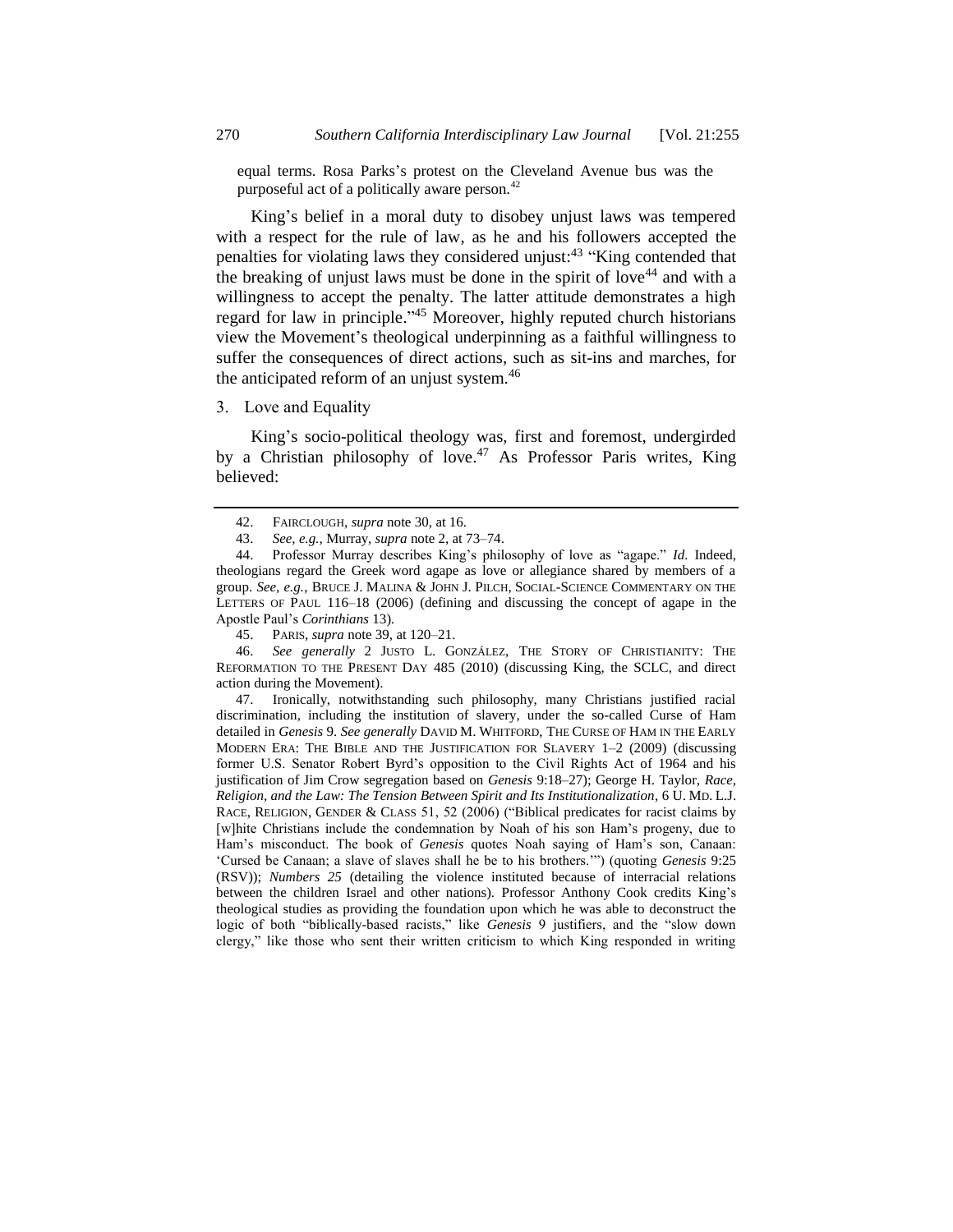equal terms. Rosa Parks's protest on the Cleveland Avenue bus was the purposeful act of a politically aware person.[42]

King's belief in a moral duty to disobey unjust laws was tempered with a respect for the rule of law, as he and his followers accepted the penalties for violating laws they considered unjust:[43] "King contended that the breaking of unjust laws must be done in the spirit of love[44] and with a willingness to accept the penalty. The latter attitude demonstrates a high regard for law in principle."[45] Moreover, highly reputed church historians view the Movement's theological underpinning as a faithful willingness to suffer the consequences of direct actions, such as sit-ins and marches, for the anticipated reform of an unjust system.[46]

3. Love and Equality

King's socio-political theology was, first and foremost, undergirded by a Christian philosophy of love.[47] As Professor Paris writes, King believed:

---

42. FAIRCLOUGH, *supra* note 30, at 16.

43. *See, e.g.*, Murray, *supra* note 2, at 73–74.

44. Professor Murray describes King's philosophy of love as "agape." *Id.* Indeed, theologians regard the Greek word agape as love or allegiance shared by members of a group. *See, e.g.*, BRUCE J. MALINA & JOHN J. PILCH, SOCIAL-SCIENCE COMMENTARY ON THE LETTERS OF PAUL 116–18 (2006) (defining and discussing the concept of agape in the Apostle Paul's *Corinthians* 13).

45. PARIS, *supra* note 39, at 120–21.

46. *See generally* 2 JUSTO L. GONZÁLEZ, THE STORY OF CHRISTIANITY: THE REFORMATION TO THE PRESENT DAY 485 (2010) (discussing King, the SCLC, and direct action during the Movement).

47. Ironically, notwithstanding such philosophy, many Christians justified racial discrimination, including the institution of slavery, under the so-called Curse of Ham detailed in *Genesis* 9. *See generally* DAVID M. WHITFORD, THE CURSE OF HAM IN THE EARLY MODERN ERA: THE BIBLE AND THE JUSTIFICATION FOR SLAVERY 1–2 (2009) (discussing former U.S. Senator Robert Byrd's opposition to the Civil Rights Act of 1964 and his justification of Jim Crow segregation based on *Genesis* 9:18–27); George H. Taylor, *Race, Religion, and the Law: The Tension Between Spirit and Its Institutionalization*, 6 U. MD. L.J. RACE, RELIGION, GENDER & CLASS 51, 52 (2006) ("Biblical predicates for racist claims by [w]hite Christians include the condemnation by Noah of his son Ham's progeny, due to Ham's misconduct. The book of *Genesis* quotes Noah saying of Ham's son, Canaan: 'Cursed be Canaan; a slave of slaves shall he be to his brothers.'") (quoting *Genesis* 9:25 (RSV)); *Numbers 25* (detailing the violence instituted because of interracial relations between the children Israel and other nations). Professor Anthony Cook credits King's theological studies as providing the foundation upon which he was able to deconstruct the logic of both "biblically-based racists," like *Genesis* 9 justifiers, and the "slow down clergy," like those who sent their written criticism to which King responded in writing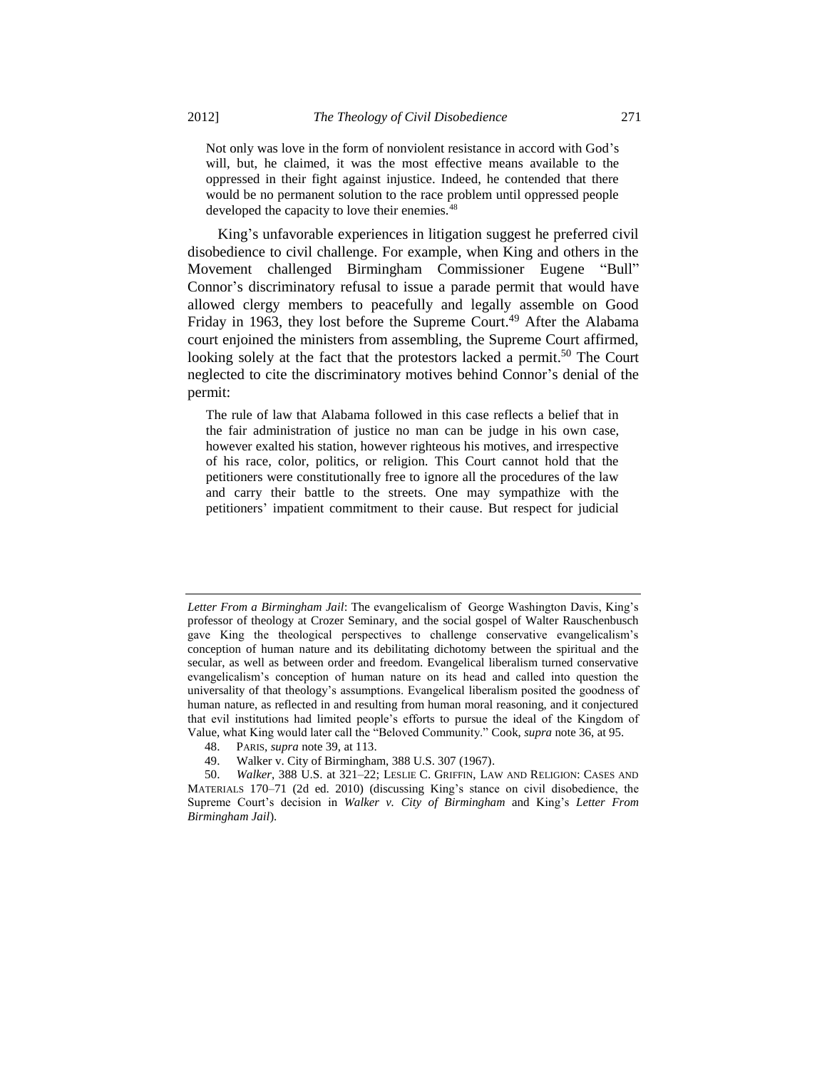> Not only was love in the form of nonviolent resistance in accord with God's will, but, he claimed, it was the most effective means available to the oppressed in their fight against injustice. Indeed, he contended that there would be no permanent solution to the race problem until oppressed people developed the capacity to love their enemies.[48]

King's unfavorable experiences in litigation suggest he preferred civil disobedience to civil challenge. For example, when King and others in the Movement challenged Birmingham Commissioner Eugene "Bull" Connor's discriminatory refusal to issue a parade permit that would have allowed clergy members to peacefully and legally assemble on Good Friday in 1963, they lost before the Supreme Court.[49] After the Alabama court enjoined the ministers from assembling, the Supreme Court affirmed, looking solely at the fact that the protestors lacked a permit.[50] The Court neglected to cite the discriminatory motives behind Connor's denial of the permit:

> The rule of law that Alabama followed in this case reflects a belief that in the fair administration of justice no man can be judge in his own case, however exalted his station, however righteous his motives, and irrespective of his race, color, politics, or religion. This Court cannot hold that the petitioners were constitutionally free to ignore all the procedures of the law and carry their battle to the streets. One may sympathize with the petitioners' impatient commitment to their cause. But respect for judicial

---

*Letter From a Birmingham Jail*: The evangelicalism of George Washington Davis, King's professor of theology at Crozer Seminary, and the social gospel of Walter Rauschenbusch gave King the theological perspectives to challenge conservative evangelicalism's conception of human nature and its debilitating dichotomy between the spiritual and the secular, as well as between order and freedom. Evangelical liberalism turned conservative evangelicalism's conception of human nature on its head and called into question the universality of that theology's assumptions. Evangelical liberalism posited the goodness of human nature, as reflected in and resulting from human moral reasoning, and it conjectured that evil institutions had limited people's efforts to pursue the ideal of the Kingdom of Value, what King would later call the "Beloved Community." Cook, *supra* note 36, at 95.

48. PARIS, *supra* note 39, at 113.

49. Walker v. City of Birmingham, 388 U.S. 307 (1967).

50. *Walker*, 388 U.S. at 321–22; LESLIE C. GRIFFIN, LAW AND RELIGION: CASES AND MATERIALS 170–71 (2d ed. 2010) (discussing King's stance on civil disobedience, the Supreme Court's decision in *Walker v. City of Birmingham* and King's *Letter From Birmingham Jail*).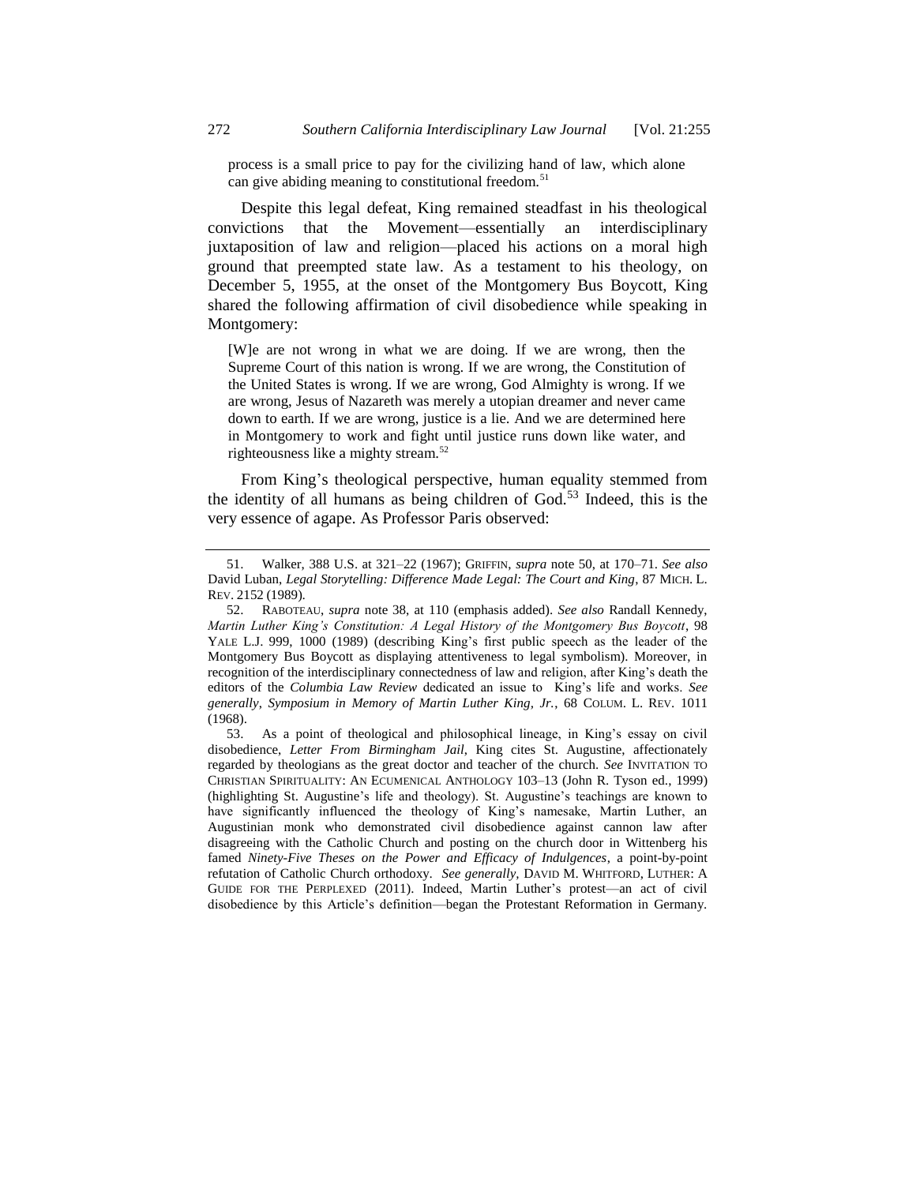process is a small price to pay for the civilizing hand of law, which alone can give abiding meaning to constitutional freedom.[51]

Despite this legal defeat, King remained steadfast in his theological convictions that the Movement—essentially an interdisciplinary juxtaposition of law and religion—placed his actions on a moral high ground that preempted state law. As a testament to his theology, on December 5, 1955, at the onset of the Montgomery Bus Boycott, King shared the following affirmation of civil disobedience while speaking in Montgomery:

> [W]e are not wrong in what we are doing. If we are wrong, then the Supreme Court of this nation is wrong. If we are wrong, the Constitution of the United States is wrong. If we are wrong, God Almighty is wrong. If we are wrong, Jesus of Nazareth was merely a utopian dreamer and never came down to earth. If we are wrong, justice is a lie. And we are determined here in Montgomery to work and fight until justice runs down like water, and righteousness like a mighty stream.[52]

From King's theological perspective, human equality stemmed from the identity of all humans as being children of God.[53] Indeed, this is the very essence of agape. As Professor Paris observed:

---

51. Walker, 388 U.S. at 321–22 (1967); GRIFFIN, *supra* note 50, at 170–71. *See also* David Luban, *Legal Storytelling: Difference Made Legal: The Court and King*, 87 MICH. L. REV. 2152 (1989).

52. RABOTEAU, *supra* note 38, at 110 (emphasis added). *See also* Randall Kennedy, *Martin Luther King's Constitution: A Legal History of the Montgomery Bus Boycott*, 98 YALE L.J. 999, 1000 (1989) (describing King's first public speech as the leader of the Montgomery Bus Boycott as displaying attentiveness to legal symbolism). Moreover, in recognition of the interdisciplinary connectedness of law and religion, after King's death the editors of the *Columbia Law Review* dedicated an issue to King's life and works. *See generally*, *Symposium in Memory of Martin Luther King, Jr.*, 68 COLUM. L. REV. 1011 (1968).

53. As a point of theological and philosophical lineage, in King's essay on civil disobedience, *Letter From Birmingham Jail*, King cites St. Augustine, affectionately regarded by theologians as the great doctor and teacher of the church. *See* INVITATION TO CHRISTIAN SPIRITUALITY: AN ECUMENICAL ANTHOLOGY 103–13 (John R. Tyson ed., 1999) (highlighting St. Augustine's life and theology). St. Augustine's teachings are known to have significantly influenced the theology of King's namesake, Martin Luther, an Augustinian monk who demonstrated civil disobedience against cannon law after disagreeing with the Catholic Church and posting on the church door in Wittenberg his famed *Ninety-Five Theses on the Power and Efficacy of Indulgences*, a point-by-point refutation of Catholic Church orthodoxy. *See generally*, DAVID M. WHITFORD, LUTHER: A GUIDE FOR THE PERPLEXED (2011). Indeed, Martin Luther's protest—an act of civil disobedience by this Article's definition—began the Protestant Reformation in Germany.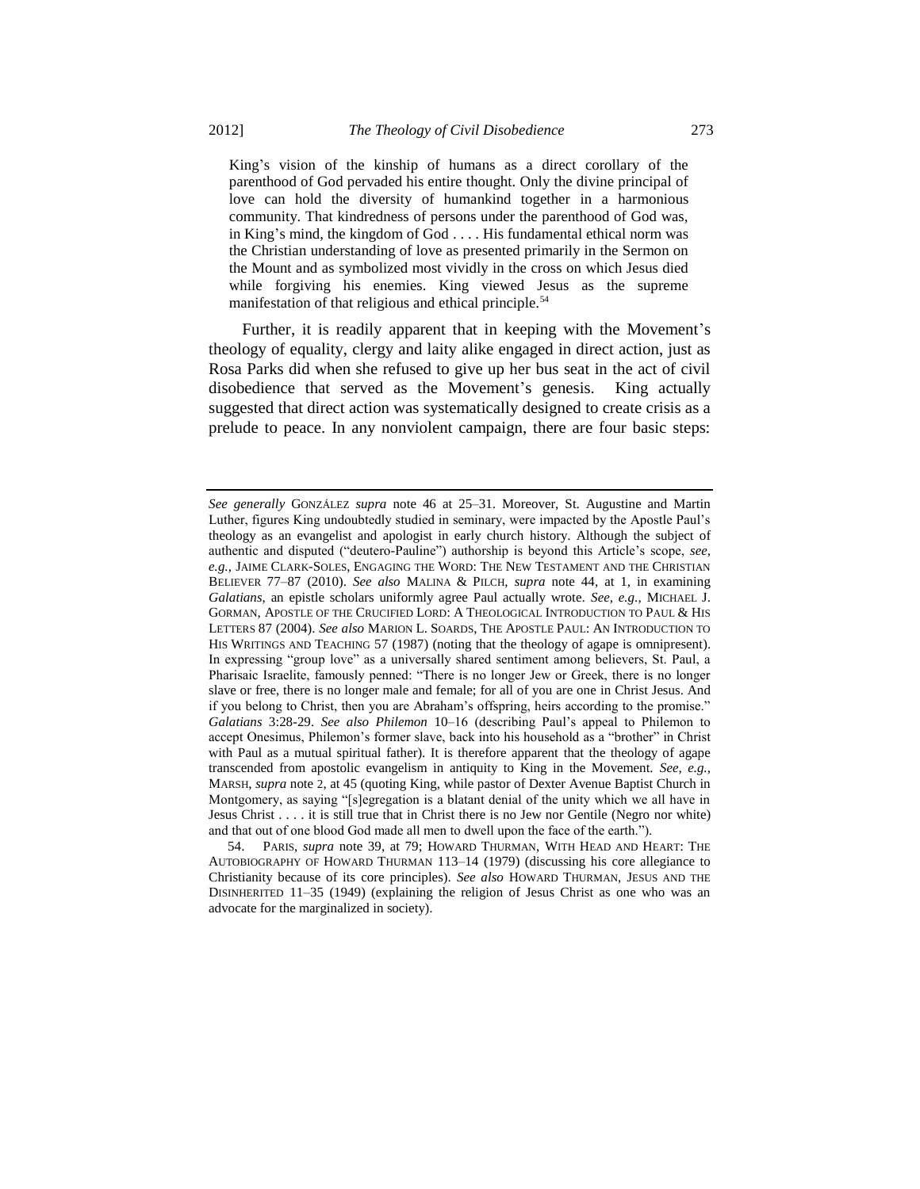> King's vision of the kinship of humans as a direct corollary of the parenthood of God pervaded his entire thought. Only the divine principal of love can hold the diversity of humankind together in a harmonious community. That kindredness of persons under the parenthood of God was, in King's mind, the kingdom of God . . . . His fundamental ethical norm was the Christian understanding of love as presented primarily in the Sermon on the Mount and as symbolized most vividly in the cross on which Jesus died while forgiving his enemies. King viewed Jesus as the supreme manifestation of that religious and ethical principle.[54]

Further, it is readily apparent that in keeping with the Movement's theology of equality, clergy and laity alike engaged in direct action, just as Rosa Parks did when she refused to give up her bus seat in the act of civil disobedience that served as the Movement's genesis. King actually suggested that direct action was systematically designed to create crisis as a prelude to peace. In any nonviolent campaign, there are four basic steps:

---

*See generally* GONZÁLEZ *supra* note 46 at 25–31. Moreover, St. Augustine and Martin Luther, figures King undoubtedly studied in seminary, were impacted by the Apostle Paul's theology as an evangelist and apologist in early church history. Although the subject of authentic and disputed ("deutero-Pauline") authorship is beyond this Article's scope, *see, e.g.,* JAIME CLARK-SOLES, ENGAGING THE WORD: THE NEW TESTAMENT AND THE CHRISTIAN BELIEVER 77–87 (2010). *See also* MALINA & PILCH, *supra* note 44, at 1, in examining *Galatians*, an epistle scholars uniformly agree Paul actually wrote. *See, e.g.,* MICHAEL J. GORMAN, APOSTLE OF THE CRUCIFIED LORD: A THEOLOGICAL INTRODUCTION TO PAUL & HIS LETTERS 87 (2004). *See also* MARION L. SOARDS, THE APOSTLE PAUL: AN INTRODUCTION TO HIS WRITINGS AND TEACHING 57 (1987) (noting that the theology of agape is omnipresent). In expressing "group love" as a universally shared sentiment among believers, St. Paul, a Pharisaic Israelite, famously penned: "There is no longer Jew or Greek, there is no longer slave or free, there is no longer male and female; for all of you are one in Christ Jesus. And if you belong to Christ, then you are Abraham's offspring, heirs according to the promise." *Galatians* 3:28-29. *See also Philemon* 10–16 (describing Paul's appeal to Philemon to accept Onesimus, Philemon's former slave, back into his household as a "brother" in Christ with Paul as a mutual spiritual father). It is therefore apparent that the theology of agape transcended from apostolic evangelism in antiquity to King in the Movement. *See, e.g.,* MARSH, *supra* note 2, at 45 (quoting King, while pastor of Dexter Avenue Baptist Church in Montgomery, as saying "[s]egregation is a blatant denial of the unity which we all have in Jesus Christ . . . . it is still true that in Christ there is no Jew nor Gentile (Negro nor white) and that out of one blood God made all men to dwell upon the face of the earth.").

54. PARIS, *supra* note 39, at 79; HOWARD THURMAN, WITH HEAD AND HEART: THE AUTOBIOGRAPHY OF HOWARD THURMAN 113–14 (1979) (discussing his core allegiance to Christianity because of its core principles). *See also* HOWARD THURMAN, JESUS AND THE DISINHERITED 11–35 (1949) (explaining the religion of Jesus Christ as one who was an advocate for the marginalized in society).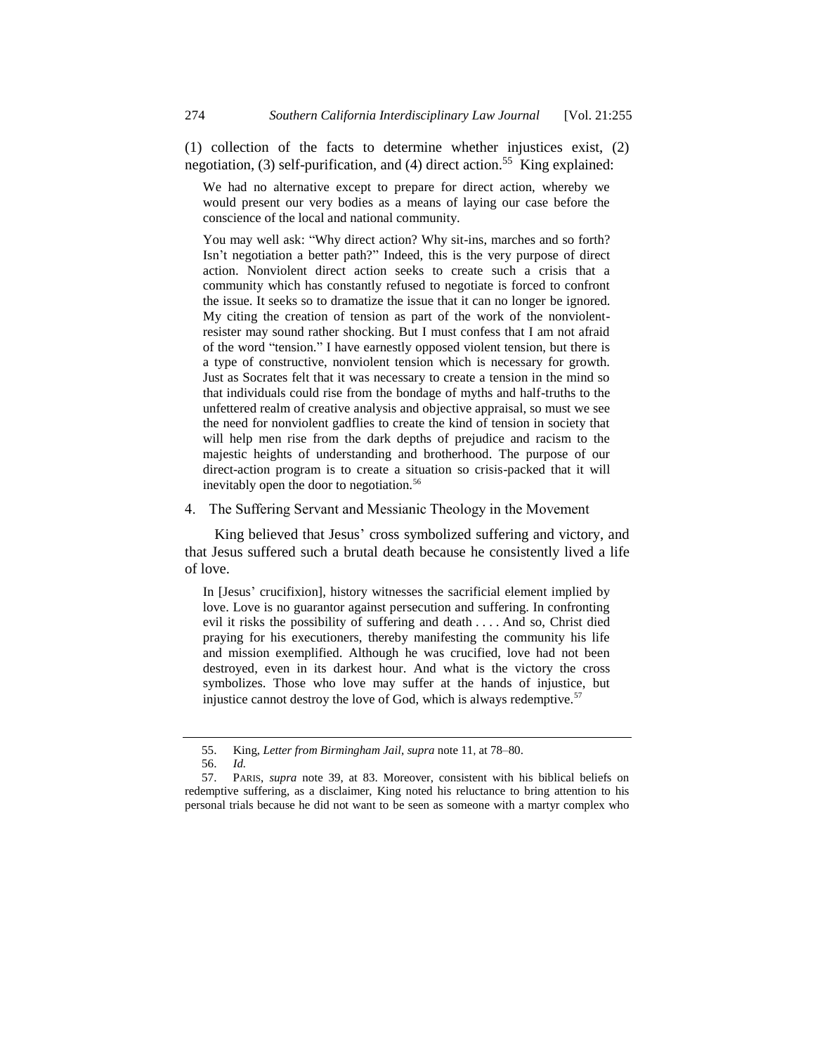(1) collection of the facts to determine whether injustices exist, (2) negotiation, (3) self-purification, and (4) direct action.[55] King explained:

> We had no alternative except to prepare for direct action, whereby we would present our very bodies as a means of laying our case before the conscience of the local and national community.
>
> You may well ask: "Why direct action? Why sit-ins, marches and so forth? Isn't negotiation a better path?" Indeed, this is the very purpose of direct action. Nonviolent direct action seeks to create such a crisis that a community which has constantly refused to negotiate is forced to confront the issue. It seeks so to dramatize the issue that it can no longer be ignored. My citing the creation of tension as part of the work of the nonviolent-resister may sound rather shocking. But I must confess that I am not afraid of the word "tension." I have earnestly opposed violent tension, but there is a type of constructive, nonviolent tension which is necessary for growth. Just as Socrates felt that it was necessary to create a tension in the mind so that individuals could rise from the bondage of myths and half-truths to the unfettered realm of creative analysis and objective appraisal, so must we see the need for nonviolent gadflies to create the kind of tension in society that will help men rise from the dark depths of prejudice and racism to the majestic heights of understanding and brotherhood. The purpose of our direct-action program is to create a situation so crisis-packed that it will inevitably open the door to negotiation.[56]

### 4. The Suffering Servant and Messianic Theology in the Movement

King believed that Jesus' cross symbolized suffering and victory, and that Jesus suffered such a brutal death because he consistently lived a life of love.

> In [Jesus' crucifixion], history witnesses the sacrificial element implied by love. Love is no guarantor against persecution and suffering. In confronting evil it risks the possibility of suffering and death . . . . And so, Christ died praying for his executioners, thereby manifesting the community his life and mission exemplified. Although he was crucified, love had not been destroyed, even in its darkest hour. And what is the victory the cross symbolizes. Those who love may suffer at the hands of injustice, but injustice cannot destroy the love of God, which is always redemptive.[57]

---

55. King, *Letter from Birmingham Jail*, *supra* note 11, at 78–80.

56. *Id.*

57. PARIS, *supra* note 39, at 83. Moreover, consistent with his biblical beliefs on redemptive suffering, as a disclaimer, King noted his reluctance to bring attention to his personal trials because he did not want to be seen as someone with a martyr complex who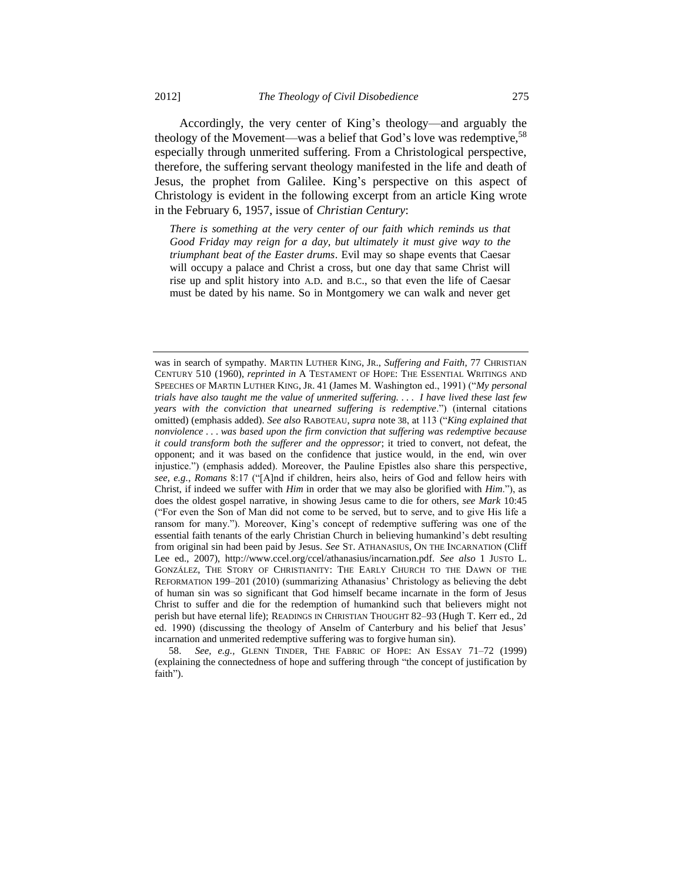Accordingly, the very center of King's theology—and arguably the theology of the Movement—was a belief that God's love was redemptive,[58] especially through unmerited suffering. From a Christological perspective, therefore, the suffering servant theology manifested in the life and death of Jesus, the prophet from Galilee. King's perspective on this aspect of Christology is evident in the following excerpt from an article King wrote in the February 6, 1957, issue of *Christian Century*:

> *There is something at the very center of our faith which reminds us that Good Friday may reign for a day, but ultimately it must give way to the triumphant beat of the Easter drums*. Evil may so shape events that Caesar will occupy a palace and Christ a cross, but one day that same Christ will rise up and split history into A.D. and B.C., so that even the life of Caesar must be dated by his name. So in Montgomery we can walk and never get

---

was in search of sympathy. MARTIN LUTHER KING, JR., *Suffering and Faith*, 77 CHRISTIAN CENTURY 510 (1960), *reprinted in* A TESTAMENT OF HOPE: THE ESSENTIAL WRITINGS AND SPEECHES OF MARTIN LUTHER KING, JR. 41 (James M. Washington ed., 1991) ("*My personal trials have also taught me the value of unmerited suffering. . . . I have lived these last few years with the conviction that unearned suffering is redemptive*.") (internal citations omitted) (emphasis added). *See also* RABOTEAU, *supra* note 38, at 113 ("*King explained that nonviolence . . . was based upon the firm conviction that suffering was redemptive because it could transform both the sufferer and the oppressor*; it tried to convert, not defeat, the opponent; and it was based on the confidence that justice would, in the end, win over injustice.") (emphasis added). Moreover, the Pauline Epistles also share this perspective, *see, e.g.*, *Romans* 8:17 ("[A]nd if children, heirs also, heirs of God and fellow heirs with Christ, if indeed we suffer with *Him* in order that we may also be glorified with *Him*."), as does the oldest gospel narrative, in showing Jesus came to die for others, *see Mark* 10:45 ("For even the Son of Man did not come to be served, but to serve, and to give His life a ransom for many."). Moreover, King's concept of redemptive suffering was one of the essential faith tenants of the early Christian Church in believing humankind's debt resulting from original sin had been paid by Jesus. *See* ST. ATHANASIUS, ON THE INCARNATION (Cliff Lee ed., 2007), http://www.ccel.org/ccel/athanasius/incarnation.pdf. *See also* 1 JUSTO L. GONZÁLEZ, THE STORY OF CHRISTIANITY: THE EARLY CHURCH TO THE DAWN OF THE REFORMATION 199–201 (2010) (summarizing Athanasius' Christology as believing the debt of human sin was so significant that God himself became incarnate in the form of Jesus Christ to suffer and die for the redemption of humankind such that believers might not perish but have eternal life); READINGS IN CHRISTIAN THOUGHT 82–93 (Hugh T. Kerr ed., 2d ed. 1990) (discussing the theology of Anselm of Canterbury and his belief that Jesus' incarnation and unmerited redemptive suffering was to forgive human sin).

58. *See, e.g.*, GLENN TINDER, THE FABRIC OF HOPE: AN ESSAY 71–72 (1999) (explaining the connectedness of hope and suffering through "the concept of justification by faith").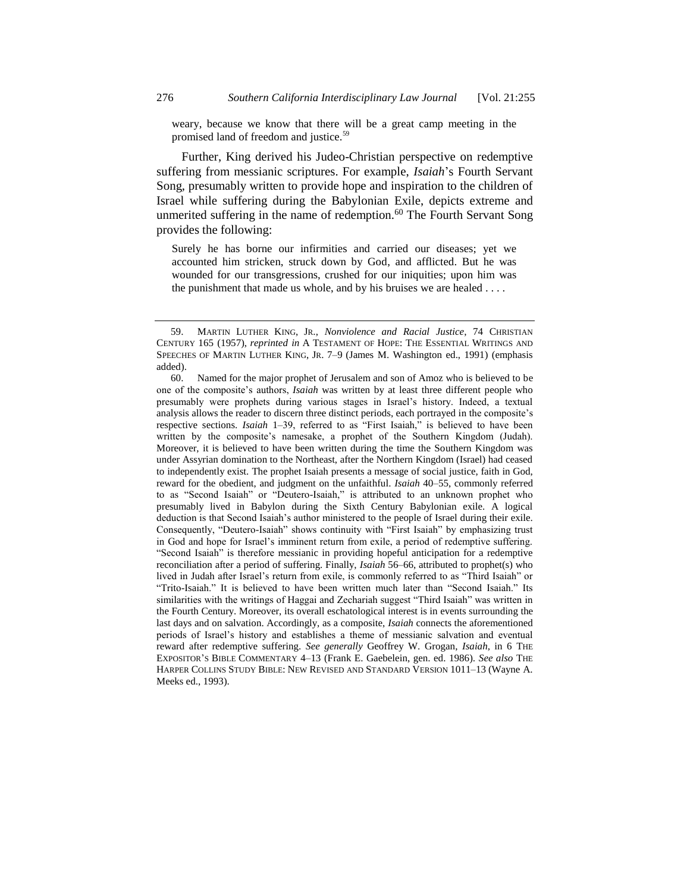> weary, because we know that there will be a great camp meeting in the promised land of freedom and justice.[59]

Further, King derived his Judeo-Christian perspective on redemptive suffering from messianic scriptures. For example, *Isaiah*'s Fourth Servant Song, presumably written to provide hope and inspiration to the children of Israel while suffering during the Babylonian Exile, depicts extreme and unmerited suffering in the name of redemption.[60] The Fourth Servant Song provides the following:

> Surely he has borne our infirmities and carried our diseases; yet we accounted him stricken, struck down by God, and afflicted. But he was wounded for our transgressions, crushed for our iniquities; upon him was the punishment that made us whole, and by his bruises we are healed . . . .

---

59. MARTIN LUTHER KING, JR., *Nonviolence and Racial Justice*, 74 CHRISTIAN CENTURY 165 (1957), *reprinted in* A TESTAMENT OF HOPE: THE ESSENTIAL WRITINGS AND SPEECHES OF MARTIN LUTHER KING, JR. 7–9 (James M. Washington ed., 1991) (emphasis added).

60. Named for the major prophet of Jerusalem and son of Amoz who is believed to be one of the composite's authors, *Isaiah* was written by at least three different people who presumably were prophets during various stages in Israel's history. Indeed, a textual analysis allows the reader to discern three distinct periods, each portrayed in the composite's respective sections. *Isaiah* 1–39, referred to as "First Isaiah," is believed to have been written by the composite's namesake, a prophet of the Southern Kingdom (Judah). Moreover, it is believed to have been written during the time the Southern Kingdom was under Assyrian domination to the Northeast, after the Northern Kingdom (Israel) had ceased to independently exist. The prophet Isaiah presents a message of social justice, faith in God, reward for the obedient, and judgment on the unfaithful. *Isaiah* 40–55, commonly referred to as "Second Isaiah" or "Deutero-Isaiah," is attributed to an unknown prophet who presumably lived in Babylon during the Sixth Century Babylonian exile. A logical deduction is that Second Isaiah's author ministered to the people of Israel during their exile. Consequently, "Deutero-Isaiah" shows continuity with "First Isaiah" by emphasizing trust in God and hope for Israel's imminent return from exile, a period of redemptive suffering. "Second Isaiah" is therefore messianic in providing hopeful anticipation for a redemptive reconciliation after a period of suffering. Finally, *Isaiah* 56–66, attributed to prophet(s) who lived in Judah after Israel's return from exile, is commonly referred to as "Third Isaiah" or "Trito-Isaiah." It is believed to have been written much later than "Second Isaiah." Its similarities with the writings of Haggai and Zechariah suggest "Third Isaiah" was written in the Fourth Century. Moreover, its overall eschatological interest is in events surrounding the last days and on salvation. Accordingly, as a composite, *Isaiah* connects the aforementioned periods of Israel's history and establishes a theme of messianic salvation and eventual reward after redemptive suffering. *See generally* Geoffrey W. Grogan, *Isaiah*, in 6 THE EXPOSITOR'S BIBLE COMMENTARY 4–13 (Frank E. Gaebelein, gen. ed. 1986). *See also* THE HARPER COLLINS STUDY BIBLE: NEW REVISED AND STANDARD VERSION 1011–13 (Wayne A. Meeks ed., 1993).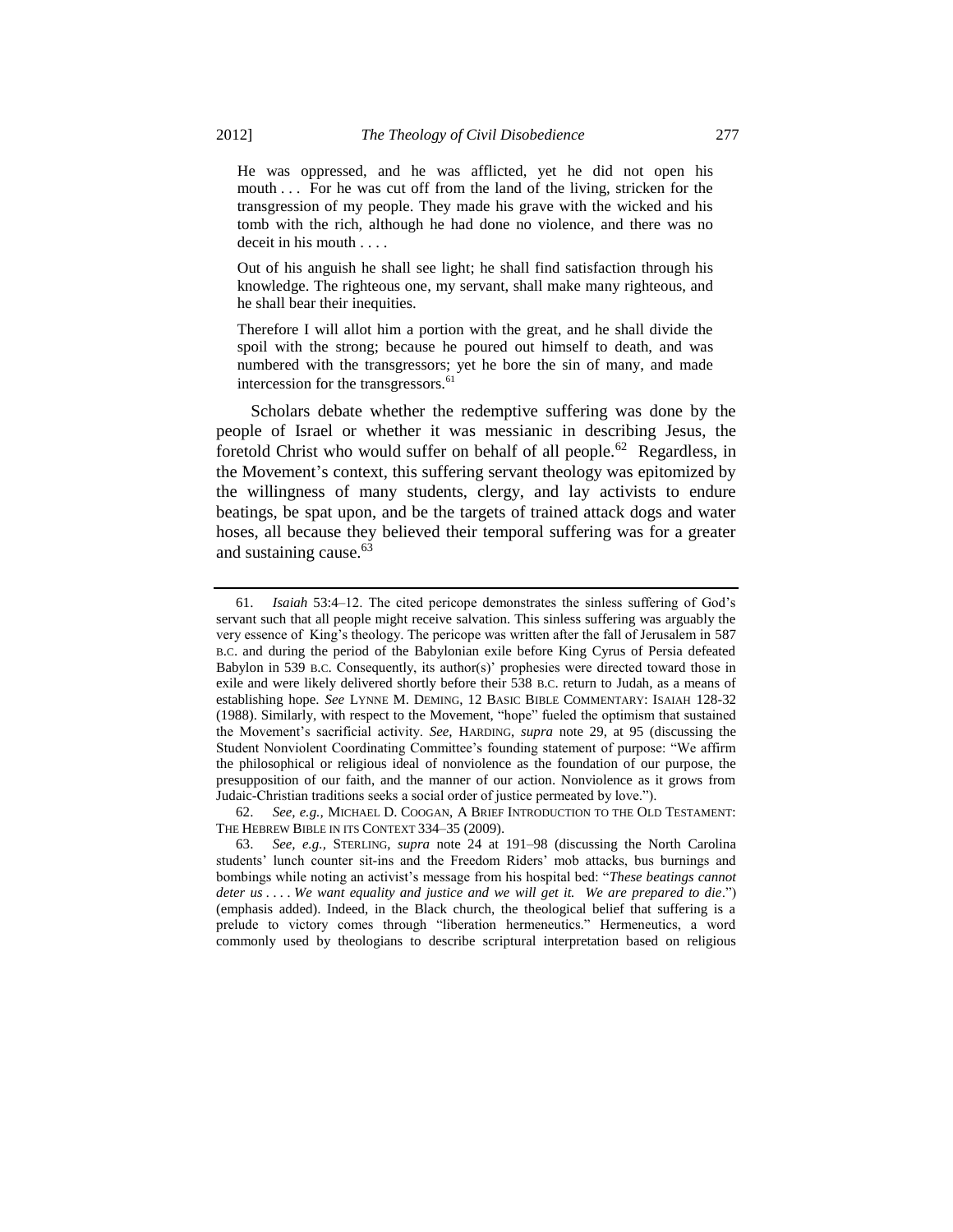> He was oppressed, and he was afflicted, yet he did not open his mouth . . . For he was cut off from the land of the living, stricken for the transgression of my people. They made his grave with the wicked and his tomb with the rich, although he had done no violence, and there was no deceit in his mouth . . . .
>
> Out of his anguish he shall see light; he shall find satisfaction through his knowledge. The righteous one, my servant, shall make many righteous, and he shall bear their inequities.
>
> Therefore I will allot him a portion with the great, and he shall divide the spoil with the strong; because he poured out himself to death, and was numbered with the transgressors; yet he bore the sin of many, and made intercession for the transgressors.[61]

Scholars debate whether the redemptive suffering was done by the people of Israel or whether it was messianic in describing Jesus, the foretold Christ who would suffer on behalf of all people.[62] Regardless, in the Movement's context, this suffering servant theology was epitomized by the willingness of many students, clergy, and lay activists to endure beatings, be spat upon, and be the targets of trained attack dogs and water hoses, all because they believed their temporal suffering was for a greater and sustaining cause.[63]

---

61. *Isaiah* 53:4–12. The cited pericope demonstrates the sinless suffering of God's servant such that all people might receive salvation. This sinless suffering was arguably the very essence of King's theology. The pericope was written after the fall of Jerusalem in 587 B.C. and during the period of the Babylonian exile before King Cyrus of Persia defeated Babylon in 539 B.C. Consequently, its author(s)' prophesies were directed toward those in exile and were likely delivered shortly before their 538 B.C. return to Judah, as a means of establishing hope. *See* LYNNE M. DEMING, 12 BASIC BIBLE COMMENTARY: ISAIAH 128-32 (1988). Similarly, with respect to the Movement, "hope" fueled the optimism that sustained the Movement's sacrificial activity. *See,* HARDING, *supra* note 29, at 95 (discussing the Student Nonviolent Coordinating Committee's founding statement of purpose: "We affirm the philosophical or religious ideal of nonviolence as the foundation of our purpose, the presupposition of our faith, and the manner of our action. Nonviolence as it grows from Judaic-Christian traditions seeks a social order of justice permeated by love.").

62. *See, e.g.,* MICHAEL D. COOGAN, A BRIEF INTRODUCTION TO THE OLD TESTAMENT: THE HEBREW BIBLE IN ITS CONTEXT 334–35 (2009).

63. *See, e.g.,* STERLING, *supra* note 24 at 191–98 (discussing the North Carolina students' lunch counter sit-ins and the Freedom Riders' mob attacks, bus burnings and bombings while noting an activist's message from his hospital bed: "*These beatings cannot deter us . . . . We want equality and justice and we will get it. We are prepared to die*.") (emphasis added). Indeed, in the Black church, the theological belief that suffering is a prelude to victory comes through "liberation hermeneutics." Hermeneutics, a word commonly used by theologians to describe scriptural interpretation based on religious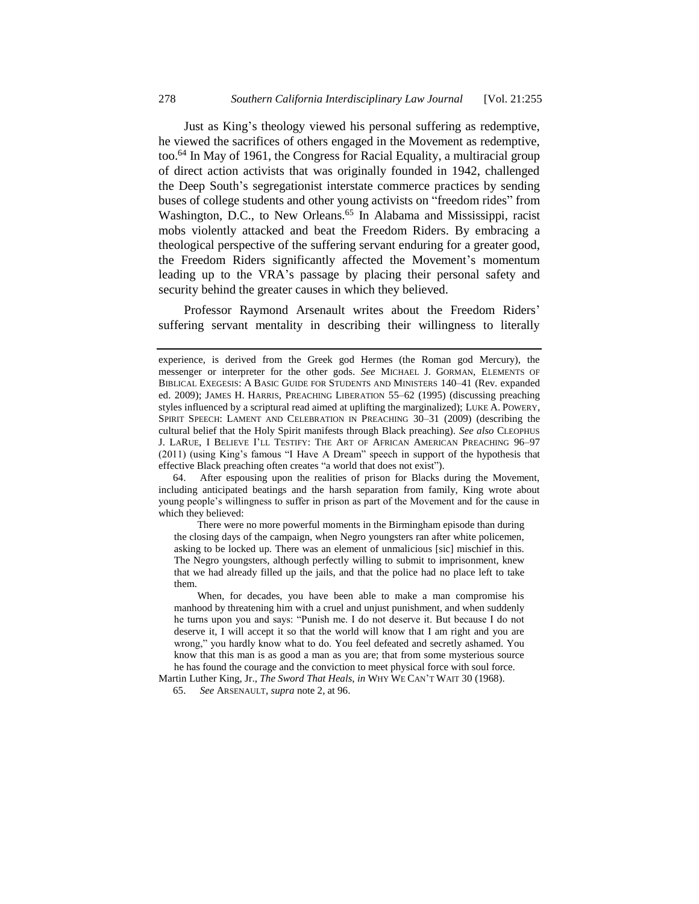Just as King's theology viewed his personal suffering as redemptive, he viewed the sacrifices of others engaged in the Movement as redemptive, too.[64] In May of 1961, the Congress for Racial Equality, a multiracial group of direct action activists that was originally founded in 1942, challenged the Deep South's segregationist interstate commerce practices by sending buses of college students and other young activists on "freedom rides" from Washington, D.C., to New Orleans.[65] In Alabama and Mississippi, racist mobs violently attacked and beat the Freedom Riders. By embracing a theological perspective of the suffering servant enduring for a greater good, the Freedom Riders significantly affected the Movement's momentum leading up to the VRA's passage by placing their personal safety and security behind the greater causes in which they believed.

Professor Raymond Arsenault writes about the Freedom Riders' suffering servant mentality in describing their willingness to literally

---

experience, is derived from the Greek god Hermes (the Roman god Mercury), the messenger or interpreter for the other gods. *See* MICHAEL J. GORMAN, ELEMENTS OF BIBLICAL EXEGESIS: A BASIC GUIDE FOR STUDENTS AND MINISTERS 140–41 (Rev. expanded ed. 2009); JAMES H. HARRIS, PREACHING LIBERATION 55–62 (1995) (discussing preaching styles influenced by a scriptural read aimed at uplifting the marginalized); LUKE A. POWERY, SPIRIT SPEECH: LAMENT AND CELEBRATION IN PREACHING 30–31 (2009) (describing the cultural belief that the Holy Spirit manifests through Black preaching). *See also* CLEOPHUS J. LARUE, I BELIEVE I'LL TESTIFY: THE ART OF AFRICAN AMERICAN PREACHING 96–97 (2011) (using King's famous "I Have A Dream" speech in support of the hypothesis that effective Black preaching often creates "a world that does not exist").

64. After espousing upon the realities of prison for Blacks during the Movement, including anticipated beatings and the harsh separation from family, King wrote about young people's willingness to suffer in prison as part of the Movement and for the cause in which they believed:

> There were no more powerful moments in the Birmingham episode than during the closing days of the campaign, when Negro youngsters ran after white policemen, asking to be locked up. There was an element of unmalicious [sic] mischief in this. The Negro youngsters, although perfectly willing to submit to imprisonment, knew that we had already filled up the jails, and that the police had no place left to take them.
>
> When, for decades, you have been able to make a man compromise his manhood by threatening him with a cruel and unjust punishment, and when suddenly he turns upon you and says: "Punish me. I do not deserve it. But because I do not deserve it, I will accept it so that the world will know that I am right and you are wrong," you hardly know what to do. You feel defeated and secretly ashamed. You know that this man is as good a man as you are; that from some mysterious source he has found the courage and the conviction to meet physical force with soul force.

Martin Luther King, Jr., *The Sword That Heals*, *in* WHY WE CAN'T WAIT 30 (1968).

65. *See* ARSENAULT, *supra* note 2, at 96.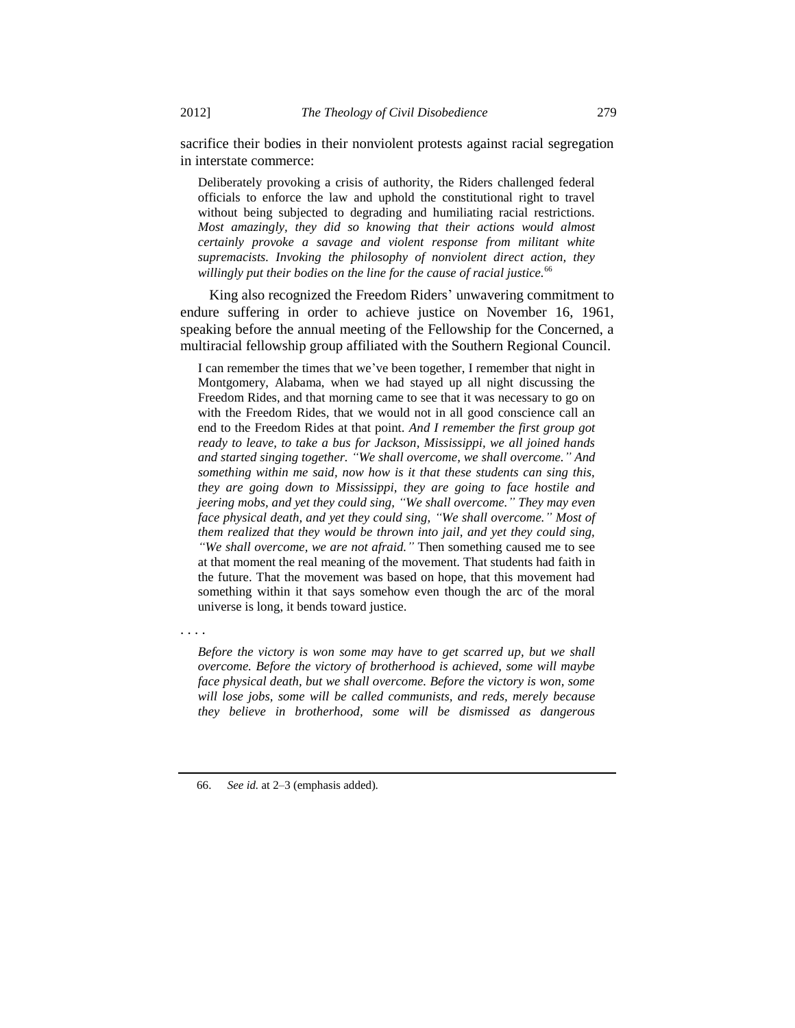sacrifice their bodies in their nonviolent protests against racial segregation in interstate commerce:

> Deliberately provoking a crisis of authority, the Riders challenged federal officials to enforce the law and uphold the constitutional right to travel without being subjected to degrading and humiliating racial restrictions. *Most amazingly, they did so knowing that their actions would almost certainly provoke a savage and violent response from militant white supremacists. Invoking the philosophy of nonviolent direct action, they willingly put their bodies on the line for the cause of racial justice.*[66]

King also recognized the Freedom Riders' unwavering commitment to endure suffering in order to achieve justice on November 16, 1961, speaking before the annual meeting of the Fellowship for the Concerned, a multiracial fellowship group affiliated with the Southern Regional Council.

> I can remember the times that we've been together, I remember that night in Montgomery, Alabama, when we had stayed up all night discussing the Freedom Rides, and that morning came to see that it was necessary to go on with the Freedom Rides, that we would not in all good conscience call an end to the Freedom Rides at that point. *And I remember the first group got ready to leave, to take a bus for Jackson, Mississippi, we all joined hands and started singing together. "We shall overcome, we shall overcome." And something within me said, now how is it that these students can sing this, they are going down to Mississippi, they are going to face hostile and jeering mobs, and yet they could sing, "We shall overcome." They may even face physical death, and yet they could sing, "We shall overcome." Most of them realized that they would be thrown into jail, and yet they could sing, "We shall overcome, we are not afraid."* Then something caused me to see at that moment the real meaning of the movement. That students had faith in the future. That the movement was based on hope, that this movement had something within it that says somehow even though the arc of the moral universe is long, it bends toward justice.

. . . .

> *Before the victory is won some may have to get scarred up, but we shall overcome. Before the victory of brotherhood is achieved, some will maybe face physical death, but we shall overcome. Before the victory is won, some will lose jobs, some will be called communists, and reds, merely because they believe in brotherhood, some will be dismissed as dangerous*

---

66. *See id.* at 2–3 (emphasis added).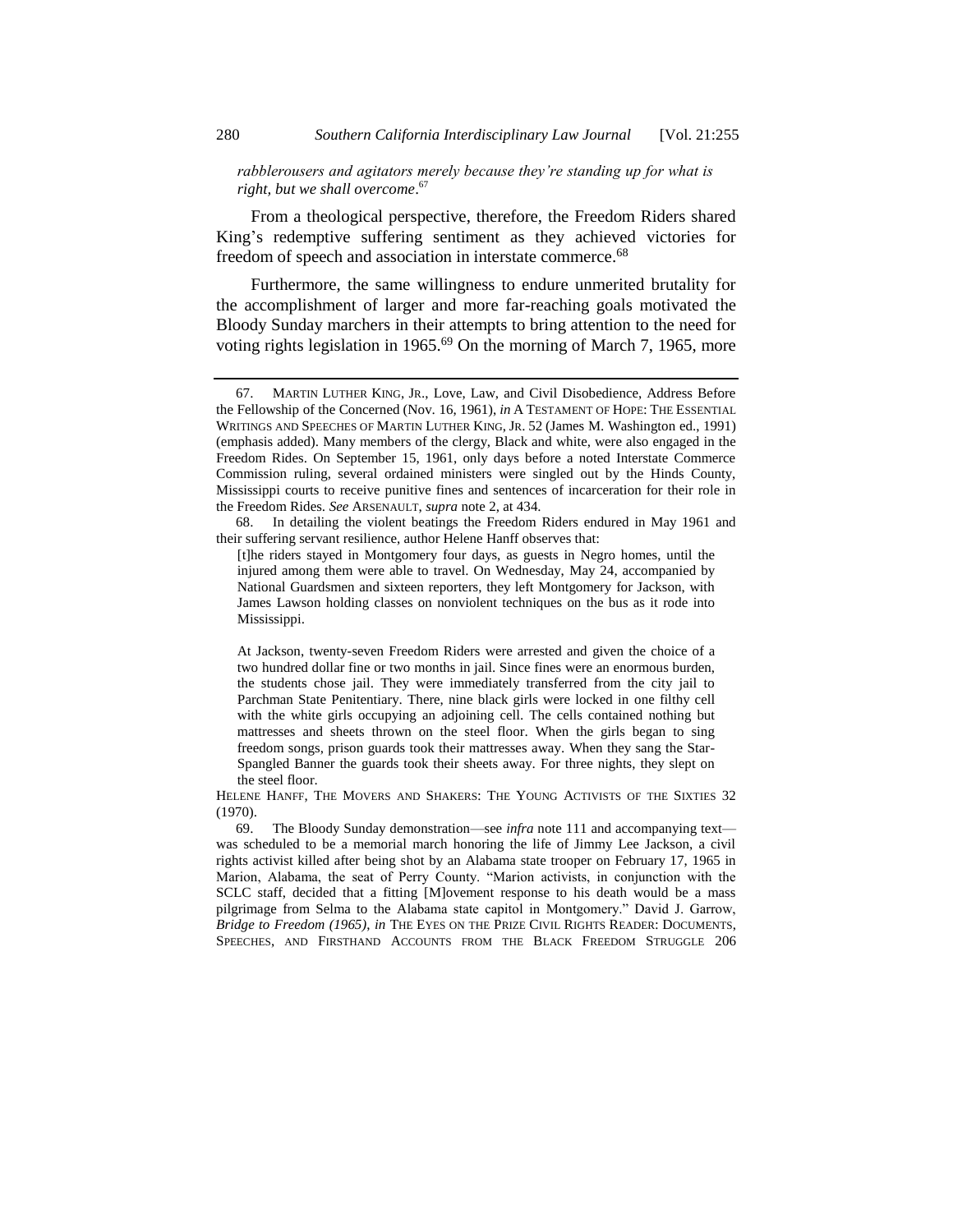*rabblerousers and agitators merely because they're standing up for what is right, but we shall overcome*.[67]

From a theological perspective, therefore, the Freedom Riders shared King's redemptive suffering sentiment as they achieved victories for freedom of speech and association in interstate commerce.[68]

Furthermore, the same willingness to endure unmerited brutality for the accomplishment of larger and more far-reaching goals motivated the Bloody Sunday marchers in their attempts to bring attention to the need for voting rights legislation in 1965.[69] On the morning of March 7, 1965, more

---

67. MARTIN LUTHER KING, JR., Love, Law, and Civil Disobedience, Address Before the Fellowship of the Concerned (Nov. 16, 1961), *in* A TESTAMENT OF HOPE: THE ESSENTIAL WRITINGS AND SPEECHES OF MARTIN LUTHER KING, JR. 52 (James M. Washington ed., 1991) (emphasis added). Many members of the clergy, Black and white, were also engaged in the Freedom Rides. On September 15, 1961, only days before a noted Interstate Commerce Commission ruling, several ordained ministers were singled out by the Hinds County, Mississippi courts to receive punitive fines and sentences of incarceration for their role in the Freedom Rides. *See* ARSENAULT, *supra* note 2, at 434.

68. In detailing the violent beatings the Freedom Riders endured in May 1961 and their suffering servant resilience, author Helene Hanff observes that:

> [t]he riders stayed in Montgomery four days, as guests in Negro homes, until the injured among them were able to travel. On Wednesday, May 24, accompanied by National Guardsmen and sixteen reporters, they left Montgomery for Jackson, with James Lawson holding classes on nonviolent techniques on the bus as it rode into Mississippi.
>
> At Jackson, twenty-seven Freedom Riders were arrested and given the choice of a two hundred dollar fine or two months in jail. Since fines were an enormous burden, the students chose jail. They were immediately transferred from the city jail to Parchman State Penitentiary. There, nine black girls were locked in one filthy cell with the white girls occupying an adjoining cell. The cells contained nothing but mattresses and sheets thrown on the steel floor. When the girls began to sing freedom songs, prison guards took their mattresses away. When they sang the Star-Spangled Banner the guards took their sheets away. For three nights, they slept on the steel floor.

HELENE HANFF, THE MOVERS AND SHAKERS: THE YOUNG ACTIVISTS OF THE SIXTIES 32 (1970).

69. The Bloody Sunday demonstration—see *infra* note 111 and accompanying text—was scheduled to be a memorial march honoring the life of Jimmy Lee Jackson, a civil rights activist killed after being shot by an Alabama state trooper on February 17, 1965 in Marion, Alabama, the seat of Perry County. "Marion activists, in conjunction with the SCLC staff, decided that a fitting [M]ovement response to his death would be a mass pilgrimage from Selma to the Alabama state capitol in Montgomery." David J. Garrow, *Bridge to Freedom (1965)*, *in* THE EYES ON THE PRIZE CIVIL RIGHTS READER: DOCUMENTS, SPEECHES, AND FIRSTHAND ACCOUNTS FROM THE BLACK FREEDOM STRUGGLE 206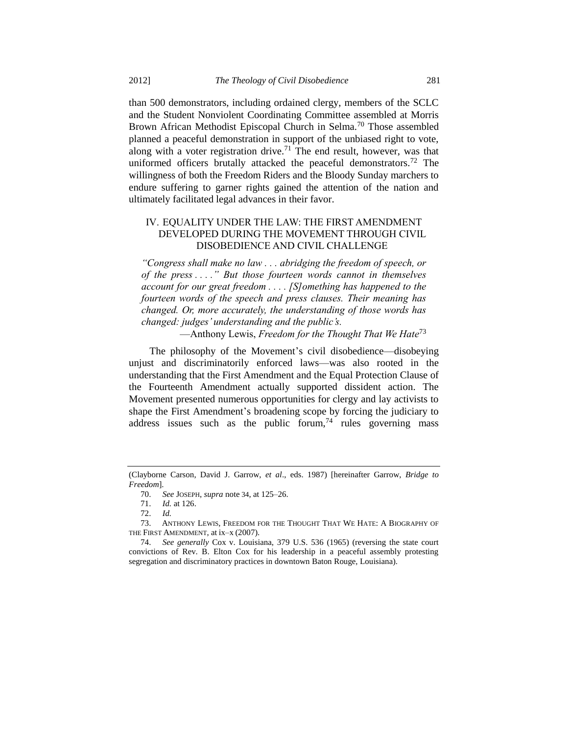than 500 demonstrators, including ordained clergy, members of the SCLC and the Student Nonviolent Coordinating Committee assembled at Morris Brown African Methodist Episcopal Church in Selma.[70] Those assembled planned a peaceful demonstration in support of the unbiased right to vote, along with a voter registration drive.[71] The end result, however, was that uniformed officers brutally attacked the peaceful demonstrators.[72] The willingness of both the Freedom Riders and the Bloody Sunday marchers to endure suffering to garner rights gained the attention of the nation and ultimately facilitated legal advances in their favor.

## IV. EQUALITY UNDER THE LAW: THE FIRST AMENDMENT DEVELOPED DURING THE MOVEMENT THROUGH CIVIL DISOBEDIENCE AND CIVIL CHALLENGE

> *"Congress shall make no law . . . abridging the freedom of speech, or of the press . . . ." But those fourteen words cannot in themselves account for our great freedom . . . . [S]omething has happened to the fourteen words of the speech and press clauses. Their meaning has changed. Or, more accurately, the understanding of those words has changed: judges' understanding and the public's.*
>
> —Anthony Lewis, *Freedom for the Thought That We Hate*[73]

The philosophy of the Movement's civil disobedience—disobeying unjust and discriminatorily enforced laws—was also rooted in the understanding that the First Amendment and the Equal Protection Clause of the Fourteenth Amendment actually supported dissident action. The Movement presented numerous opportunities for clergy and lay activists to shape the First Amendment's broadening scope by forcing the judiciary to address issues such as the public forum,[74] rules governing mass

---

(Clayborne Carson, David J. Garrow, *et al*., eds. 1987) [hereinafter Garrow, *Bridge to Freedom*].

70. *See* JOSEPH, *supra* note 34, at 125–26.

71. *Id.* at 126.

72. *Id.*

73. ANTHONY LEWIS, FREEDOM FOR THE THOUGHT THAT WE HATE: A BIOGRAPHY OF THE FIRST AMENDMENT, at ix–x (2007).

74. *See generally* Cox v. Louisiana, 379 U.S. 536 (1965) (reversing the state court convictions of Rev. B. Elton Cox for his leadership in a peaceful assembly protesting segregation and discriminatory practices in downtown Baton Rouge, Louisiana).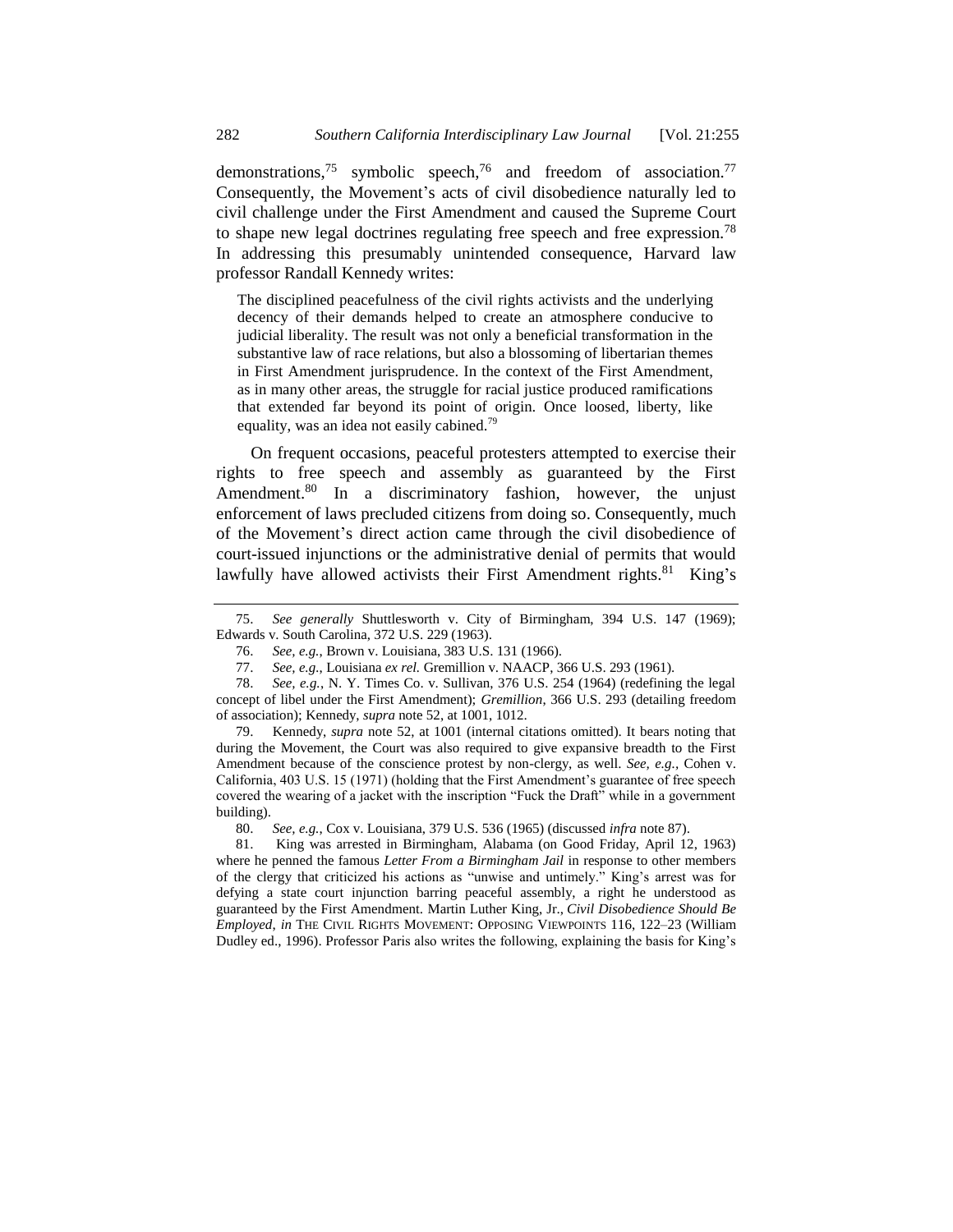demonstrations,[75] symbolic speech,[76] and freedom of association.[77] Consequently, the Movement's acts of civil disobedience naturally led to civil challenge under the First Amendment and caused the Supreme Court to shape new legal doctrines regulating free speech and free expression.[78] In addressing this presumably unintended consequence, Harvard law professor Randall Kennedy writes:

> The disciplined peacefulness of the civil rights activists and the underlying decency of their demands helped to create an atmosphere conducive to judicial liberality. The result was not only a beneficial transformation in the substantive law of race relations, but also a blossoming of libertarian themes in First Amendment jurisprudence. In the context of the First Amendment, as in many other areas, the struggle for racial justice produced ramifications that extended far beyond its point of origin. Once loosed, liberty, like equality, was an idea not easily cabined.[79]

On frequent occasions, peaceful protesters attempted to exercise their rights to free speech and assembly as guaranteed by the First Amendment.[80] In a discriminatory fashion, however, the unjust enforcement of laws precluded citizens from doing so. Consequently, much of the Movement's direct action came through the civil disobedience of court-issued injunctions or the administrative denial of permits that would lawfully have allowed activists their First Amendment rights.[81] King's

---

75. *See generally* Shuttlesworth v. City of Birmingham, 394 U.S. 147 (1969); Edwards v. South Carolina, 372 U.S. 229 (1963).

76. *See, e.g.*, Brown v. Louisiana, 383 U.S. 131 (1966).

77. *See, e.g.*, Louisiana *ex rel.* Gremillion v. NAACP, 366 U.S. 293 (1961).

78. *See, e.g.*, N. Y. Times Co. v. Sullivan, 376 U.S. 254 (1964) (redefining the legal concept of libel under the First Amendment); *Gremillion*, 366 U.S. 293 (detailing freedom of association); Kennedy, *supra* note 52, at 1001, 1012.

79. Kennedy, *supra* note 52, at 1001 (internal citations omitted). It bears noting that during the Movement, the Court was also required to give expansive breadth to the First Amendment because of the conscience protest by non-clergy, as well. *See, e.g.*, Cohen v. California, 403 U.S. 15 (1971) (holding that the First Amendment's guarantee of free speech covered the wearing of a jacket with the inscription "Fuck the Draft" while in a government building).

80. *See, e.g.*, Cox v. Louisiana, 379 U.S. 536 (1965) (discussed *infra* note 87).

81. King was arrested in Birmingham, Alabama (on Good Friday, April 12, 1963) where he penned the famous *Letter From a Birmingham Jail* in response to other members of the clergy that criticized his actions as "unwise and untimely." King's arrest was for defying a state court injunction barring peaceful assembly, a right he understood as guaranteed by the First Amendment. Martin Luther King, Jr., *Civil Disobedience Should Be Employed*, *in* THE CIVIL RIGHTS MOVEMENT: OPPOSING VIEWPOINTS 116, 122–23 (William Dudley ed., 1996). Professor Paris also writes the following, explaining the basis for King's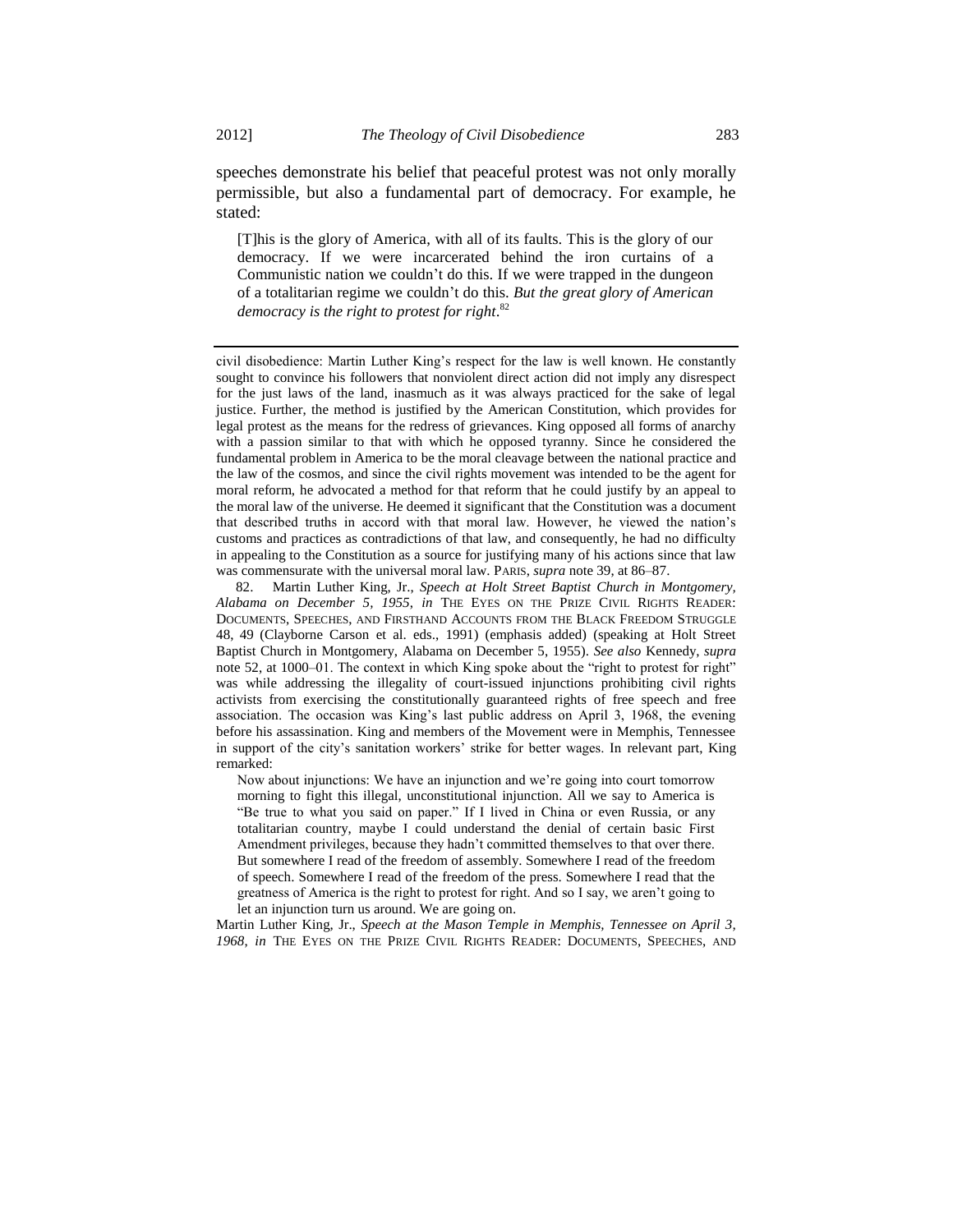speeches demonstrate his belief that peaceful protest was not only morally permissible, but also a fundamental part of democracy. For example, he stated:

> [T]his is the glory of America, with all of its faults. This is the glory of our democracy. If we were incarcerated behind the iron curtains of a Communistic nation we couldn't do this. If we were trapped in the dungeon of a totalitarian regime we couldn't do this. *But the great glory of American democracy is the right to protest for right*.[82]

---

civil disobedience: Martin Luther King's respect for the law is well known. He constantly sought to convince his followers that nonviolent direct action did not imply any disrespect for the just laws of the land, inasmuch as it was always practiced for the sake of legal justice. Further, the method is justified by the American Constitution, which provides for legal protest as the means for the redress of grievances. King opposed all forms of anarchy with a passion similar to that with which he opposed tyranny. Since he considered the fundamental problem in America to be the moral cleavage between the national practice and the law of the cosmos, and since the civil rights movement was intended to be the agent for moral reform, he advocated a method for that reform that he could justify by an appeal to the moral law of the universe. He deemed it significant that the Constitution was a document that described truths in accord with that moral law. However, he viewed the nation's customs and practices as contradictions of that law, and consequently, he had no difficulty in appealing to the Constitution as a source for justifying many of his actions since that law was commensurate with the universal moral law. PARIS, *supra* note 39, at 86–87.

82. Martin Luther King, Jr., *Speech at Holt Street Baptist Church in Montgomery, Alabama on December 5, 1955*, *in* THE EYES ON THE PRIZE CIVIL RIGHTS READER: DOCUMENTS, SPEECHES, AND FIRSTHAND ACCOUNTS FROM THE BLACK FREEDOM STRUGGLE 48, 49 (Clayborne Carson et al. eds., 1991) (emphasis added) (speaking at Holt Street Baptist Church in Montgomery, Alabama on December 5, 1955). *See also* Kennedy, *supra* note 52, at 1000–01. The context in which King spoke about the "right to protest for right" was while addressing the illegality of court-issued injunctions prohibiting civil rights activists from exercising the constitutionally guaranteed rights of free speech and free association. The occasion was King's last public address on April 3, 1968, the evening before his assassination. King and members of the Movement were in Memphis, Tennessee in support of the city's sanitation workers' strike for better wages. In relevant part, King remarked:

> Now about injunctions: We have an injunction and we're going into court tomorrow morning to fight this illegal, unconstitutional injunction. All we say to America is "Be true to what you said on paper." If I lived in China or even Russia, or any totalitarian country, maybe I could understand the denial of certain basic First Amendment privileges, because they hadn't committed themselves to that over there. But somewhere I read of the freedom of assembly. Somewhere I read of the freedom of speech. Somewhere I read of the freedom of the press. Somewhere I read that the greatness of America is the right to protest for right. And so I say, we aren't going to let an injunction turn us around. We are going on.

Martin Luther King, Jr., *Speech at the Mason Temple in Memphis, Tennessee on April 3, 1968*, *in* THE EYES ON THE PRIZE CIVIL RIGHTS READER: DOCUMENTS, SPEECHES, AND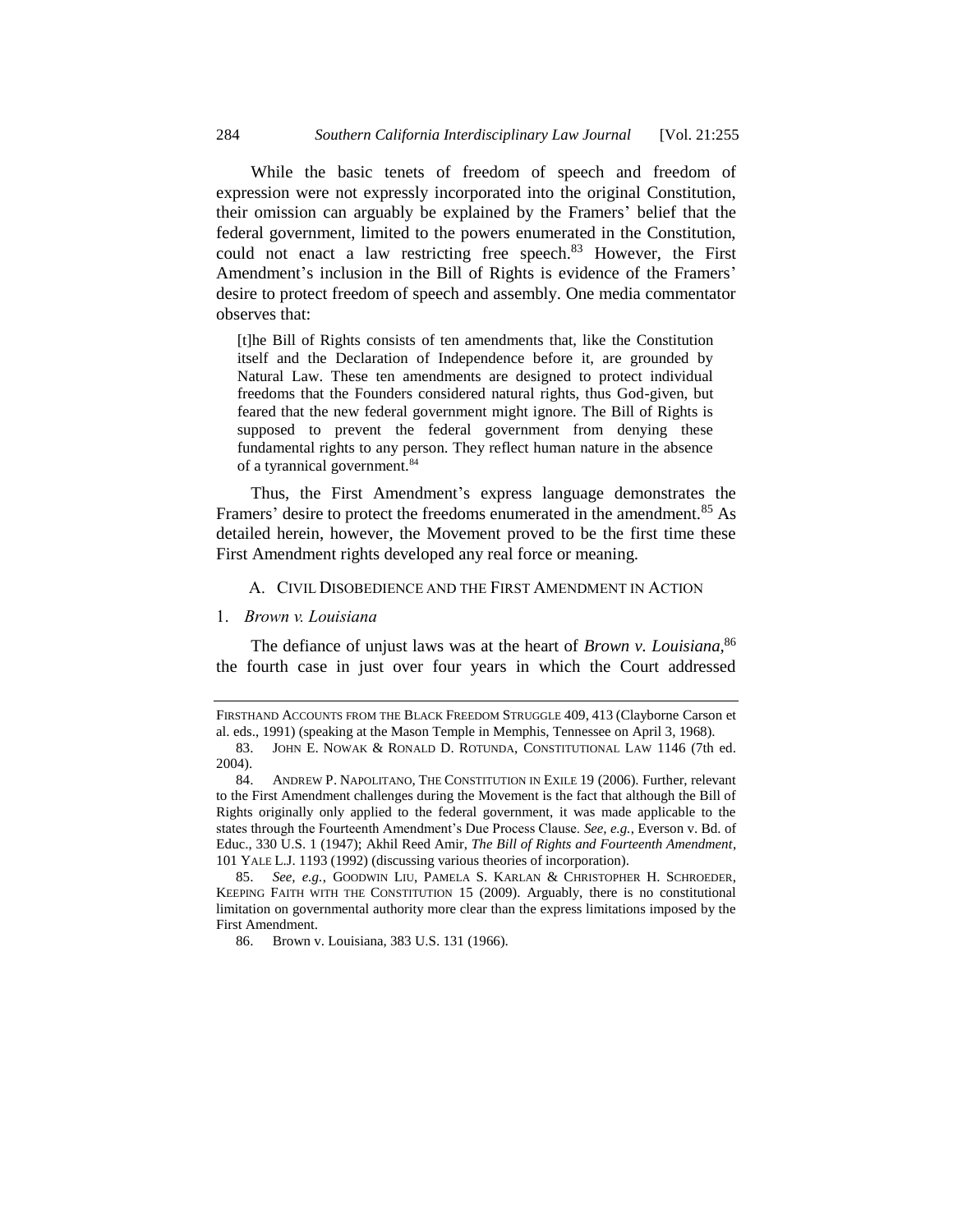While the basic tenets of freedom of speech and freedom of expression were not expressly incorporated into the original Constitution, their omission can arguably be explained by the Framers' belief that the federal government, limited to the powers enumerated in the Constitution, could not enact a law restricting free speech.[83] However, the First Amendment's inclusion in the Bill of Rights is evidence of the Framers' desire to protect freedom of speech and assembly. One media commentator observes that:

> [t]he Bill of Rights consists of ten amendments that, like the Constitution itself and the Declaration of Independence before it, are grounded by Natural Law. These ten amendments are designed to protect individual freedoms that the Founders considered natural rights, thus God-given, but feared that the new federal government might ignore. The Bill of Rights is supposed to prevent the federal government from denying these fundamental rights to any person. They reflect human nature in the absence of a tyrannical government.[84]

Thus, the First Amendment's express language demonstrates the Framers' desire to protect the freedoms enumerated in the amendment.[85] As detailed herein, however, the Movement proved to be the first time these First Amendment rights developed any real force or meaning.

### A. CIVIL DISOBEDIENCE AND THE FIRST AMENDMENT IN ACTION

#### 1. *Brown v. Louisiana*

The defiance of unjust laws was at the heart of *Brown v. Louisiana*,[86] the fourth case in just over four years in which the Court addressed

---

FIRSTHAND ACCOUNTS FROM THE BLACK FREEDOM STRUGGLE 409, 413 (Clayborne Carson et al. eds., 1991) (speaking at the Mason Temple in Memphis, Tennessee on April 3, 1968).

83. JOHN E. NOWAK & RONALD D. ROTUNDA, CONSTITUTIONAL LAW 1146 (7th ed. 2004).

84. ANDREW P. NAPOLITANO, THE CONSTITUTION IN EXILE 19 (2006). Further, relevant to the First Amendment challenges during the Movement is the fact that although the Bill of Rights originally only applied to the federal government, it was made applicable to the states through the Fourteenth Amendment's Due Process Clause. *See, e.g.*, Everson v. Bd. of Educ., 330 U.S. 1 (1947); Akhil Reed Amir, *The Bill of Rights and Fourteenth Amendment*, 101 YALE L.J. 1193 (1992) (discussing various theories of incorporation).

85. *See, e.g.*, GOODWIN LIU, PAMELA S. KARLAN & CHRISTOPHER H. SCHROEDER, KEEPING FAITH WITH THE CONSTITUTION 15 (2009). Arguably, there is no constitutional limitation on governmental authority more clear than the express limitations imposed by the First Amendment.

86. Brown v. Louisiana, 383 U.S. 131 (1966).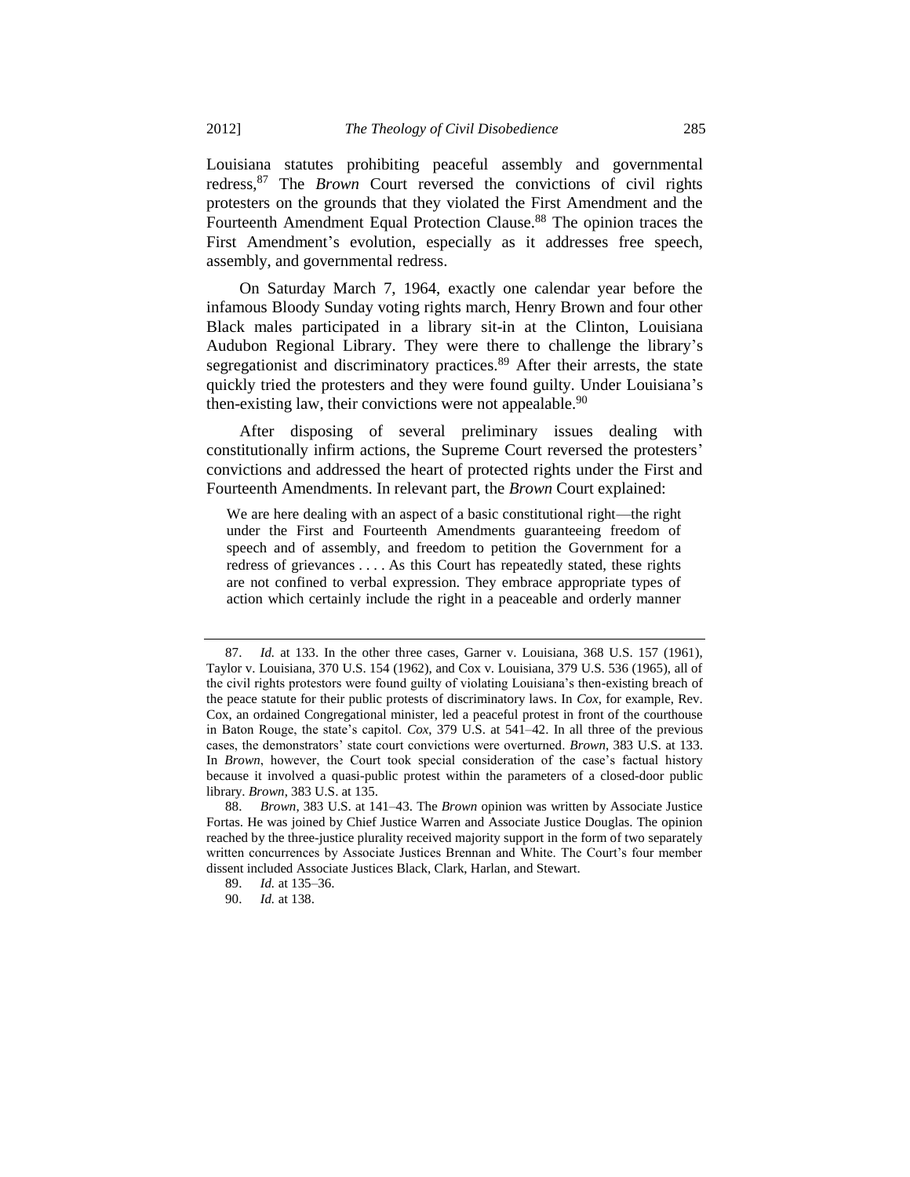Louisiana statutes prohibiting peaceful assembly and governmental redress,[87] The *Brown* Court reversed the convictions of civil rights protesters on the grounds that they violated the First Amendment and the Fourteenth Amendment Equal Protection Clause.[88] The opinion traces the First Amendment's evolution, especially as it addresses free speech, assembly, and governmental redress.

On Saturday March 7, 1964, exactly one calendar year before the infamous Bloody Sunday voting rights march, Henry Brown and four other Black males participated in a library sit-in at the Clinton, Louisiana Audubon Regional Library. They were there to challenge the library's segregationist and discriminatory practices.[89] After their arrests, the state quickly tried the protesters and they were found guilty. Under Louisiana's then-existing law, their convictions were not appealable.[90]

After disposing of several preliminary issues dealing with constitutionally infirm actions, the Supreme Court reversed the protesters' convictions and addressed the heart of protected rights under the First and Fourteenth Amendments. In relevant part, the *Brown* Court explained:

> We are here dealing with an aspect of a basic constitutional right—the right under the First and Fourteenth Amendments guaranteeing freedom of speech and of assembly, and freedom to petition the Government for a redress of grievances . . . . As this Court has repeatedly stated, these rights are not confined to verbal expression. They embrace appropriate types of action which certainly include the right in a peaceable and orderly manner

---

87. *Id.* at 133. In the other three cases, Garner v. Louisiana, 368 U.S. 157 (1961), Taylor v. Louisiana, 370 U.S. 154 (1962), and Cox v. Louisiana, 379 U.S. 536 (1965), all of the civil rights protestors were found guilty of violating Louisiana's then-existing breach of the peace statute for their public protests of discriminatory laws. In *Cox*, for example, Rev. Cox, an ordained Congregational minister, led a peaceful protest in front of the courthouse in Baton Rouge, the state's capitol. *Cox*, 379 U.S. at 541–42. In all three of the previous cases, the demonstrators' state court convictions were overturned. *Brown*, 383 U.S. at 133. In *Brown*, however, the Court took special consideration of the case's factual history because it involved a quasi-public protest within the parameters of a closed-door public library. *Brown*, 383 U.S. at 135.

88. *Brown*, 383 U.S. at 141–43. The *Brown* opinion was written by Associate Justice Fortas. He was joined by Chief Justice Warren and Associate Justice Douglas. The opinion reached by the three-justice plurality received majority support in the form of two separately written concurrences by Associate Justices Brennan and White. The Court's four member dissent included Associate Justices Black, Clark, Harlan, and Stewart.

89. *Id.* at 135–36.

90. *Id.* at 138.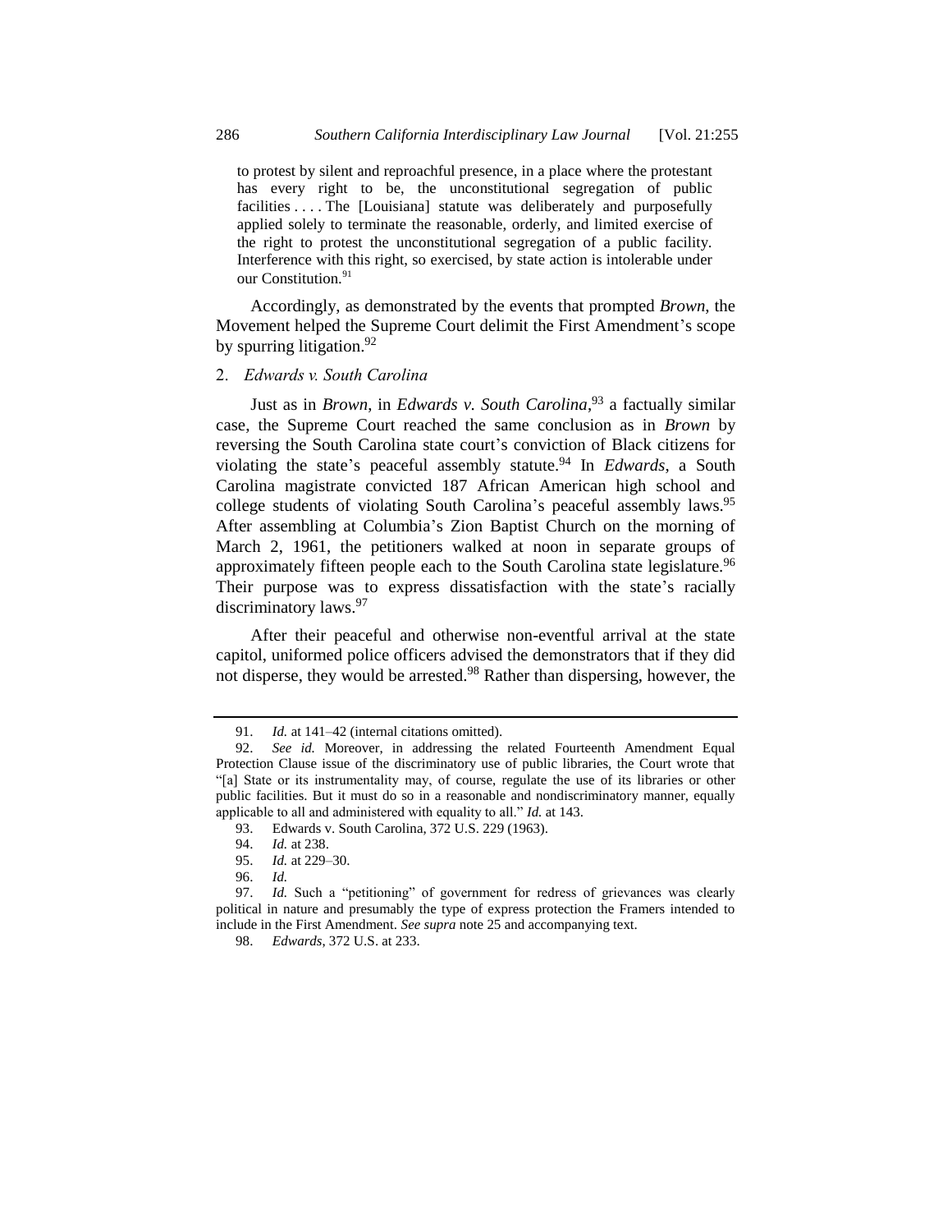> to protest by silent and reproachful presence, in a place where the protestant has every right to be, the unconstitutional segregation of public facilities . . . . The [Louisiana] statute was deliberately and purposefully applied solely to terminate the reasonable, orderly, and limited exercise of the right to protest the unconstitutional segregation of a public facility. Interference with this right, so exercised, by state action is intolerable under our Constitution.[91]

Accordingly, as demonstrated by the events that prompted *Brown*, the Movement helped the Supreme Court delimit the First Amendment's scope by spurring litigation.[92]

### 2. *Edwards v. South Carolina*

Just as in *Brown*, in *Edwards v. South Carolina*,[93] a factually similar case, the Supreme Court reached the same conclusion as in *Brown* by reversing the South Carolina state court's conviction of Black citizens for violating the state's peaceful assembly statute.[94] In *Edwards*, a South Carolina magistrate convicted 187 African American high school and college students of violating South Carolina's peaceful assembly laws.[95] After assembling at Columbia's Zion Baptist Church on the morning of March 2, 1961, the petitioners walked at noon in separate groups of approximately fifteen people each to the South Carolina state legislature.[96] Their purpose was to express dissatisfaction with the state's racially discriminatory laws.[97]

After their peaceful and otherwise non-eventful arrival at the state capitol, uniformed police officers advised the demonstrators that if they did not disperse, they would be arrested.[98] Rather than dispersing, however, the

---

91. *Id.* at 141–42 (internal citations omitted).

92. *See id.* Moreover, in addressing the related Fourteenth Amendment Equal Protection Clause issue of the discriminatory use of public libraries, the Court wrote that "[a] State or its instrumentality may, of course, regulate the use of its libraries or other public facilities. But it must do so in a reasonable and nondiscriminatory manner, equally applicable to all and administered with equality to all." *Id.* at 143.

93. Edwards v. South Carolina, 372 U.S. 229 (1963).

94. *Id.* at 238.

95. *Id.* at 229–30.

96. *Id.*

97. *Id.* Such a "petitioning" of government for redress of grievances was clearly political in nature and presumably the type of express protection the Framers intended to include in the First Amendment. *See supra* note 25 and accompanying text.

98. *Edwards*, 372 U.S. at 233.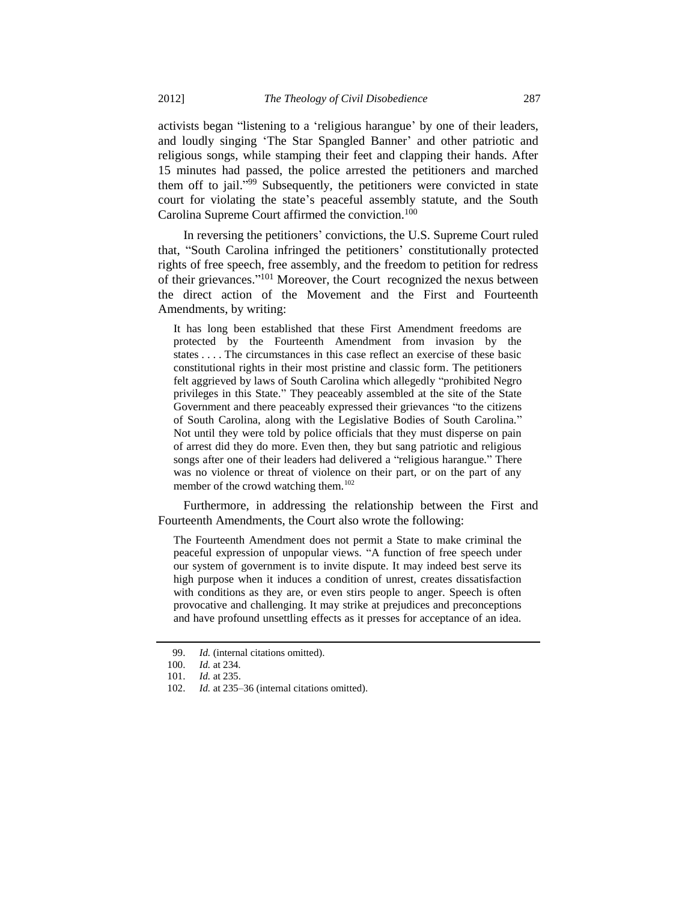activists began "listening to a 'religious harangue' by one of their leaders, and loudly singing 'The Star Spangled Banner' and other patriotic and religious songs, while stamping their feet and clapping their hands. After 15 minutes had passed, the police arrested the petitioners and marched them off to jail."[99] Subsequently, the petitioners were convicted in state court for violating the state's peaceful assembly statute, and the South Carolina Supreme Court affirmed the conviction.[100]

In reversing the petitioners' convictions, the U.S. Supreme Court ruled that, "South Carolina infringed the petitioners' constitutionally protected rights of free speech, free assembly, and the freedom to petition for redress of their grievances."[101] Moreover, the Court recognized the nexus between the direct action of the Movement and the First and Fourteenth Amendments, by writing:

> It has long been established that these First Amendment freedoms are protected by the Fourteenth Amendment from invasion by the states . . . . The circumstances in this case reflect an exercise of these basic constitutional rights in their most pristine and classic form. The petitioners felt aggrieved by laws of South Carolina which allegedly "prohibited Negro privileges in this State." They peaceably assembled at the site of the State Government and there peaceably expressed their grievances "to the citizens of South Carolina, along with the Legislative Bodies of South Carolina." Not until they were told by police officials that they must disperse on pain of arrest did they do more. Even then, they but sang patriotic and religious songs after one of their leaders had delivered a "religious harangue." There was no violence or threat of violence on their part, or on the part of any member of the crowd watching them.[102]

Furthermore, in addressing the relationship between the First and Fourteenth Amendments, the Court also wrote the following:

> The Fourteenth Amendment does not permit a State to make criminal the peaceful expression of unpopular views. "A function of free speech under our system of government is to invite dispute. It may indeed best serve its high purpose when it induces a condition of unrest, creates dissatisfaction with conditions as they are, or even stirs people to anger. Speech is often provocative and challenging. It may strike at prejudices and preconceptions and have profound unsettling effects as it presses for acceptance of an idea.

---

99. *Id.* (internal citations omitted).

100. *Id.* at 234.

101. *Id.* at 235.

102. *Id.* at 235–36 (internal citations omitted).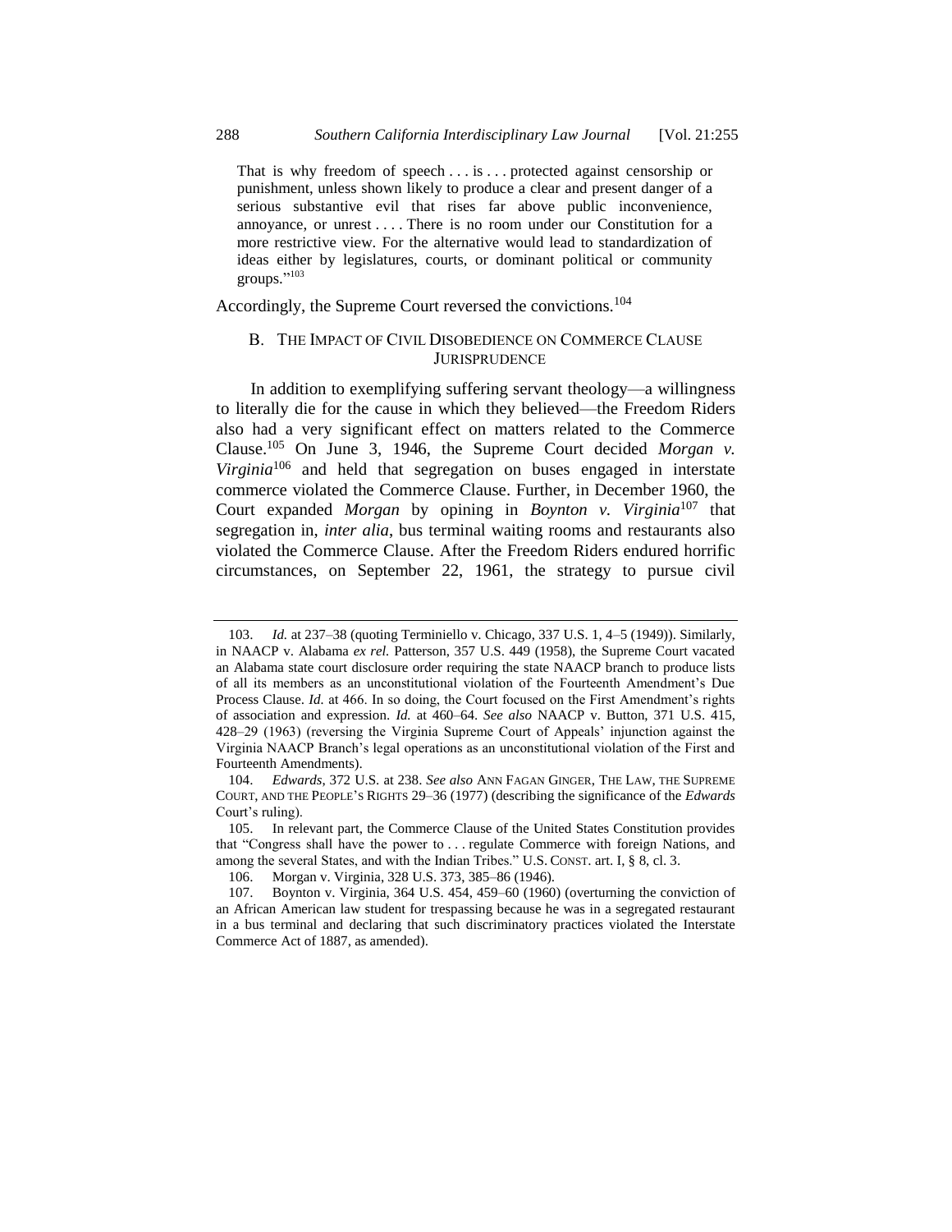That is why freedom of speech . . . is . . . protected against censorship or punishment, unless shown likely to produce a clear and present danger of a serious substantive evil that rises far above public inconvenience, annoyance, or unrest . . . . There is no room under our Constitution for a more restrictive view. For the alternative would lead to standardization of ideas either by legislatures, courts, or dominant political or community groups."[103]

Accordingly, the Supreme Court reversed the convictions.[104]

## B. THE IMPACT OF CIVIL DISOBEDIENCE ON COMMERCE CLAUSE JURISPRUDENCE

In addition to exemplifying suffering servant theology—a willingness to literally die for the cause in which they believed—the Freedom Riders also had a very significant effect on matters related to the Commerce Clause.[105] On June 3, 1946, the Supreme Court decided *Morgan v. Virginia*[106] and held that segregation on buses engaged in interstate commerce violated the Commerce Clause. Further, in December 1960, the Court expanded *Morgan* by opining in *Boynton v. Virginia*[107] that segregation in, *inter alia*, bus terminal waiting rooms and restaurants also violated the Commerce Clause. After the Freedom Riders endured horrific circumstances, on September 22, 1961, the strategy to pursue civil

---

103. *Id.* at 237–38 (quoting Terminiello v. Chicago, 337 U.S. 1, 4–5 (1949)). Similarly, in NAACP v. Alabama *ex rel.* Patterson, 357 U.S. 449 (1958), the Supreme Court vacated an Alabama state court disclosure order requiring the state NAACP branch to produce lists of all its members as an unconstitutional violation of the Fourteenth Amendment's Due Process Clause. *Id.* at 466. In so doing, the Court focused on the First Amendment's rights of association and expression. *Id.* at 460–64. *See also* NAACP v. Button, 371 U.S. 415, 428–29 (1963) (reversing the Virginia Supreme Court of Appeals' injunction against the Virginia NAACP Branch's legal operations as an unconstitutional violation of the First and Fourteenth Amendments).

104. *Edwards*, 372 U.S. at 238. *See also* ANN FAGAN GINGER, THE LAW, THE SUPREME COURT, AND THE PEOPLE'S RIGHTS 29–36 (1977) (describing the significance of the *Edwards* Court's ruling).

105. In relevant part, the Commerce Clause of the United States Constitution provides that "Congress shall have the power to . . . regulate Commerce with foreign Nations, and among the several States, and with the Indian Tribes." U.S. CONST. art. I, § 8, cl. 3.

106. Morgan v. Virginia, 328 U.S. 373, 385–86 (1946).

107. Boynton v. Virginia, 364 U.S. 454, 459–60 (1960) (overturning the conviction of an African American law student for trespassing because he was in a segregated restaurant in a bus terminal and declaring that such discriminatory practices violated the Interstate Commerce Act of 1887, as amended).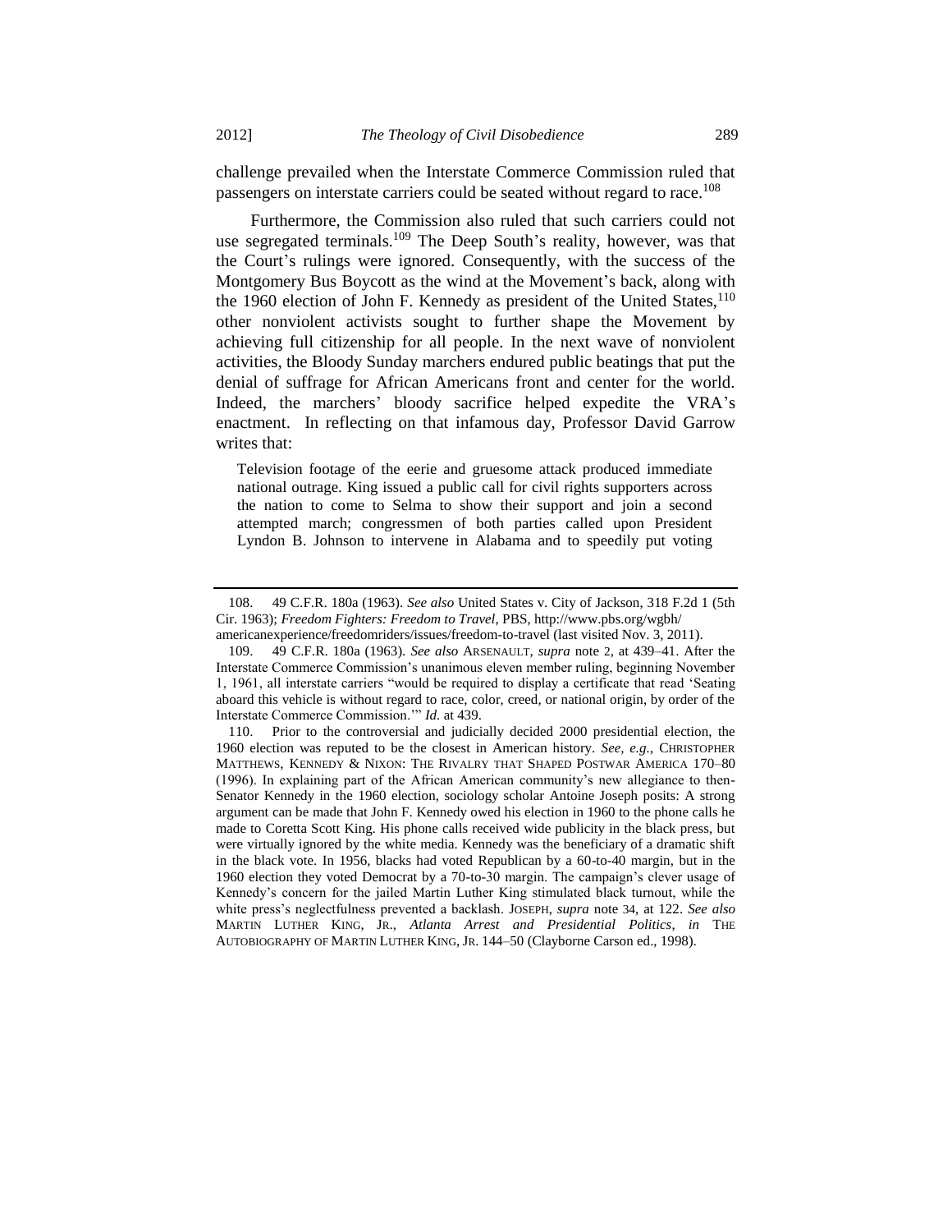challenge prevailed when the Interstate Commerce Commission ruled that passengers on interstate carriers could be seated without regard to race.[108]

Furthermore, the Commission also ruled that such carriers could not use segregated terminals.[109] The Deep South's reality, however, was that the Court's rulings were ignored. Consequently, with the success of the Montgomery Bus Boycott as the wind at the Movement's back, along with the 1960 election of John F. Kennedy as president of the United States,[110] other nonviolent activists sought to further shape the Movement by achieving full citizenship for all people. In the next wave of nonviolent activities, the Bloody Sunday marchers endured public beatings that put the denial of suffrage for African Americans front and center for the world. Indeed, the marchers' bloody sacrifice helped expedite the VRA's enactment. In reflecting on that infamous day, Professor David Garrow writes that:

> Television footage of the eerie and gruesome attack produced immediate national outrage. King issued a public call for civil rights supporters across the nation to come to Selma to show their support and join a second attempted march; congressmen of both parties called upon President Lyndon B. Johnson to intervene in Alabama and to speedily put voting

---

108. 49 C.F.R. 180a (1963). *See also* United States v. City of Jackson, 318 F.2d 1 (5th Cir. 1963); *Freedom Fighters: Freedom to Travel*, PBS, http://www.pbs.org/wgbh/americanexperience/freedomriders/issues/freedom-to-travel (last visited Nov. 3, 2011).

109. 49 C.F.R. 180a (1963). *See also* ARSENAULT, *supra* note 2, at 439–41. After the Interstate Commerce Commission's unanimous eleven member ruling, beginning November 1, 1961, all interstate carriers "would be required to display a certificate that read 'Seating aboard this vehicle is without regard to race, color, creed, or national origin, by order of the Interstate Commerce Commission.'" *Id.* at 439.

110. Prior to the controversial and judicially decided 2000 presidential election, the 1960 election was reputed to be the closest in American history. *See, e.g.*, CHRISTOPHER MATTHEWS, KENNEDY & NIXON: THE RIVALRY THAT SHAPED POSTWAR AMERICA 170–80 (1996). In explaining part of the African American community's new allegiance to then-Senator Kennedy in the 1960 election, sociology scholar Antoine Joseph posits: A strong argument can be made that John F. Kennedy owed his election in 1960 to the phone calls he made to Coretta Scott King. His phone calls received wide publicity in the black press, but were virtually ignored by the white media. Kennedy was the beneficiary of a dramatic shift in the black vote. In 1956, blacks had voted Republican by a 60-to-40 margin, but in the 1960 election they voted Democrat by a 70-to-30 margin. The campaign's clever usage of Kennedy's concern for the jailed Martin Luther King stimulated black turnout, while the white press's neglectfulness prevented a backlash. JOSEPH, *supra* note 34, at 122. *See also* MARTIN LUTHER KING, JR., *Atlanta Arrest and Presidential Politics*, *in* THE AUTOBIOGRAPHY OF MARTIN LUTHER KING, JR. 144–50 (Clayborne Carson ed., 1998).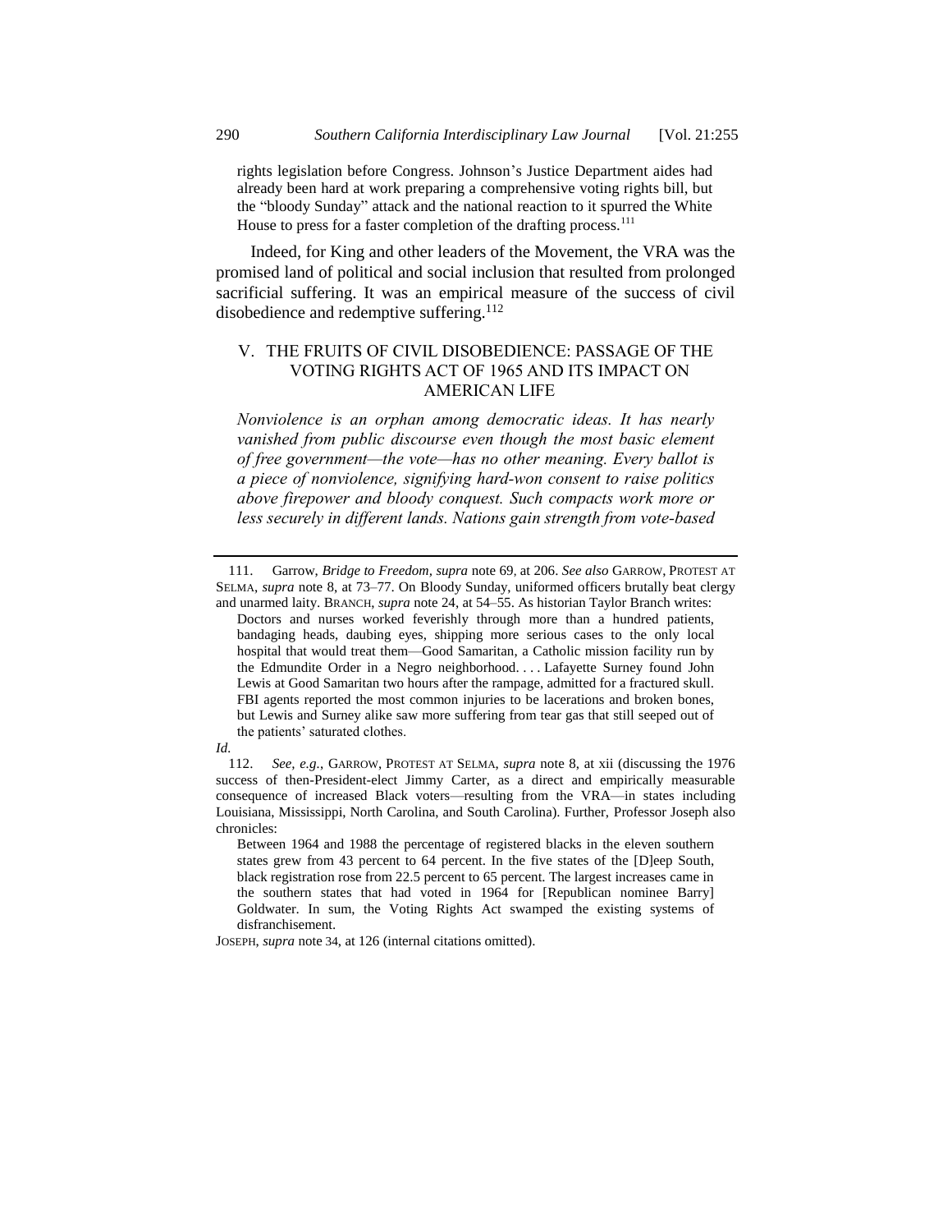> rights legislation before Congress. Johnson's Justice Department aides had already been hard at work preparing a comprehensive voting rights bill, but the "bloody Sunday" attack and the national reaction to it spurred the White House to press for a faster completion of the drafting process.[111]

Indeed, for King and other leaders of the Movement, the VRA was the promised land of political and social inclusion that resulted from prolonged sacrificial suffering. It was an empirical measure of the success of civil disobedience and redemptive suffering.[112]

## V. THE FRUITS OF CIVIL DISOBEDIENCE: PASSAGE OF THE VOTING RIGHTS ACT OF 1965 AND ITS IMPACT ON AMERICAN LIFE

> *Nonviolence is an orphan among democratic ideas. It has nearly vanished from public discourse even though the most basic element of free government—the vote—has no other meaning. Every ballot is a piece of nonviolence, signifying hard-won consent to raise politics above firepower and bloody conquest. Such compacts work more or less securely in different lands. Nations gain strength from vote-based*

---

111. Garrow, *Bridge to Freedom*, *supra* note 69, at 206. *See also* GARROW, PROTEST AT SELMA, *supra* note 8, at 73–77. On Bloody Sunday, uniformed officers brutally beat clergy and unarmed laity. BRANCH, *supra* note 24, at 54–55. As historian Taylor Branch writes:

> Doctors and nurses worked feverishly through more than a hundred patients, bandaging heads, daubing eyes, shipping more serious cases to the only local hospital that would treat them—Good Samaritan, a Catholic mission facility run by the Edmundite Order in a Negro neighborhood. . . . Lafayette Surney found John Lewis at Good Samaritan two hours after the rampage, admitted for a fractured skull. FBI agents reported the most common injuries to be lacerations and broken bones, but Lewis and Surney alike saw more suffering from tear gas that still seeped out of the patients' saturated clothes.

*Id.*

112. *See, e.g.*, GARROW, PROTEST AT SELMA, *supra* note 8, at xii (discussing the 1976 success of then-President-elect Jimmy Carter, as a direct and empirically measurable consequence of increased Black voters—resulting from the VRA—in states including Louisiana, Mississippi, North Carolina, and South Carolina). Further, Professor Joseph also chronicles:

> Between 1964 and 1988 the percentage of registered blacks in the eleven southern states grew from 43 percent to 64 percent. In the five states of the [D]eep South, black registration rose from 22.5 percent to 65 percent. The largest increases came in the southern states that had voted in 1964 for [Republican nominee Barry] Goldwater. In sum, the Voting Rights Act swamped the existing systems of disfranchisement.

JOSEPH, *supra* note 34, at 126 (internal citations omitted).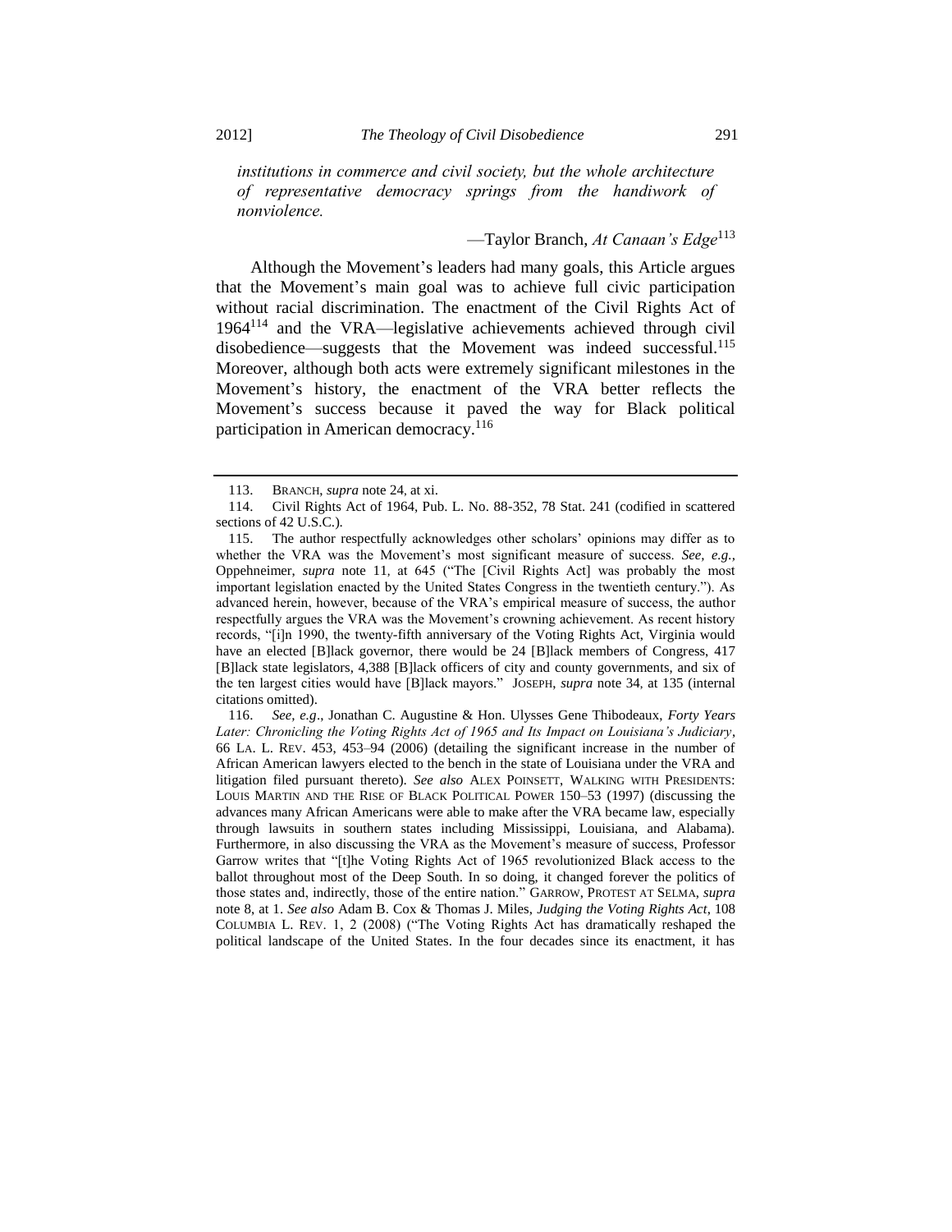*institutions in commerce and civil society, but the whole architecture of representative democracy springs from the handiwork of nonviolence.*

—Taylor Branch, *At Canaan's Edge*[113]

Although the Movement's leaders had many goals, this Article argues that the Movement's main goal was to achieve full civic participation without racial discrimination. The enactment of the Civil Rights Act of 1964[114] and the VRA—legislative achievements achieved through civil disobedience—suggests that the Movement was indeed successful.[115] Moreover, although both acts were extremely significant milestones in the Movement's history, the enactment of the VRA better reflects the Movement's success because it paved the way for Black political participation in American democracy.[116]

---

113. BRANCH, *supra* note 24, at xi.

114. Civil Rights Act of 1964, Pub. L. No. 88-352, 78 Stat. 241 (codified in scattered sections of 42 U.S.C.).

115. The author respectfully acknowledges other scholars' opinions may differ as to whether the VRA was the Movement's most significant measure of success. *See, e.g.*, Oppehneimer, *supra* note 11, at 645 ("The [Civil Rights Act] was probably the most important legislation enacted by the United States Congress in the twentieth century."). As advanced herein, however, because of the VRA's empirical measure of success, the author respectfully argues the VRA was the Movement's crowning achievement. As recent history records, "[i]n 1990, the twenty-fifth anniversary of the Voting Rights Act, Virginia would have an elected [B]lack governor, there would be 24 [B]lack members of Congress, 417 [B]lack state legislators, 4,388 [B]lack officers of city and county governments, and six of the ten largest cities would have [B]lack mayors." JOSEPH, *supra* note 34, at 135 (internal citations omitted).

116. *See, e.g*., Jonathan C. Augustine & Hon. Ulysses Gene Thibodeaux, *Forty Years Later: Chronicling the Voting Rights Act of 1965 and Its Impact on Louisiana's Judiciary*, 66 LA. L. REV. 453, 453–94 (2006) (detailing the significant increase in the number of African American lawyers elected to the bench in the state of Louisiana under the VRA and litigation filed pursuant thereto). *See also* ALEX POINSETT, WALKING WITH PRESIDENTS: LOUIS MARTIN AND THE RISE OF BLACK POLITICAL POWER 150–53 (1997) (discussing the advances many African Americans were able to make after the VRA became law, especially through lawsuits in southern states including Mississippi, Louisiana, and Alabama). Furthermore, in also discussing the VRA as the Movement's measure of success, Professor Garrow writes that "[t]he Voting Rights Act of 1965 revolutionized Black access to the ballot throughout most of the Deep South. In so doing, it changed forever the politics of those states and, indirectly, those of the entire nation." GARROW, PROTEST AT SELMA, *supra* note 8, at 1. *See also* Adam B. Cox & Thomas J. Miles, *Judging the Voting Rights Act*, 108 COLUMBIA L. REV. 1, 2 (2008) ("The Voting Rights Act has dramatically reshaped the political landscape of the United States. In the four decades since its enactment, it has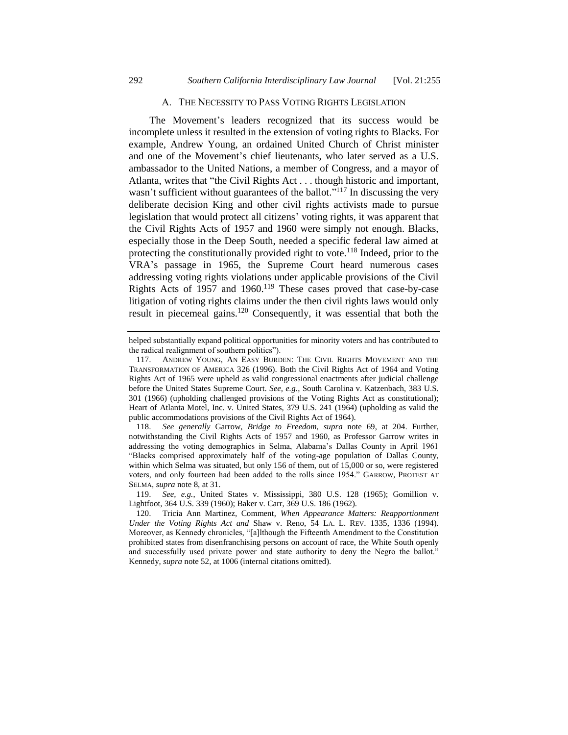### A. The Necessity to Pass Voting Rights Legislation

The Movement's leaders recognized that its success would be incomplete unless it resulted in the extension of voting rights to Blacks. For example, Andrew Young, an ordained United Church of Christ minister and one of the Movement's chief lieutenants, who later served as a U.S. ambassador to the United Nations, a member of Congress, and a mayor of Atlanta, writes that "the Civil Rights Act . . . though historic and important, wasn't sufficient without guarantees of the ballot."[117] In discussing the very deliberate decision King and other civil rights activists made to pursue legislation that would protect all citizens' voting rights, it was apparent that the Civil Rights Acts of 1957 and 1960 were simply not enough. Blacks, especially those in the Deep South, needed a specific federal law aimed at protecting the constitutionally provided right to vote.[118] Indeed, prior to the VRA's passage in 1965, the Supreme Court heard numerous cases addressing voting rights violations under applicable provisions of the Civil Rights Acts of 1957 and 1960.[119] These cases proved that case-by-case litigation of voting rights claims under the then civil rights laws would only result in piecemeal gains.[120] Consequently, it was essential that both the

---

helped substantially expand political opportunities for minority voters and has contributed to the radical realignment of southern politics").

117. Andrew Young, An Easy Burden: The Civil Rights Movement and the Transformation of America 326 (1996). Both the Civil Rights Act of 1964 and Voting Rights Act of 1965 were upheld as valid congressional enactments after judicial challenge before the United States Supreme Court. *See, e.g.*, South Carolina v. Katzenbach, 383 U.S. 301 (1966) (upholding challenged provisions of the Voting Rights Act as constitutional); Heart of Atlanta Motel, Inc. v. United States, 379 U.S. 241 (1964) (upholding as valid the public accommodations provisions of the Civil Rights Act of 1964).

118. *See generally* Garrow, *Bridge to Freedom*, *supra* note 69, at 204. Further, notwithstanding the Civil Rights Acts of 1957 and 1960, as Professor Garrow writes in addressing the voting demographics in Selma, Alabama's Dallas County in April 1961 "Blacks comprised approximately half of the voting-age population of Dallas County, within which Selma was situated, but only 156 of them, out of 15,000 or so, were registered voters, and only fourteen had been added to the rolls since 1954." Garrow, Protest at Selma, *supra* note 8, at 31.

119. *See, e.g.*, United States v. Mississippi, 380 U.S. 128 (1965); Gomillion v. Lightfoot, 364 U.S. 339 (1960); Baker v. Carr, 369 U.S. 186 (1962).

120. Tricia Ann Martinez, Comment, *When Appearance Matters: Reapportionment Under the Voting Rights Act and* Shaw v. Reno, 54 La. L. Rev. 1335, 1336 (1994). Moreover, as Kennedy chronicles, "[a]lthough the Fifteenth Amendment to the Constitution prohibited states from disenfranchising persons on account of race, the White South openly and successfully used private power and state authority to deny the Negro the ballot." Kennedy, *supra* note 52, at 1006 (internal citations omitted).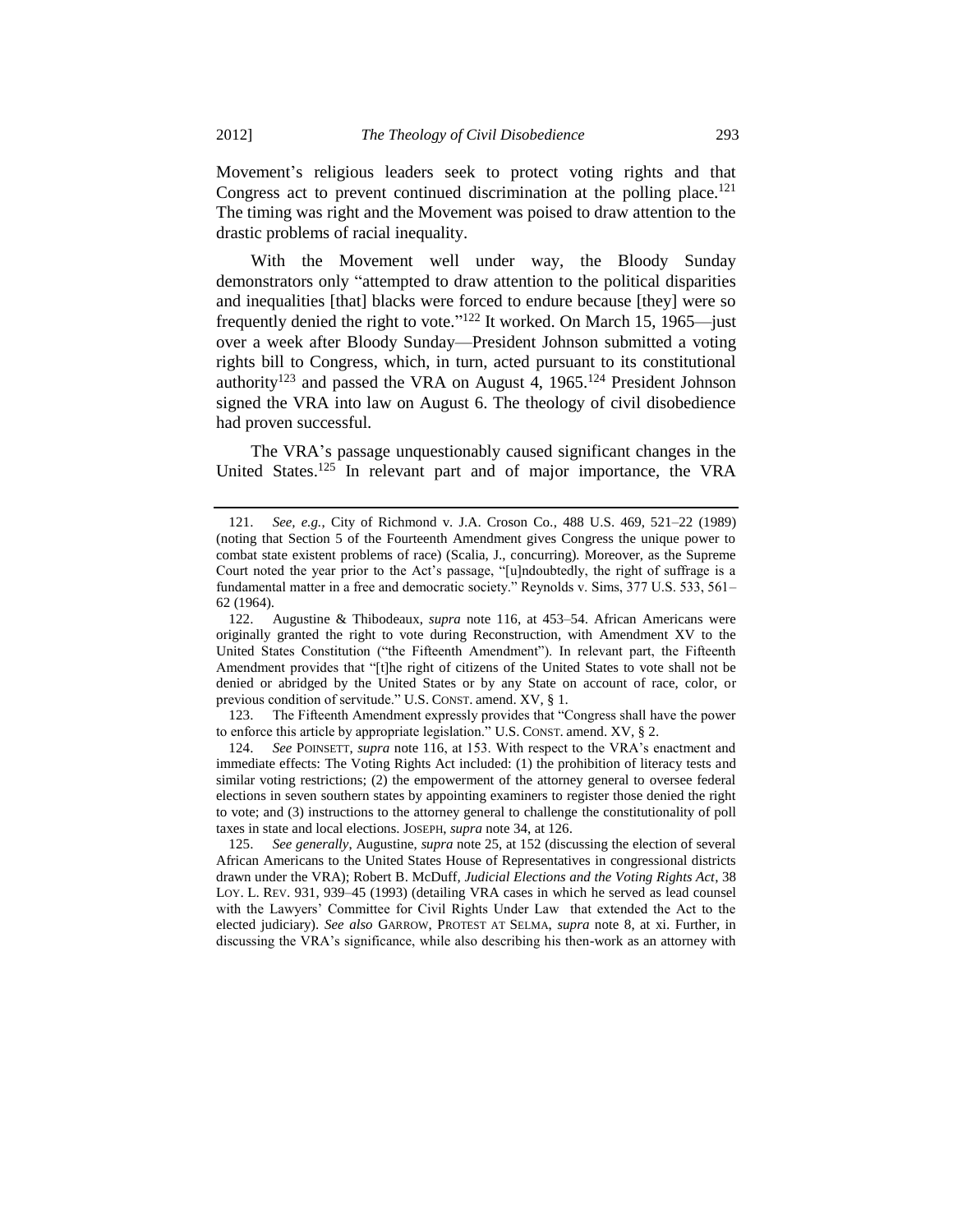Movement's religious leaders seek to protect voting rights and that Congress act to prevent continued discrimination at the polling place.[121] The timing was right and the Movement was poised to draw attention to the drastic problems of racial inequality.

With the Movement well under way, the Bloody Sunday demonstrators only "attempted to draw attention to the political disparities and inequalities [that] blacks were forced to endure because [they] were so frequently denied the right to vote."[122] It worked. On March 15, 1965—just over a week after Bloody Sunday—President Johnson submitted a voting rights bill to Congress, which, in turn, acted pursuant to its constitutional authority[123] and passed the VRA on August 4, 1965.[124] President Johnson signed the VRA into law on August 6. The theology of civil disobedience had proven successful.

The VRA's passage unquestionably caused significant changes in the United States.[125] In relevant part and of major importance, the VRA

---

121. *See, e.g.*, City of Richmond v. J.A. Croson Co., 488 U.S. 469, 521–22 (1989) (noting that Section 5 of the Fourteenth Amendment gives Congress the unique power to combat state existent problems of race) (Scalia, J., concurring). Moreover, as the Supreme Court noted the year prior to the Act's passage, "[u]ndoubtedly, the right of suffrage is a fundamental matter in a free and democratic society." Reynolds v. Sims, 377 U.S. 533, 561–62 (1964).

122. Augustine & Thibodeaux, *supra* note 116, at 453–54. African Americans were originally granted the right to vote during Reconstruction, with Amendment XV to the United States Constitution ("the Fifteenth Amendment"). In relevant part, the Fifteenth Amendment provides that "[t]he right of citizens of the United States to vote shall not be denied or abridged by the United States or by any State on account of race, color, or previous condition of servitude." U.S. CONST. amend. XV, § 1.

123. The Fifteenth Amendment expressly provides that "Congress shall have the power to enforce this article by appropriate legislation." U.S. CONST. amend. XV, § 2.

124. *See* POINSETT, *supra* note 116, at 153. With respect to the VRA's enactment and immediate effects: The Voting Rights Act included: (1) the prohibition of literacy tests and similar voting restrictions; (2) the empowerment of the attorney general to oversee federal elections in seven southern states by appointing examiners to register those denied the right to vote; and (3) instructions to the attorney general to challenge the constitutionality of poll taxes in state and local elections. JOSEPH, *supra* note 34, at 126.

125. *See generally*, Augustine, *supra* note 25, at 152 (discussing the election of several African Americans to the United States House of Representatives in congressional districts drawn under the VRA); Robert B. McDuff, *Judicial Elections and the Voting Rights Act*, 38 LOY. L. REV. 931, 939–45 (1993) (detailing VRA cases in which he served as lead counsel with the Lawyers' Committee for Civil Rights Under Law that extended the Act to the elected judiciary). *See also* GARROW, PROTEST AT SELMA, *supra* note 8, at xi. Further, in discussing the VRA's significance, while also describing his then-work as an attorney with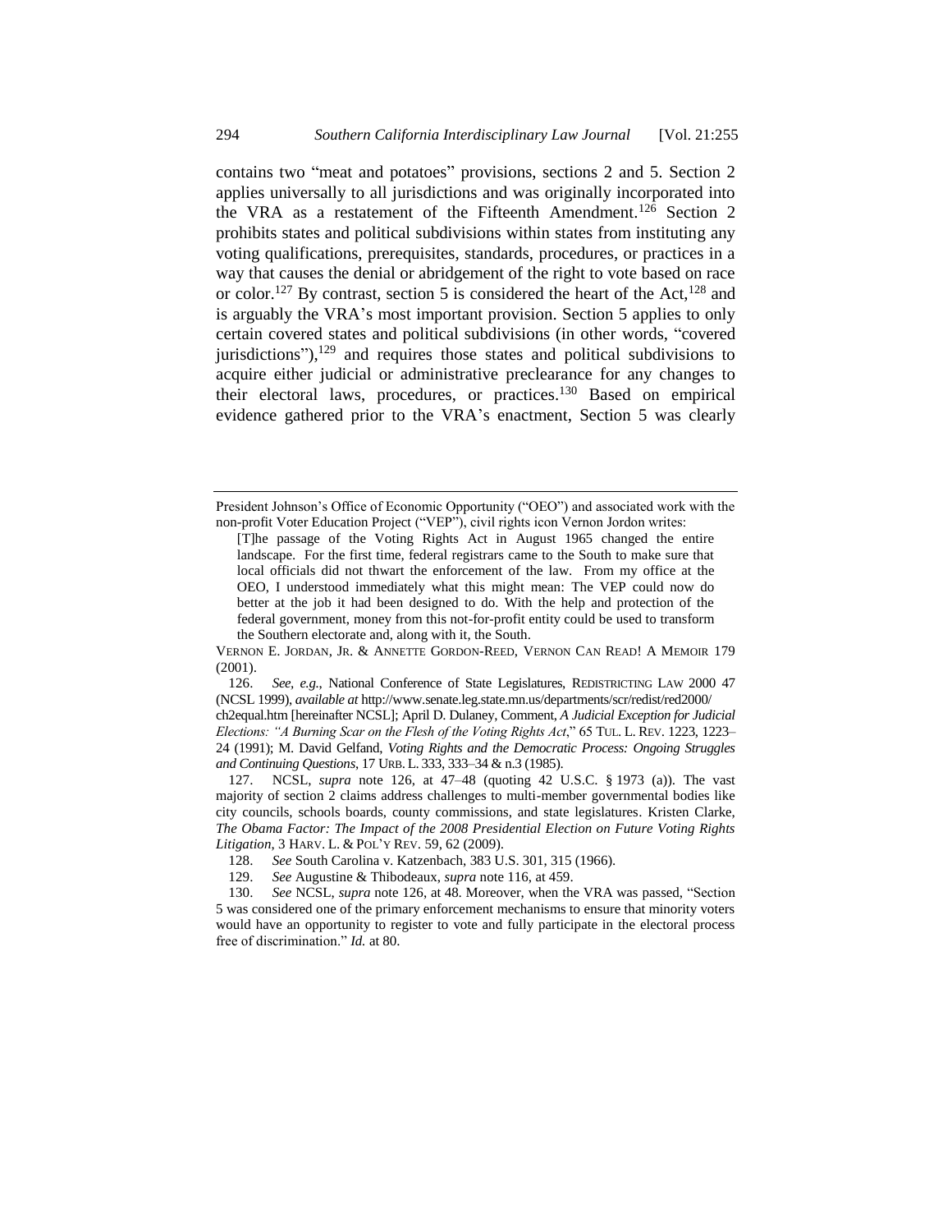contains two "meat and potatoes" provisions, sections 2 and 5. Section 2 applies universally to all jurisdictions and was originally incorporated into the VRA as a restatement of the Fifteenth Amendment.[126] Section 2 prohibits states and political subdivisions within states from instituting any voting qualifications, prerequisites, standards, procedures, or practices in a way that causes the denial or abridgement of the right to vote based on race or color.[127] By contrast, section 5 is considered the heart of the Act,[128] and is arguably the VRA's most important provision. Section 5 applies to only certain covered states and political subdivisions (in other words, "covered jurisdictions"),[129] and requires those states and political subdivisions to acquire either judicial or administrative preclearance for any changes to their electoral laws, procedures, or practices.[130] Based on empirical evidence gathered prior to the VRA's enactment, Section 5 was clearly

---

President Johnson's Office of Economic Opportunity ("OEO") and associated work with the non-profit Voter Education Project ("VEP"), civil rights icon Vernon Jordon writes:

> [T]he passage of the Voting Rights Act in August 1965 changed the entire landscape. For the first time, federal registrars came to the South to make sure that local officials did not thwart the enforcement of the law. From my office at the OEO, I understood immediately what this might mean: The VEP could now do better at the job it had been designed to do. With the help and protection of the federal government, money from this not-for-profit entity could be used to transform the Southern electorate and, along with it, the South.

VERNON E. JORDAN, JR. & ANNETTE GORDON-REED, VERNON CAN READ! A MEMOIR 179 (2001).

126. *See, e.g.*, National Conference of State Legislatures, REDISTRICTING LAW 2000 47 (NCSL 1999), *available at* http://www.senate.leg.state.mn.us/departments/scr/redist/red2000/ch2equal.htm [hereinafter NCSL]; April D. Dulaney, Comment, *A Judicial Exception for Judicial Elections: "A Burning Scar on the Flesh of the Voting Rights Act*," 65 TUL. L. REV. 1223, 1223–24 (1991); M. David Gelfand, *Voting Rights and the Democratic Process: Ongoing Struggles and Continuing Questions*, 17 URB. L. 333, 333–34 & n.3 (1985).

127. NCSL, *supra* note 126, at 47–48 (quoting 42 U.S.C. § 1973 (a)). The vast majority of section 2 claims address challenges to multi-member governmental bodies like city councils, schools boards, county commissions, and state legislatures. Kristen Clarke, *The Obama Factor: The Impact of the 2008 Presidential Election on Future Voting Rights Litigation*, 3 HARV. L. & POL'Y REV. 59, 62 (2009).

128. *See* South Carolina v. Katzenbach, 383 U.S. 301, 315 (1966).

129. *See* Augustine & Thibodeaux, *supra* note 116, at 459.

130. *See* NCSL, *supra* note 126, at 48. Moreover, when the VRA was passed, "Section 5 was considered one of the primary enforcement mechanisms to ensure that minority voters would have an opportunity to register to vote and fully participate in the electoral process free of discrimination." *Id.* at 80.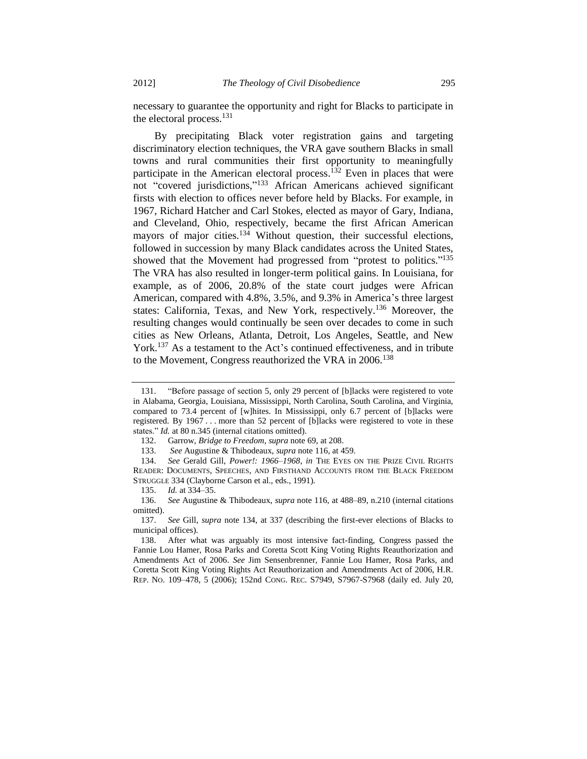necessary to guarantee the opportunity and right for Blacks to participate in the electoral process.[131]

By precipitating Black voter registration gains and targeting discriminatory election techniques, the VRA gave southern Blacks in small towns and rural communities their first opportunity to meaningfully participate in the American electoral process.[132] Even in places that were not "covered jurisdictions,"[133] African Americans achieved significant firsts with election to offices never before held by Blacks. For example, in 1967, Richard Hatcher and Carl Stokes, elected as mayor of Gary, Indiana, and Cleveland, Ohio, respectively, became the first African American mayors of major cities.[134] Without question, their successful elections, followed in succession by many Black candidates across the United States, showed that the Movement had progressed from "protest to politics."[135] The VRA has also resulted in longer-term political gains. In Louisiana, for example, as of 2006, 20.8% of the state court judges were African American, compared with 4.8%, 3.5%, and 9.3% in America's three largest states: California, Texas, and New York, respectively.[136] Moreover, the resulting changes would continually be seen over decades to come in such cities as New Orleans, Atlanta, Detroit, Los Angeles, Seattle, and New York.[137] As a testament to the Act's continued effectiveness, and in tribute to the Movement, Congress reauthorized the VRA in 2006.[138]

---

131. "Before passage of section 5, only 29 percent of [b]lacks were registered to vote in Alabama, Georgia, Louisiana, Mississippi, North Carolina, South Carolina, and Virginia, compared to 73.4 percent of [w]hites. In Mississippi, only 6.7 percent of [b]lacks were registered. By 1967 . . . more than 52 percent of [b]lacks were registered to vote in these states." *Id.* at 80 n.345 (internal citations omitted).

132. Garrow, *Bridge to Freedom*, *supra* note 69, at 208.

133. *See* Augustine & Thibodeaux, *supra* note 116, at 459.

134. *See* Gerald Gill, *Power!: 1966–1968*, *in* THE EYES ON THE PRIZE CIVIL RIGHTS READER: DOCUMENTS, SPEECHES, AND FIRSTHAND ACCOUNTS FROM THE BLACK FREEDOM STRUGGLE 334 (Clayborne Carson et al., eds., 1991).

135. *Id.* at 334–35.

136. *See* Augustine & Thibodeaux, *supra* note 116, at 488–89, n.210 (internal citations omitted).

137. *See* Gill, *supra* note 134, at 337 (describing the first-ever elections of Blacks to municipal offices).

138. After what was arguably its most intensive fact-finding, Congress passed the Fannie Lou Hamer, Rosa Parks and Coretta Scott King Voting Rights Reauthorization and Amendments Act of 2006. *See* Jim Sensenbrenner, Fannie Lou Hamer, Rosa Parks, and Coretta Scott King Voting Rights Act Reauthorization and Amendments Act of 2006, H.R. REP. NO. 109–478, 5 (2006); 152nd CONG. REC. S7949, S7967-S7968 (daily ed. July 20,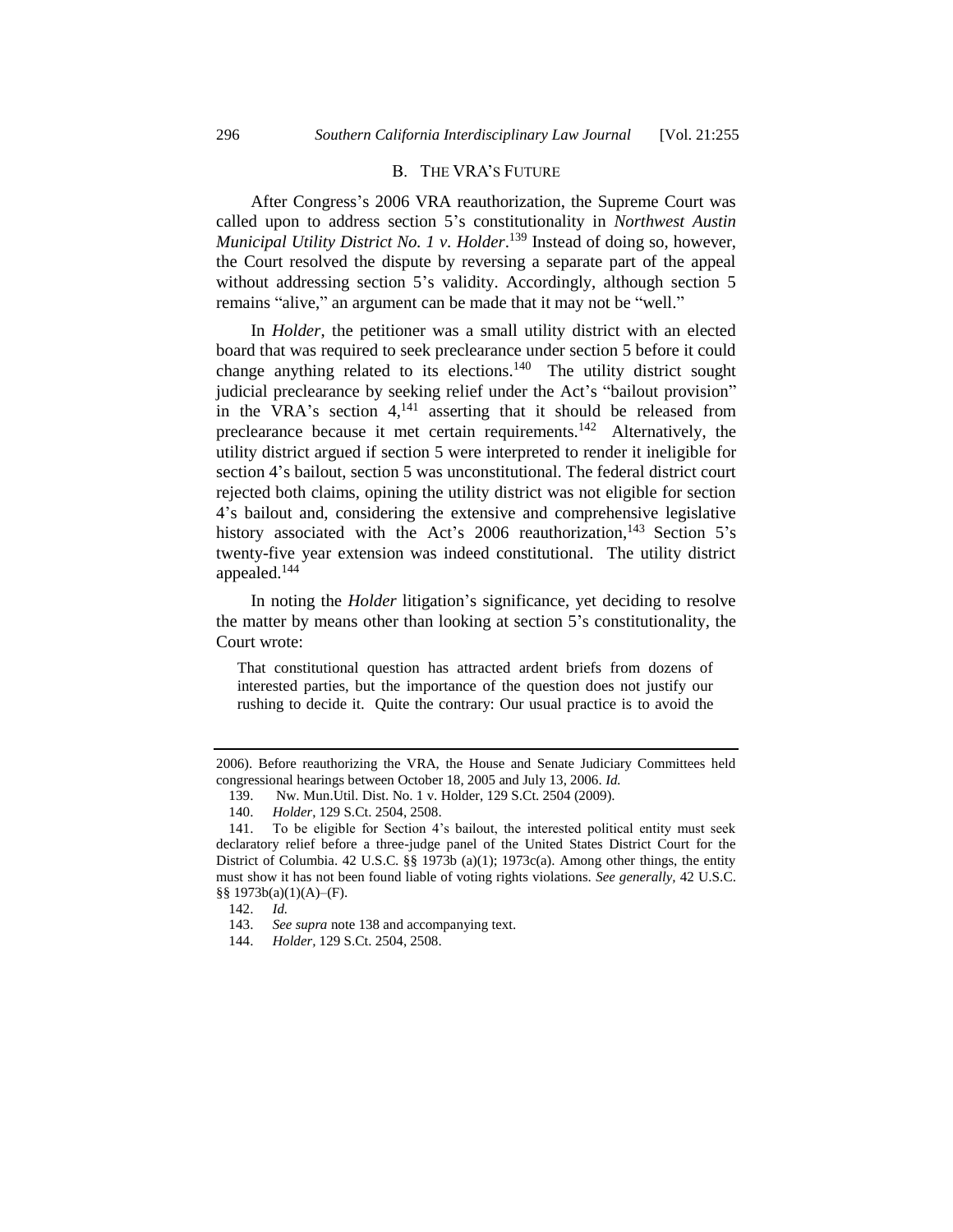### B. THE VRA'S FUTURE

After Congress's 2006 VRA reauthorization, the Supreme Court was called upon to address section 5's constitutionality in *Northwest Austin Municipal Utility District No. 1 v. Holder*.[139] Instead of doing so, however, the Court resolved the dispute by reversing a separate part of the appeal without addressing section 5's validity. Accordingly, although section 5 remains "alive," an argument can be made that it may not be "well."

In *Holder*, the petitioner was a small utility district with an elected board that was required to seek preclearance under section 5 before it could change anything related to its elections.[140] The utility district sought judicial preclearance by seeking relief under the Act's "bailout provision" in the VRA's section 4,[141] asserting that it should be released from preclearance because it met certain requirements.[142] Alternatively, the utility district argued if section 5 were interpreted to render it ineligible for section 4's bailout, section 5 was unconstitutional. The federal district court rejected both claims, opining the utility district was not eligible for section 4's bailout and, considering the extensive and comprehensive legislative history associated with the Act's 2006 reauthorization,[143] Section 5's twenty-five year extension was indeed constitutional. The utility district appealed.[144]

In noting the *Holder* litigation's significance, yet deciding to resolve the matter by means other than looking at section 5's constitutionality, the Court wrote:

> That constitutional question has attracted ardent briefs from dozens of interested parties, but the importance of the question does not justify our rushing to decide it. Quite the contrary: Our usual practice is to avoid the

---

2006). Before reauthorizing the VRA, the House and Senate Judiciary Committees held congressional hearings between October 18, 2005 and July 13, 2006. *Id.*

139. Nw. Mun.Util. Dist. No. 1 v. Holder, 129 S.Ct. 2504 (2009).

140. *Holder*, 129 S.Ct. 2504, 2508.

141. To be eligible for Section 4's bailout, the interested political entity must seek declaratory relief before a three-judge panel of the United States District Court for the District of Columbia. 42 U.S.C. §§ 1973b (a)(1); 1973c(a). Among other things, the entity must show it has not been found liable of voting rights violations. *See generally,* 42 U.S.C. §§ 1973b(a)(1)(A)–(F).

142. *Id.*

143. *See supra* note 138 and accompanying text.

144. *Holder,* 129 S.Ct. 2504, 2508.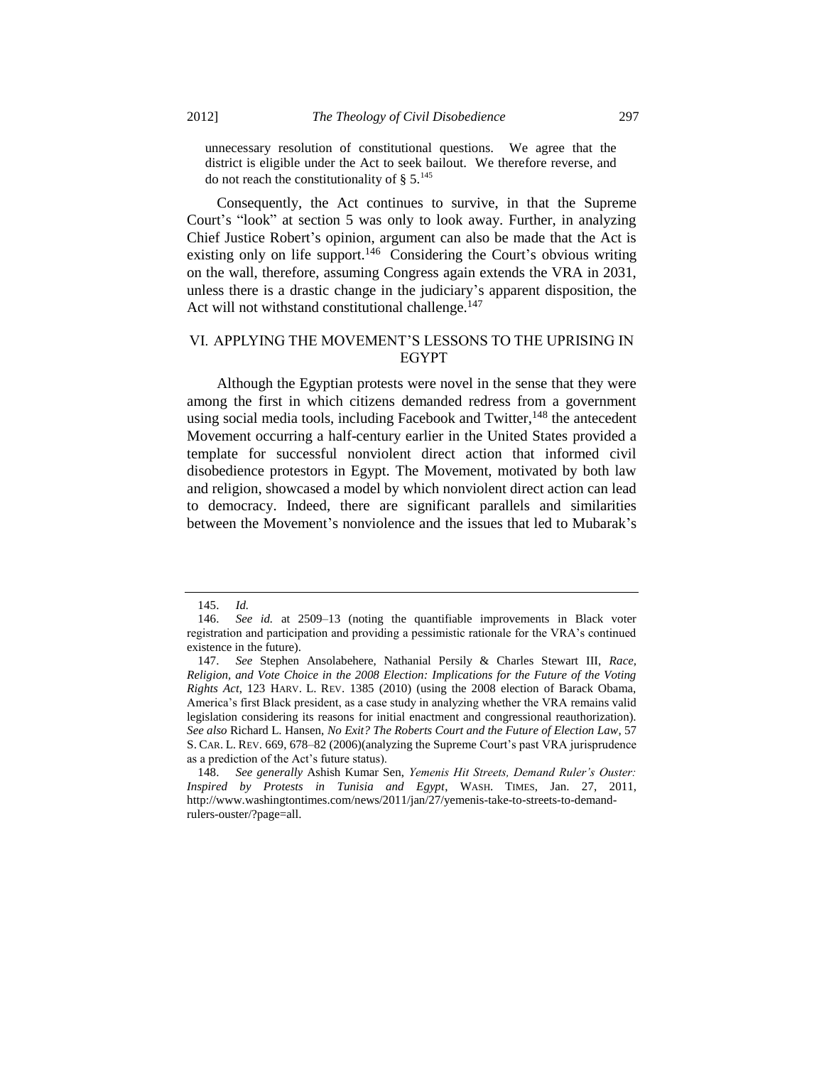> unnecessary resolution of constitutional questions. We agree that the district is eligible under the Act to seek bailout. We therefore reverse, and do not reach the constitutionality of § 5.[145]

Consequently, the Act continues to survive, in that the Supreme Court's "look" at section 5 was only to look away. Further, in analyzing Chief Justice Robert's opinion, argument can also be made that the Act is existing only on life support.[146] Considering the Court's obvious writing on the wall, therefore, assuming Congress again extends the VRA in 2031, unless there is a drastic change in the judiciary's apparent disposition, the Act will not withstand constitutional challenge.[147]

## VI. APPLYING THE MOVEMENT'S LESSONS TO THE UPRISING IN EGYPT

Although the Egyptian protests were novel in the sense that they were among the first in which citizens demanded redress from a government using social media tools, including Facebook and Twitter,[148] the antecedent Movement occurring a half-century earlier in the United States provided a template for successful nonviolent direct action that informed civil disobedience protestors in Egypt. The Movement, motivated by both law and religion, showcased a model by which nonviolent direct action can lead to democracy. Indeed, there are significant parallels and similarities between the Movement's nonviolence and the issues that led to Mubarak's

---

145. *Id.*

146. *See id.* at 2509–13 (noting the quantifiable improvements in Black voter registration and participation and providing a pessimistic rationale for the VRA's continued existence in the future).

147. *See* Stephen Ansolabehere, Nathanial Persily & Charles Stewart III, *Race, Religion, and Vote Choice in the 2008 Election: Implications for the Future of the Voting Rights Act*, 123 HARV. L. REV. 1385 (2010) (using the 2008 election of Barack Obama, America's first Black president, as a case study in analyzing whether the VRA remains valid legislation considering its reasons for initial enactment and congressional reauthorization). *See also* Richard L. Hansen, *No Exit? The Roberts Court and the Future of Election Law*, 57 S. CAR. L. REV. 669, 678–82 (2006)(analyzing the Supreme Court's past VRA jurisprudence as a prediction of the Act's future status).

148. *See generally* Ashish Kumar Sen, *Yemenis Hit Streets, Demand Ruler's Ouster: Inspired by Protests in Tunisia and Egypt*, WASH. TIMES, Jan. 27, 2011, http://www.washingtontimes.com/news/2011/jan/27/yemenis-take-to-streets-to-demand-rulers-ouster/?page=all.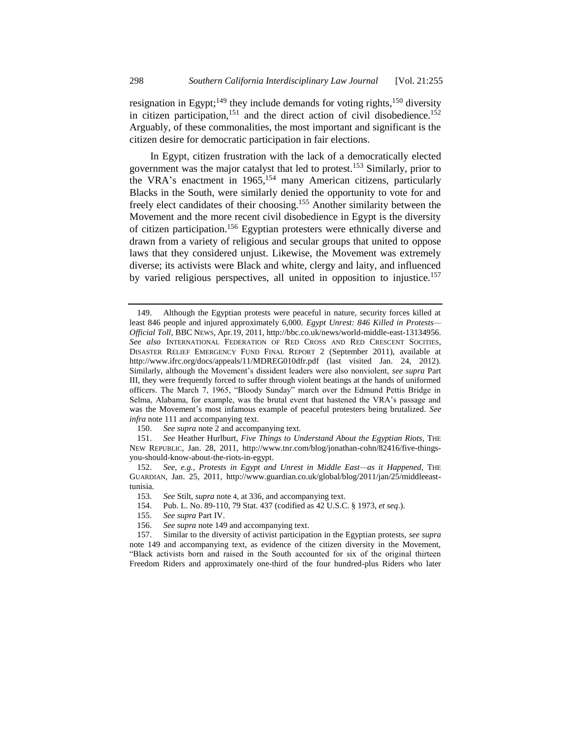resignation in Egypt;[149] they include demands for voting rights,[150] diversity in citizen participation,[151] and the direct action of civil disobedience.[152] Arguably, of these commonalities, the most important and significant is the citizen desire for democratic participation in fair elections.

In Egypt, citizen frustration with the lack of a democratically elected government was the major catalyst that led to protest.[153] Similarly, prior to the VRA's enactment in 1965,[154] many American citizens, particularly Blacks in the South, were similarly denied the opportunity to vote for and freely elect candidates of their choosing.[155] Another similarity between the Movement and the more recent civil disobedience in Egypt is the diversity of citizen participation.[156] Egyptian protesters were ethnically diverse and drawn from a variety of religious and secular groups that united to oppose laws that they considered unjust. Likewise, the Movement was extremely diverse; its activists were Black and white, clergy and laity, and influenced by varied religious perspectives, all united in opposition to injustice.[157]

---

149. Although the Egyptian protests were peaceful in nature, security forces killed at least 846 people and injured approximately 6,000. *Egypt Unrest: 846 Killed in Protests—Official Toll*, BBC NEWS, Apr.19, 2011, http://bbc.co.uk/news/world-middle-east-13134956. *See also* INTERNATIONAL FEDERATION OF RED CROSS AND RED CRESCENT SOCITIES, DISASTER RELIEF EMERGENCY FUND FINAL REPORT 2 (September 2011), available at http://www.ifrc.org/docs/appeals/11/MDREG010dfr.pdf (last visited Jan. 24, 2012). Similarly, although the Movement's dissident leaders were also nonviolent, *see supra* Part III, they were frequently forced to suffer through violent beatings at the hands of uniformed officers. The March 7, 1965, "Bloody Sunday" march over the Edmund Pettis Bridge in Selma, Alabama, for example, was the brutal event that hastened the VRA's passage and was the Movement's most infamous example of peaceful protesters being brutalized. *See infra* note 111 and accompanying text.

150. *See supra* note 2 and accompanying text.

151. *See* Heather Hurlburt, *Five Things to Understand About the Egyptian Riots*, THE NEW REPUBLIC, Jan. 28, 2011, http://www.tnr.com/blog/jonathan-cohn/82416/five-things-you-should-know-about-the-riots-in-egypt.

152. *See, e.g.*, *Protests in Egypt and Unrest in Middle East—as it Happened*, THE GUARDIAN, Jan. 25, 2011, http://www.guardian.co.uk/global/blog/2011/jan/25/middleeast-tunisia.

153. *See* Stilt, *supra* note 4, at 336, and accompanying text.

154. Pub. L. No. 89-110, 79 Stat. 437 (codified as 42 U.S.C. § 1973, *et seq*.).

155. *See supra* Part IV.

156. *See supra* note 149 and accompanying text.

157. Similar to the diversity of activist participation in the Egyptian protests, *see supra* note 149 and accompanying text, as evidence of the citizen diversity in the Movement, "Black activists born and raised in the South accounted for six of the original thirteen Freedom Riders and approximately one-third of the four hundred-plus Riders who later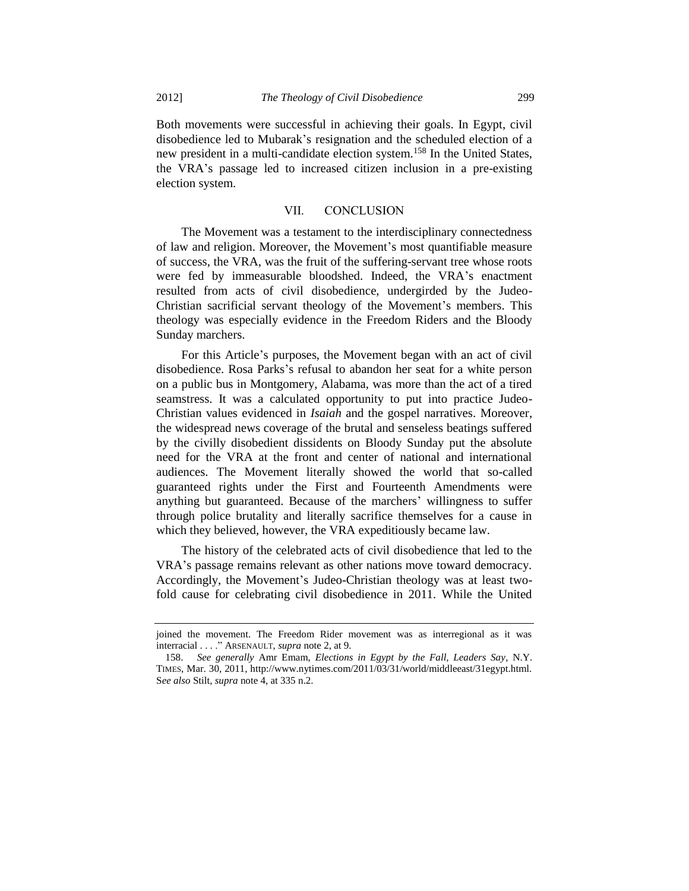Both movements were successful in achieving their goals. In Egypt, civil disobedience led to Mubarak's resignation and the scheduled election of a new president in a multi-candidate election system.[158] In the United States, the VRA's passage led to increased citizen inclusion in a pre-existing election system.

## VII. CONCLUSION

The Movement was a testament to the interdisciplinary connectedness of law and religion. Moreover, the Movement's most quantifiable measure of success, the VRA, was the fruit of the suffering-servant tree whose roots were fed by immeasurable bloodshed. Indeed, the VRA's enactment resulted from acts of civil disobedience, undergirded by the Judeo-Christian sacrificial servant theology of the Movement's members. This theology was especially evidence in the Freedom Riders and the Bloody Sunday marchers.

For this Article's purposes, the Movement began with an act of civil disobedience. Rosa Parks's refusal to abandon her seat for a white person on a public bus in Montgomery, Alabama, was more than the act of a tired seamstress. It was a calculated opportunity to put into practice Judeo-Christian values evidenced in *Isaiah* and the gospel narratives. Moreover, the widespread news coverage of the brutal and senseless beatings suffered by the civilly disobedient dissidents on Bloody Sunday put the absolute need for the VRA at the front and center of national and international audiences. The Movement literally showed the world that so-called guaranteed rights under the First and Fourteenth Amendments were anything but guaranteed. Because of the marchers' willingness to suffer through police brutality and literally sacrifice themselves for a cause in which they believed, however, the VRA expeditiously became law.

The history of the celebrated acts of civil disobedience that led to the VRA's passage remains relevant as other nations move toward democracy. Accordingly, the Movement's Judeo-Christian theology was at least two-fold cause for celebrating civil disobedience in 2011. While the United

---

joined the movement. The Freedom Rider movement was as interregional as it was interracial . . . ." ARSENAULT, *supra* note 2, at 9.

158. *See generally* Amr Emam, *Elections in Egypt by the Fall, Leaders Say*, N.Y. TIMES, Mar. 30, 2011, http://www.nytimes.com/2011/03/31/world/middleeast/31egypt.html. S*ee also* Stilt, *supra* note 4, at 335 n.2.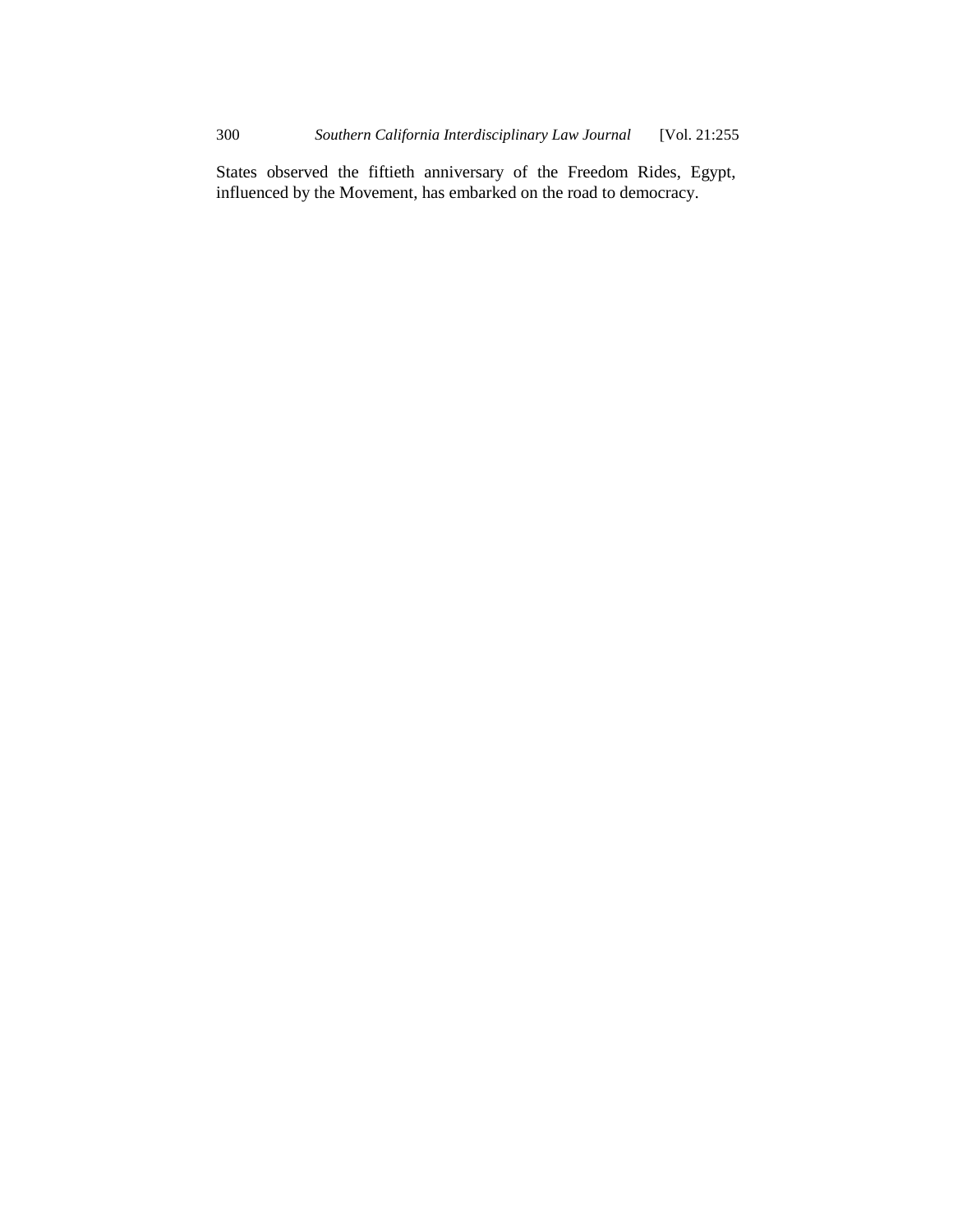States observed the fiftieth anniversary of the Freedom Rides, Egypt, influenced by the Movement, has embarked on the road to democracy.